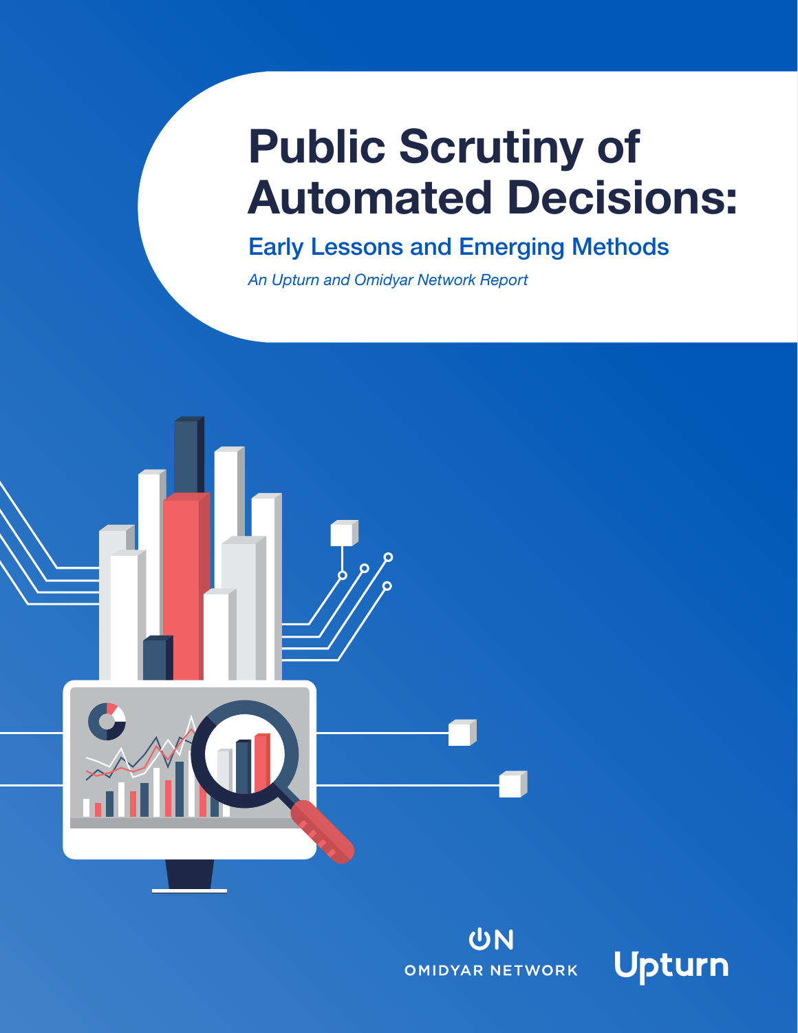# Public Scrutiny of Automated Decisions:

## Early Lessons and Emerging Methods

*An Upturn and Omidyar Network Report*

OMIDYAR NETWORK

Upturn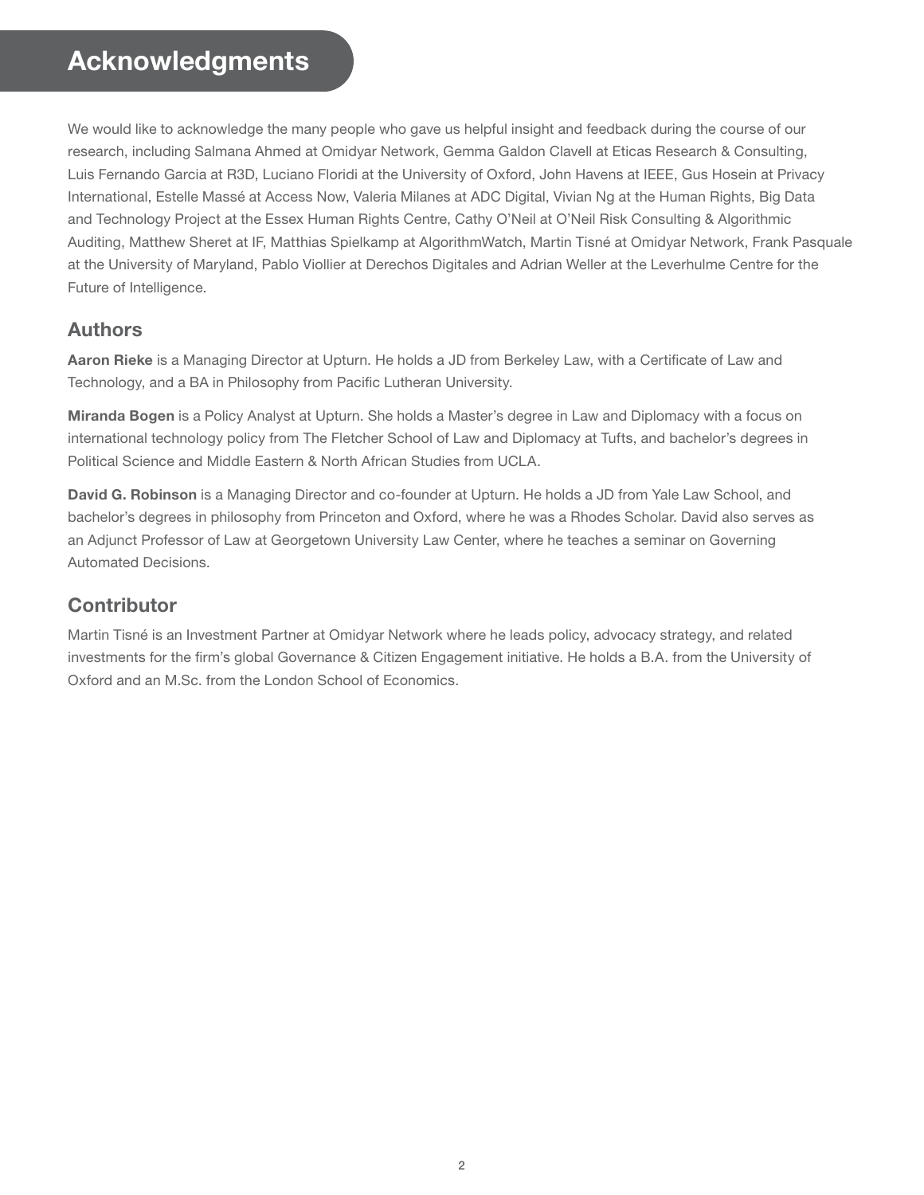# Acknowledgments

We would like to acknowledge the many people who gave us helpful insight and feedback during the course of our research, including Salmana Ahmed at Omidyar Network, Gemma Galdon Clavell at Eticas Research & Consulting, Luis Fernando Garcia at R3D, Luciano Floridi at the University of Oxford, John Havens at IEEE, Gus Hosein at Privacy International, Estelle Massé at Access Now, Valeria Milanes at ADC Digital, Vivian Ng at the Human Rights, Big Data and Technology Project at the Essex Human Rights Centre, Cathy O'Neil at O'Neil Risk Consulting & Algorithmic Auditing, Matthew Sheret at IF, Matthias Spielkamp at AlgorithmWatch, Martin Tisné at Omidyar Network, Frank Pasquale at the University of Maryland, Pablo Viollier at Derechos Digitales and Adrian Weller at the Leverhulme Centre for the Future of Intelligence.

## Authors

**Aaron Rieke** is a Managing Director at Upturn. He holds a JD from Berkeley Law, with a Certificate of Law and Technology, and a BA in Philosophy from Pacific Lutheran University.

**Miranda Bogen** is a Policy Analyst at Upturn. She holds a Master's degree in Law and Diplomacy with a focus on international technology policy from The Fletcher School of Law and Diplomacy at Tufts, and bachelor's degrees in Political Science and Middle Eastern & North African Studies from UCLA.

**David G. Robinson** is a Managing Director and co-founder at Upturn. He holds a JD from Yale Law School, and bachelor's degrees in philosophy from Princeton and Oxford, where he was a Rhodes Scholar. David also serves as an Adjunct Professor of Law at Georgetown University Law Center, where he teaches a seminar on Governing Automated Decisions.

## Contributor

Martin Tisné is an Investment Partner at Omidyar Network where he leads policy, advocacy strategy, and related investments for the firm's global Governance & Citizen Engagement initiative. He holds a B.A. from the University of Oxford and an M.Sc. from the London School of Economics.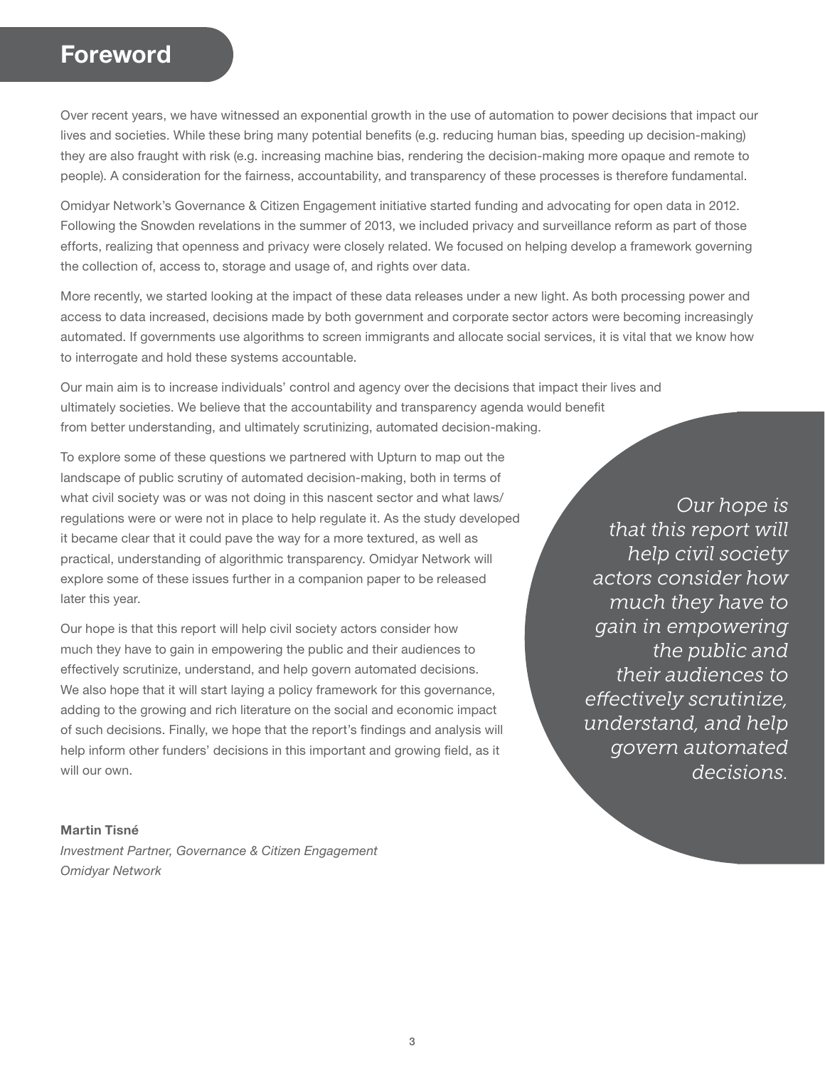# Foreword

Over recent years, we have witnessed an exponential growth in the use of automation to power decisions that impact our lives and societies. While these bring many potential benefits (e.g. reducing human bias, speeding up decision-making) they are also fraught with risk (e.g. increasing machine bias, rendering the decision-making more opaque and remote to people). A consideration for the fairness, accountability, and transparency of these processes is therefore fundamental.

Omidyar Network's Governance & Citizen Engagement initiative started funding and advocating for open data in 2012. Following the Snowden revelations in the summer of 2013, we included privacy and surveillance reform as part of those efforts, realizing that openness and privacy were closely related. We focused on helping develop a framework governing the collection of, access to, storage and usage of, and rights over data.

More recently, we started looking at the impact of these data releases under a new light. As both processing power and access to data increased, decisions made by both government and corporate sector actors were becoming increasingly automated. If governments use algorithms to screen immigrants and allocate social services, it is vital that we know how to interrogate and hold these systems accountable.

Our main aim is to increase individuals' control and agency over the decisions that impact their lives and ultimately societies. We believe that the accountability and transparency agenda would benefit from better understanding, and ultimately scrutinizing, automated decision-making.

To explore some of these questions we partnered with Upturn to map out the landscape of public scrutiny of automated decision-making, both in terms of what civil society was or was not doing in this nascent sector and what laws/regulations were or were not in place to help regulate it. As the study developed it became clear that it could pave the way for a more textured, as well as practical, understanding of algorithmic transparency. Omidyar Network will explore some of these issues further in a companion paper to be released later this year.

Our hope is that this report will help civil society actors consider how much they have to gain in empowering the public and their audiences to effectively scrutinize, understand, and help govern automated decisions. We also hope that it will start laying a policy framework for this governance, adding to the growing and rich literature on the social and economic impact of such decisions. Finally, we hope that the report's findings and analysis will help inform other funders' decisions in this important and growing field, as it will our own.

*Our hope is that this report will help civil society actors consider how much they have to gain in empowering the public and their audiences to effectively scrutinize, understand, and help govern automated decisions.*

**Martin Tisné**
*Investment Partner, Governance & Citizen Engagement*
*Omidyar Network*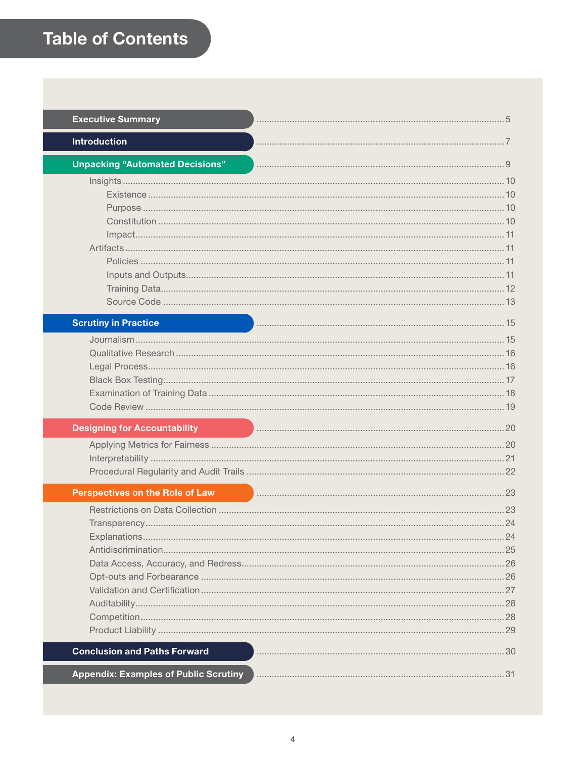# Table of Contents

- **Executive Summary** ..... 5
- **Introduction** ..... 7
- **Unpacking "Automated Decisions"** ..... 9
  - Insights ..... 10
    - Existence ..... 10
    - Purpose ..... 10
    - Constitution ..... 10
    - Impact ..... 11
  - Artifacts ..... 11
    - Policies ..... 11
    - Inputs and Outputs ..... 11
    - Training Data ..... 12
    - Source Code ..... 13
- **Scrutiny in Practice** ..... 15
  - Journalism ..... 15
  - Qualitative Research ..... 16
  - Legal Process ..... 16
  - Black Box Testing ..... 17
  - Examination of Training Data ..... 18
  - Code Review ..... 19
- **Designing for Accountability** ..... 20
  - Applying Metrics for Fairness ..... 20
  - Interpretability ..... 21
  - Procedural Regularity and Audit Trails ..... 22
- **Perspectives on the Role of Law** ..... 23
  - Restrictions on Data Collection ..... 23
  - Transparency ..... 24
  - Explanations ..... 24
  - Antidiscrimination ..... 25
  - Data Access, Accuracy, and Redress ..... 26
  - Opt-outs and Forbearance ..... 26
  - Validation and Certification ..... 27
  - Auditability ..... 28
  - Competition ..... 28
  - Product Liability ..... 29
- **Conclusion and Paths Forward** ..... 30
- **Appendix: Examples of Public Scrutiny** ..... 31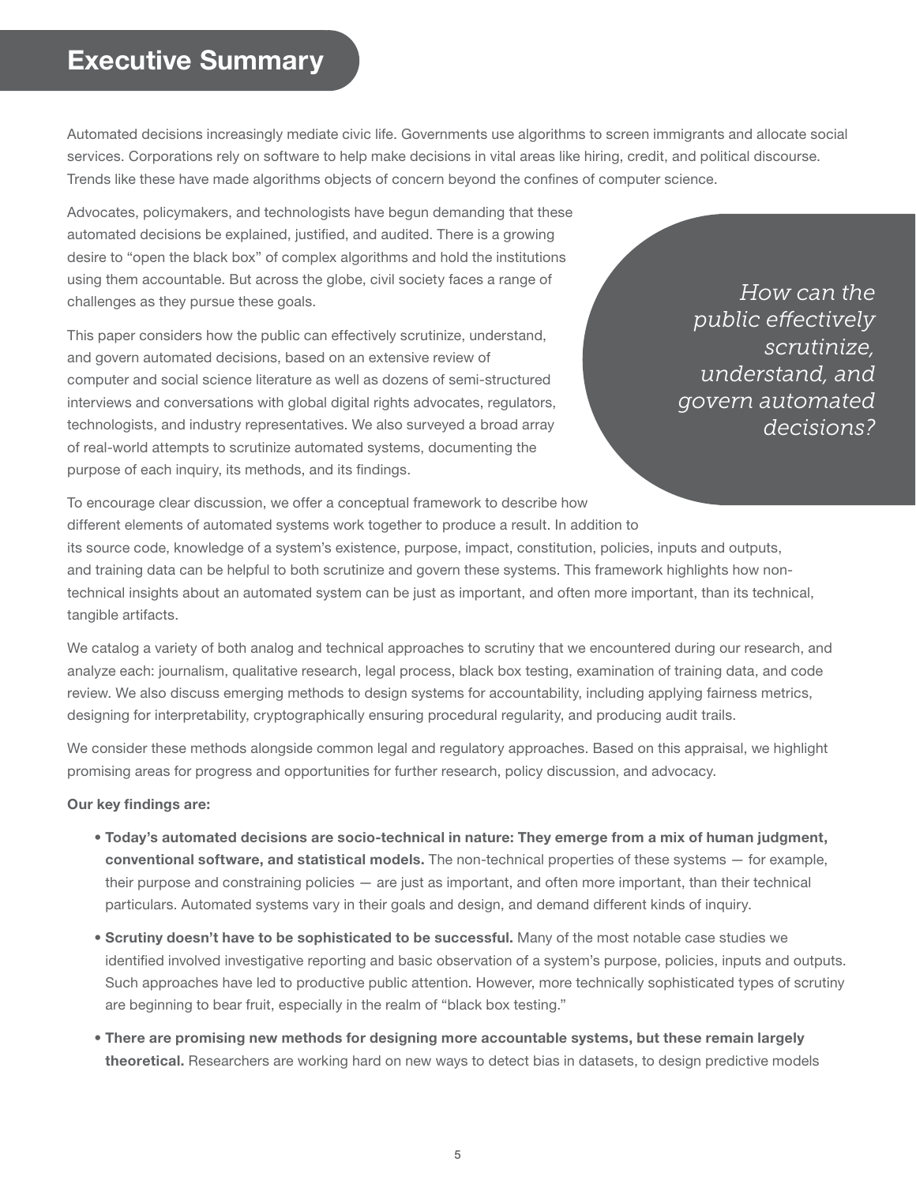# Executive Summary

Automated decisions increasingly mediate civic life. Governments use algorithms to screen immigrants and allocate social services. Corporations rely on software to help make decisions in vital areas like hiring, credit, and political discourse. Trends like these have made algorithms objects of concern beyond the confines of computer science.

Advocates, policymakers, and technologists have begun demanding that these automated decisions be explained, justified, and audited. There is a growing desire to "open the black box" of complex algorithms and hold the institutions using them accountable. But across the globe, civil society faces a range of challenges as they pursue these goals.

> *How can the public effectively scrutinize, understand, and govern automated decisions?*

This paper considers how the public can effectively scrutinize, understand, and govern automated decisions, based on an extensive review of computer and social science literature as well as dozens of semi-structured interviews and conversations with global digital rights advocates, regulators, technologists, and industry representatives. We also surveyed a broad array of real-world attempts to scrutinize automated systems, documenting the purpose of each inquiry, its methods, and its findings.

To encourage clear discussion, we offer a conceptual framework to describe how different elements of automated systems work together to produce a result. In addition to its source code, knowledge of a system's existence, purpose, impact, constitution, policies, inputs and outputs, and training data can be helpful to both scrutinize and govern these systems. This framework highlights how non-technical insights about an automated system can be just as important, and often more important, than its technical, tangible artifacts.

We catalog a variety of both analog and technical approaches to scrutiny that we encountered during our research, and analyze each: journalism, qualitative research, legal process, black box testing, examination of training data, and code review. We also discuss emerging methods to design systems for accountability, including applying fairness metrics, designing for interpretability, cryptographically ensuring procedural regularity, and producing audit trails.

We consider these methods alongside common legal and regulatory approaches. Based on this appraisal, we highlight promising areas for progress and opportunities for further research, policy discussion, and advocacy.

**Our key findings are:**

- **Today's automated decisions are socio-technical in nature: They emerge from a mix of human judgment, conventional software, and statistical models.** The non-technical properties of these systems — for example, their purpose and constraining policies — are just as important, and often more important, than their technical particulars. Automated systems vary in their goals and design, and demand different kinds of inquiry.
- **Scrutiny doesn't have to be sophisticated to be successful.** Many of the most notable case studies we identified involved investigative reporting and basic observation of a system's purpose, policies, inputs and outputs. Such approaches have led to productive public attention. However, more technically sophisticated types of scrutiny are beginning to bear fruit, especially in the realm of "black box testing."
- **There are promising new methods for designing more accountable systems, but these remain largely theoretical.** Researchers are working hard on new ways to detect bias in datasets, to design predictive models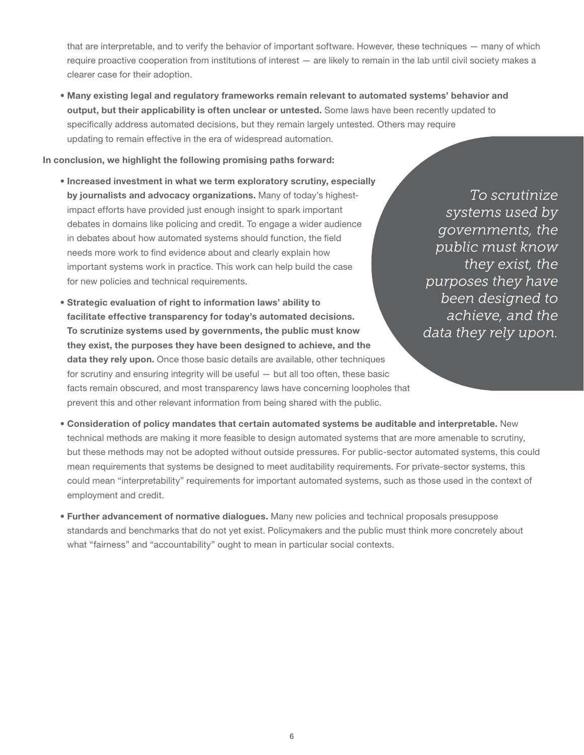that are interpretable, and to verify the behavior of important software. However, these techniques — many of which require proactive cooperation from institutions of interest — are likely to remain in the lab until civil society makes a clearer case for their adoption.

- **Many existing legal and regulatory frameworks remain relevant to automated systems' behavior and output, but their applicability is often unclear or untested.** Some laws have been recently updated to specifically address automated decisions, but they remain largely untested. Others may require updating to remain effective in the era of widespread automation.

**In conclusion, we highlight the following promising paths forward:**

- **Increased investment in what we term exploratory scrutiny, especially by journalists and advocacy organizations.** Many of today's highest-impact efforts have provided just enough insight to spark important debates in domains like policing and credit. To engage a wider audience in debates about how automated systems should function, the field needs more work to find evidence about and clearly explain how important systems work in practice. This work can help build the case for new policies and technical requirements.

- **Strategic evaluation of right to information laws' ability to facilitate effective transparency for today's automated decisions. To scrutinize systems used by governments, the public must know they exist, the purposes they have been designed to achieve, and the data they rely upon.** Once those basic details are available, other techniques for scrutiny and ensuring integrity will be useful — but all too often, these basic facts remain obscured, and most transparency laws have concerning loopholes that prevent this and other relevant information from being shared with the public.

*To scrutinize systems used by governments, the public must know they exist, the purposes they have been designed to achieve, and the data they rely upon.*

- **Consideration of policy mandates that certain automated systems be auditable and interpretable.** New technical methods are making it more feasible to design automated systems that are more amenable to scrutiny, but these methods may not be adopted without outside pressures. For public-sector automated systems, this could mean requirements that systems be designed to meet auditability requirements. For private-sector systems, this could mean "interpretability" requirements for important automated systems, such as those used in the context of employment and credit.

- **Further advancement of normative dialogues.** Many new policies and technical proposals presuppose standards and benchmarks that do not yet exist. Policymakers and the public must think more concretely about what "fairness" and "accountability" ought to mean in particular social contexts.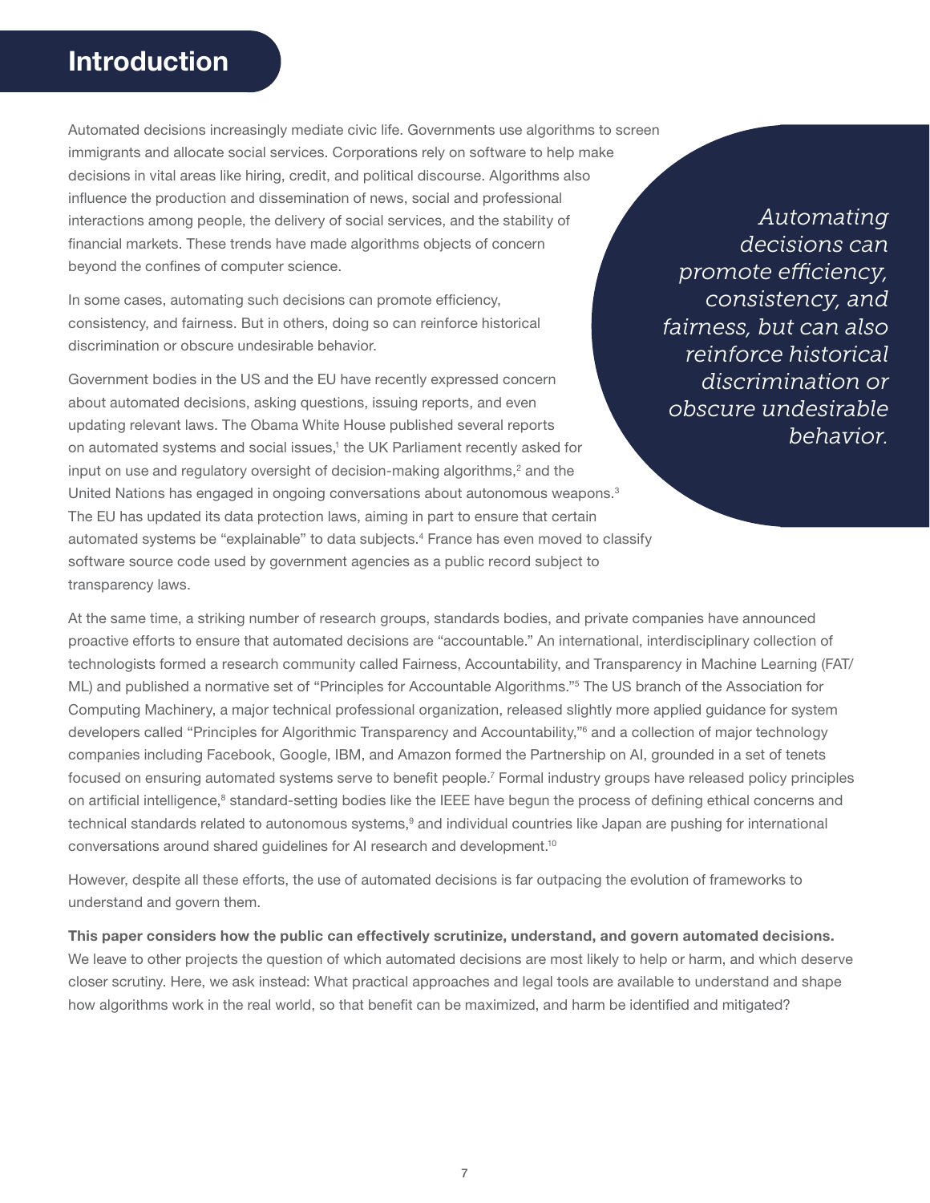# Introduction

Automated decisions increasingly mediate civic life. Governments use algorithms to screen immigrants and allocate social services. Corporations rely on software to help make decisions in vital areas like hiring, credit, and political discourse. Algorithms also influence the production and dissemination of news, social and professional interactions among people, the delivery of social services, and the stability of financial markets. These trends have made algorithms objects of concern beyond the confines of computer science.

In some cases, automating such decisions can promote efficiency, consistency, and fairness. But in others, doing so can reinforce historical discrimination or obscure undesirable behavior.

> *Automating decisions can promote efficiency, consistency, and fairness, but can also reinforce historical discrimination or obscure undesirable behavior.*

Government bodies in the US and the EU have recently expressed concern about automated decisions, asking questions, issuing reports, and even updating relevant laws. The Obama White House published several reports on automated systems and social issues,[1] the UK Parliament recently asked for input on use and regulatory oversight of decision-making algorithms,[2] and the United Nations has engaged in ongoing conversations about autonomous weapons.[3] The EU has updated its data protection laws, aiming in part to ensure that certain automated systems be "explainable" to data subjects.[4] France has even moved to classify software source code used by government agencies as a public record subject to transparency laws.

At the same time, a striking number of research groups, standards bodies, and private companies have announced proactive efforts to ensure that automated decisions are "accountable." An international, interdisciplinary collection of technologists formed a research community called Fairness, Accountability, and Transparency in Machine Learning (FAT/ML) and published a normative set of "Principles for Accountable Algorithms."[5] The US branch of the Association for Computing Machinery, a major technical professional organization, released slightly more applied guidance for system developers called "Principles for Algorithmic Transparency and Accountability,"[6] and a collection of major technology companies including Facebook, Google, IBM, and Amazon formed the Partnership on AI, grounded in a set of tenets focused on ensuring automated systems serve to benefit people.[7] Formal industry groups have released policy principles on artificial intelligence,[8] standard-setting bodies like the IEEE have begun the process of defining ethical concerns and technical standards related to autonomous systems,[9] and individual countries like Japan are pushing for international conversations around shared guidelines for AI research and development.[10]

However, despite all these efforts, the use of automated decisions is far outpacing the evolution of frameworks to understand and govern them.

**This paper considers how the public can effectively scrutinize, understand, and govern automated decisions.** We leave to other projects the question of which automated decisions are most likely to help or harm, and which deserve closer scrutiny. Here, we ask instead: What practical approaches and legal tools are available to understand and shape how algorithms work in the real world, so that benefit can be maximized, and harm be identified and mitigated?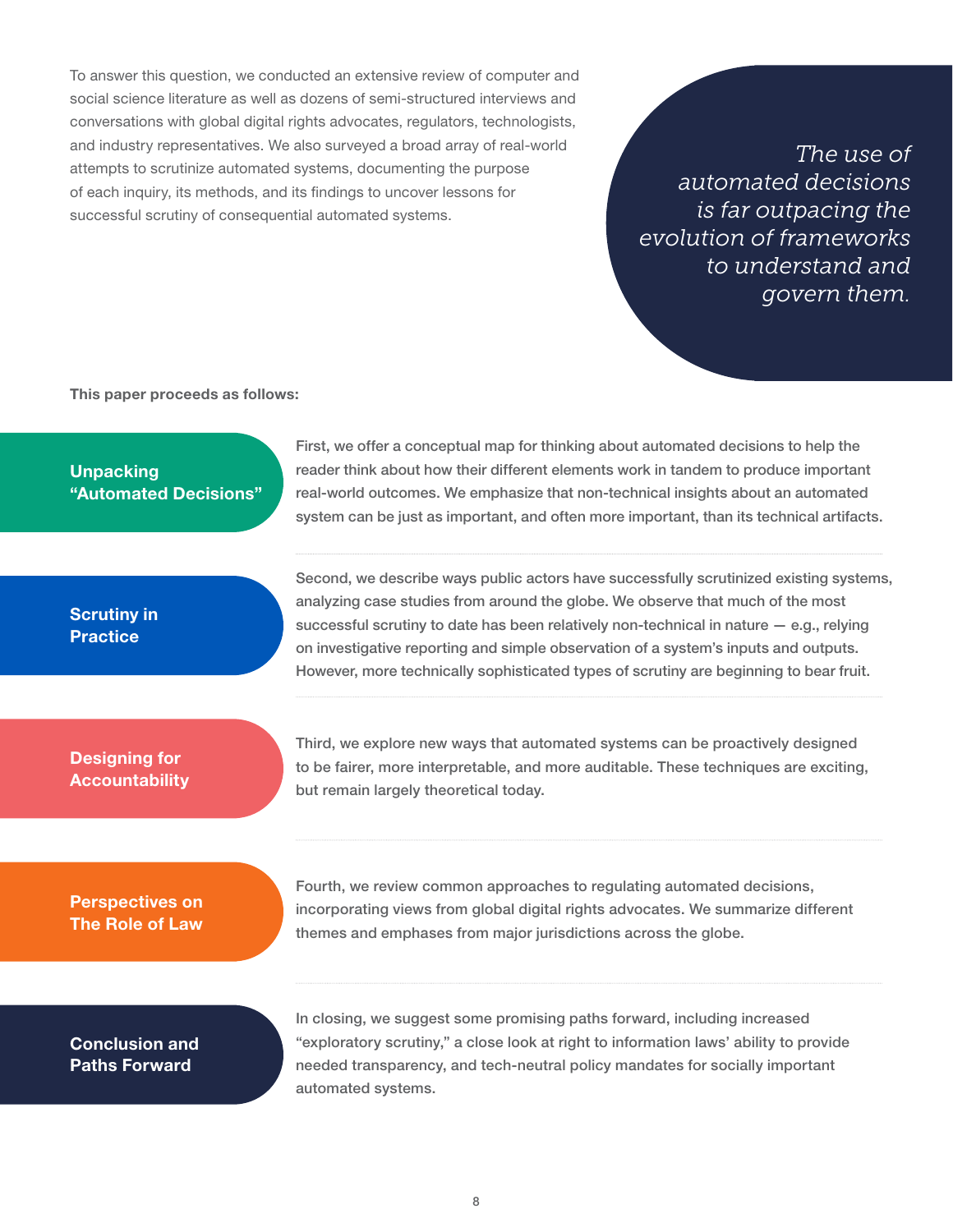To answer this question, we conducted an extensive review of computer and social science literature as well as dozens of semi-structured interviews and conversations with global digital rights advocates, regulators, technologists, and industry representatives. We also surveyed a broad array of real-world attempts to scrutinize automated systems, documenting the purpose of each inquiry, its methods, and its findings to uncover lessons for successful scrutiny of consequential automated systems.

> *The use of automated decisions is far outpacing the evolution of frameworks to understand and govern them.*

**This paper proceeds as follows:**

**Unpacking "Automated Decisions"**

First, we offer a conceptual map for thinking about automated decisions to help the reader think about how their different elements work in tandem to produce important real-world outcomes. We emphasize that non-technical insights about an automated system can be just as important, and often more important, than its technical artifacts.

**Scrutiny in Practice**

Second, we describe ways public actors have successfully scrutinized existing systems, analyzing case studies from around the globe. We observe that much of the most successful scrutiny to date has been relatively non-technical in nature — e.g., relying on investigative reporting and simple observation of a system's inputs and outputs. However, more technically sophisticated types of scrutiny are beginning to bear fruit.

**Designing for Accountability**

Third, we explore new ways that automated systems can be proactively designed to be fairer, more interpretable, and more auditable. These techniques are exciting, but remain largely theoretical today.

**Perspectives on The Role of Law**

Fourth, we review common approaches to regulating automated decisions, incorporating views from global digital rights advocates. We summarize different themes and emphases from major jurisdictions across the globe.

**Conclusion and Paths Forward**

In closing, we suggest some promising paths forward, including increased "exploratory scrutiny," a close look at right to information laws' ability to provide needed transparency, and tech-neutral policy mandates for socially important automated systems.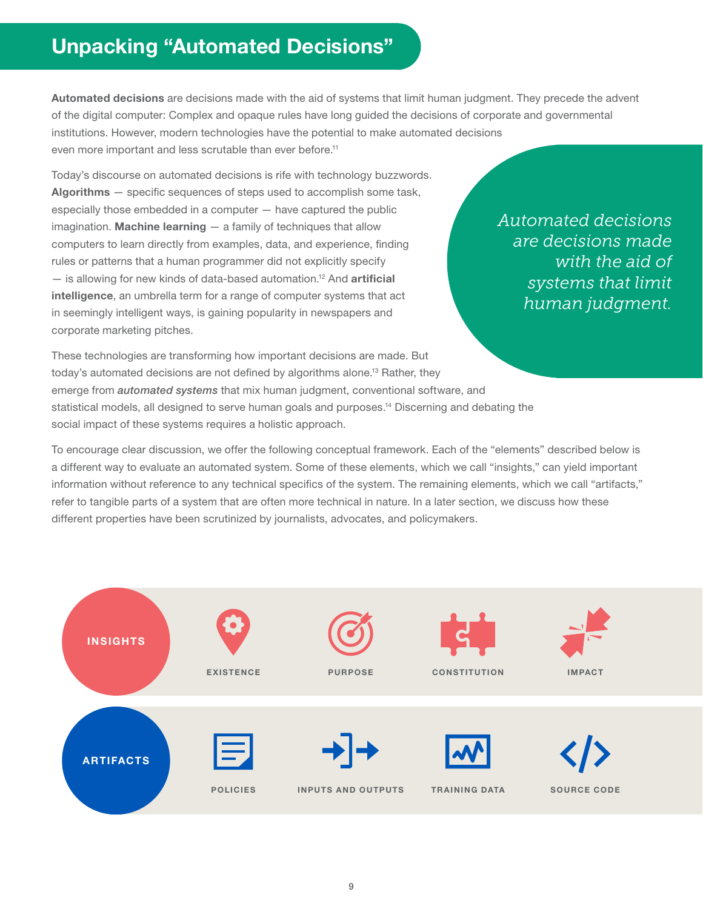# Unpacking "Automated Decisions"

**Automated decisions** are decisions made with the aid of systems that limit human judgment. They precede the advent of the digital computer: Complex and opaque rules have long guided the decisions of corporate and governmental institutions. However, modern technologies have the potential to make automated decisions even more important and less scrutable than ever before.[11]

Today's discourse on automated decisions is rife with technology buzzwords. **Algorithms** — specific sequences of steps used to accomplish some task, especially those embedded in a computer — have captured the public imagination. **Machine learning** — a family of techniques that allow computers to learn directly from examples, data, and experience, finding rules or patterns that a human programmer did not explicitly specify — is allowing for new kinds of data-based automation.[12] And **artificial intelligence**, an umbrella term for a range of computer systems that act in seemingly intelligent ways, is gaining popularity in newspapers and corporate marketing pitches.

*Automated decisions are decisions made with the aid of systems that limit human judgment.*

These technologies are transforming how important decisions are made. But today's automated decisions are not defined by algorithms alone.[13] Rather, they emerge from ***automated systems*** that mix human judgment, conventional software, and statistical models, all designed to serve human goals and purposes.[14] Discerning and debating the social impact of these systems requires a holistic approach.

To encourage clear discussion, we offer the following conceptual framework. Each of the "elements" described below is a different way to evaluate an automated system. Some of these elements, which we call "insights," can yield important information without reference to any technical specifics of the system. The remaining elements, which we call "artifacts," refer to tangible parts of a system that are often more technical in nature. In a later section, we discuss how these different properties have been scrutinized by journalists, advocates, and policymakers.

**INSIGHTS:** EXISTENCE · PURPOSE · CONSTITUTION · IMPACT

**ARTIFACTS:** POLICIES · INPUTS AND OUTPUTS · TRAINING DATA · SOURCE CODE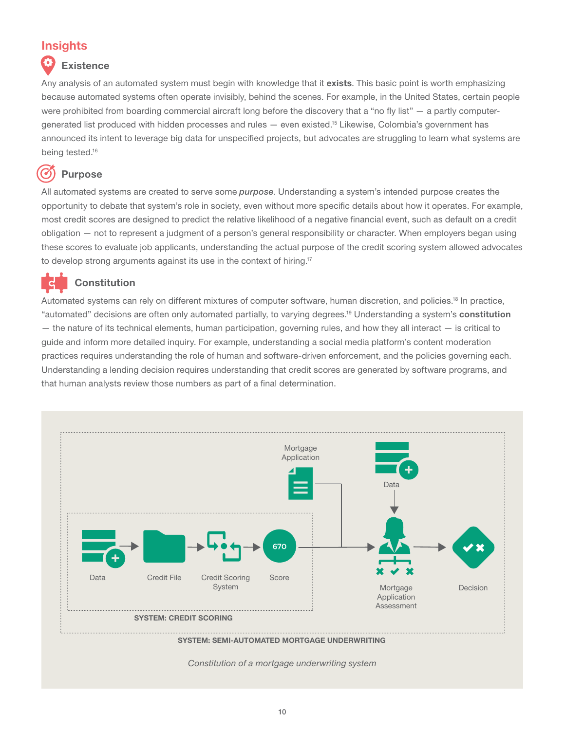# Insights

## Existence

Any analysis of an automated system must begin with knowledge that it **exists**. This basic point is worth emphasizing because automated systems often operate invisibly, behind the scenes. For example, in the United States, certain people were prohibited from boarding commercial aircraft long before the discovery that a "no fly list" — a partly computer-generated list produced with hidden processes and rules — even existed.[15] Likewise, Colombia's government has announced its intent to leverage big data for unspecified projects, but advocates are struggling to learn what systems are being tested.[16]

## Purpose

All automated systems are created to serve some ***purpose***. Understanding a system's intended purpose creates the opportunity to debate that system's role in society, even without more specific details about how it operates. For example, most credit scores are designed to predict the relative likelihood of a negative financial event, such as default on a credit obligation — not to represent a judgment of a person's general responsibility or character. When employers began using these scores to evaluate job applicants, understanding the actual purpose of the credit scoring system allowed advocates to develop strong arguments against its use in the context of hiring.[17]

## Constitution

Automated systems can rely on different mixtures of computer software, human discretion, and policies.[18] In practice, "automated" decisions are often only automated partially, to varying degrees.[19] Understanding a system's **constitution** — the nature of its technical elements, human participation, governing rules, and how they all interact — is critical to guide and inform more detailed inquiry. For example, understanding a social media platform's content moderation practices requires understanding the role of human and software-driven enforcement, and the policies governing each. Understanding a lending decision requires understanding that credit scores are generated by software programs, and that human analysts review those numbers as part of a final determination.

Data → Credit File → Credit Scoring System → Score (670) → Mortgage Application Assessment (also receives Mortgage Application and Data) → Decision

SYSTEM: CREDIT SCORING

SYSTEM: SEMI-AUTOMATED MORTGAGE UNDERWRITING

*Constitution of a mortgage underwriting system*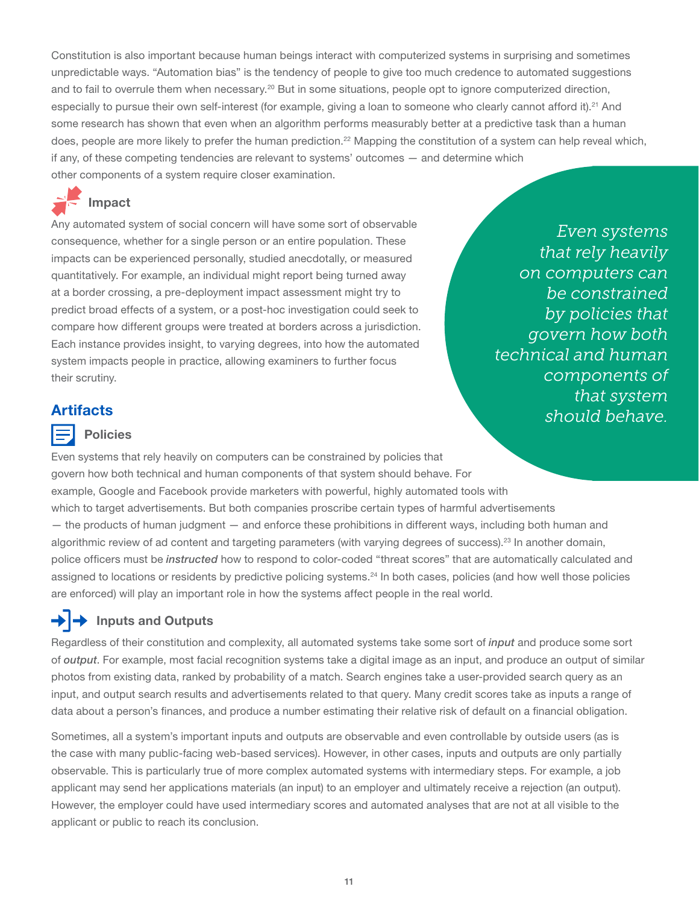Constitution is also important because human beings interact with computerized systems in surprising and sometimes unpredictable ways. "Automation bias" is the tendency of people to give too much credence to automated suggestions and to fail to overrule them when necessary.[20] But in some situations, people opt to ignore computerized direction, especially to pursue their own self-interest (for example, giving a loan to someone who clearly cannot afford it).[21] And some research has shown that even when an algorithm performs measurably better at a predictive task than a human does, people are more likely to prefer the human prediction.[22] Mapping the constitution of a system can help reveal which, if any, of these competing tendencies are relevant to systems' outcomes — and determine which other components of a system require closer examination.

### Impact

Any automated system of social concern will have some sort of observable consequence, whether for a single person or an entire population. These impacts can be experienced personally, studied anecdotally, or measured quantitatively. For example, an individual might report being turned away at a border crossing, a pre-deployment impact assessment might try to predict broad effects of a system, or a post-hoc investigation could seek to compare how different groups were treated at borders across a jurisdiction. Each instance provides insight, to varying degrees, into how the automated system impacts people in practice, allowing examiners to further focus their scrutiny.

*Even systems that rely heavily on computers can be constrained by policies that govern how both technical and human components of that system should behave.*

## Artifacts

### Policies

Even systems that rely heavily on computers can be constrained by policies that govern how both technical and human components of that system should behave. For example, Google and Facebook provide marketers with powerful, highly automated tools with which to target advertisements. But both companies proscribe certain types of harmful advertisements — the products of human judgment — and enforce these prohibitions in different ways, including both human and algorithmic review of ad content and targeting parameters (with varying degrees of success).[23] In another domain, police officers must be ***instructed*** how to respond to color-coded "threat scores" that are automatically calculated and assigned to locations or residents by predictive policing systems.[24] In both cases, policies (and how well those policies are enforced) will play an important role in how the systems affect people in the real world.

### Inputs and Outputs

Regardless of their constitution and complexity, all automated systems take some sort of ***input*** and produce some sort of ***output***. For example, most facial recognition systems take a digital image as an input, and produce an output of similar photos from existing data, ranked by probability of a match. Search engines take a user-provided search query as an input, and output search results and advertisements related to that query. Many credit scores take as inputs a range of data about a person's finances, and produce a number estimating their relative risk of default on a financial obligation.

Sometimes, all a system's important inputs and outputs are observable and even controllable by outside users (as is the case with many public-facing web-based services). However, in other cases, inputs and outputs are only partially observable. This is particularly true of more complex automated systems with intermediary steps. For example, a job applicant may send her applications materials (an input) to an employer and ultimately receive a rejection (an output). However, the employer could have used intermediary scores and automated analyses that are not at all visible to the applicant or public to reach its conclusion.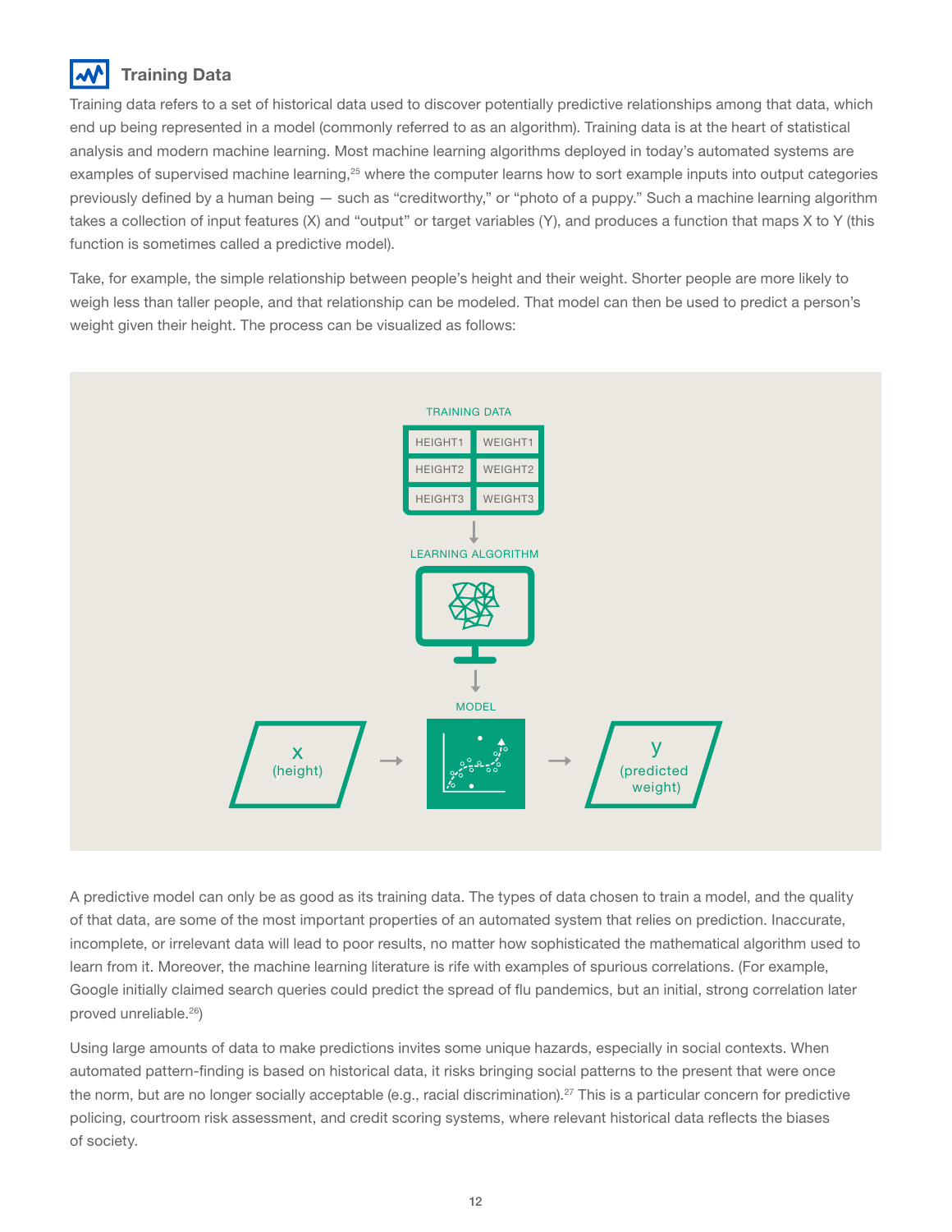## Training Data

Training data refers to a set of historical data used to discover potentially predictive relationships among that data, which end up being represented in a model (commonly referred to as an algorithm). Training data is at the heart of statistical analysis and modern machine learning. Most machine learning algorithms deployed in today's automated systems are examples of supervised machine learning,[25] where the computer learns how to sort example inputs into output categories previously defined by a human being — such as "creditworthy," or "photo of a puppy." Such a machine learning algorithm takes a collection of input features (X) and "output" or target variables (Y), and produces a function that maps X to Y (this function is sometimes called a predictive model).

Take, for example, the simple relationship between people's height and their weight. Shorter people are more likely to weigh less than taller people, and that relationship can be modeled. That model can then be used to predict a person's weight given their height. The process can be visualized as follows:

TRAINING DATA

| HEIGHT1 | WEIGHT1 |
|---|---|
| HEIGHT2 | WEIGHT2 |
| HEIGHT3 | WEIGHT3 |

LEARNING ALGORITHM

MODEL

x (height) → MODEL → y (predicted weight)

A predictive model can only be as good as its training data. The types of data chosen to train a model, and the quality of that data, are some of the most important properties of an automated system that relies on prediction. Inaccurate, incomplete, or irrelevant data will lead to poor results, no matter how sophisticated the mathematical algorithm used to learn from it. Moreover, the machine learning literature is rife with examples of spurious correlations. (For example, Google initially claimed search queries could predict the spread of flu pandemics, but an initial, strong correlation later proved unreliable.[26])

Using large amounts of data to make predictions invites some unique hazards, especially in social contexts. When automated pattern-finding is based on historical data, it risks bringing social patterns to the present that were once the norm, but are no longer socially acceptable (e.g., racial discrimination).[27] This is a particular concern for predictive policing, courtroom risk assessment, and credit scoring systems, where relevant historical data reflects the biases of society.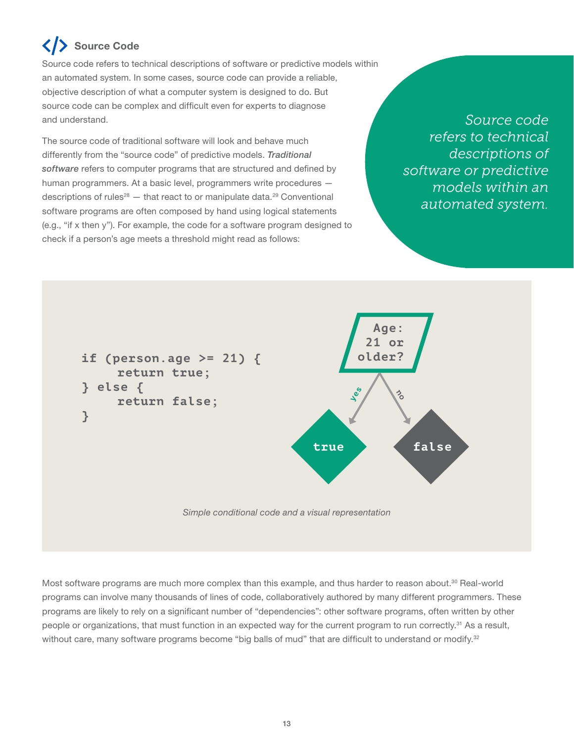## Source Code

Source code refers to technical descriptions of software or predictive models within an automated system. In some cases, source code can provide a reliable, objective description of what a computer system is designed to do. But source code can be complex and difficult even for experts to diagnose and understand.

*Source code refers to technical descriptions of software or predictive models within an automated system.*

The source code of traditional software will look and behave much differently from the "source code" of predictive models. ***Traditional software*** refers to computer programs that are structured and defined by human programmers. At a basic level, programmers write procedures — descriptions of rules[28] — that react to or manipulate data.[29] Conventional software programs are often composed by hand using logical statements (e.g., "if x then y"). For example, the code for a software program designed to check if a person's age meets a threshold might read as follows:

```
if (person.age >= 21) {
    return true;
} else {
    return false;
}
```

*Simple conditional code and a visual representation*

Most software programs are much more complex than this example, and thus harder to reason about.[30] Real-world programs can involve many thousands of lines of code, collaboratively authored by many different programmers. These programs are likely to rely on a significant number of "dependencies": other software programs, often written by other people or organizations, that must function in an expected way for the current program to run correctly.[31] As a result, without care, many software programs become "big balls of mud" that are difficult to understand or modify.[32]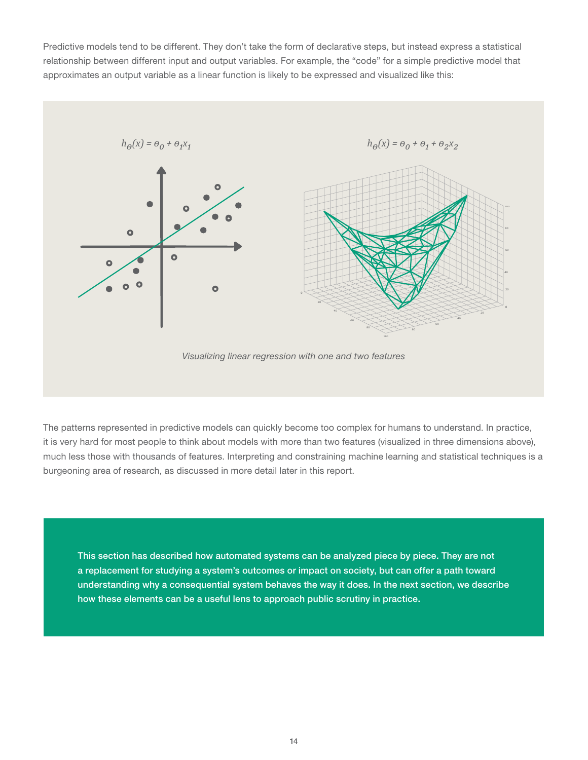Predictive models tend to be different. They don't take the form of declarative steps, but instead express a statistical relationship between different input and output variables. For example, the "code" for a simple predictive model that approximates an output variable as a linear function is likely to be expressed and visualized like this:

$$h_\theta(x) = \theta_0 + \theta_1 x_1$$

$$h_\theta(x) = \theta_0 + \theta_1 + \theta_2 x_2$$

*Visualizing linear regression with one and two features*

The patterns represented in predictive models can quickly become too complex for humans to understand. In practice, it is very hard for most people to think about models with more than two features (visualized in three dimensions above), much less those with thousands of features. Interpreting and constraining machine learning and statistical techniques is a burgeoning area of research, as discussed in more detail later in this report.

**This section has described how automated systems can be analyzed piece by piece. They are not a replacement for studying a system's outcomes or impact on society, but can offer a path toward understanding why a consequential system behaves the way it does. In the next section, we describe how these elements can be a useful lens to approach public scrutiny in practice.**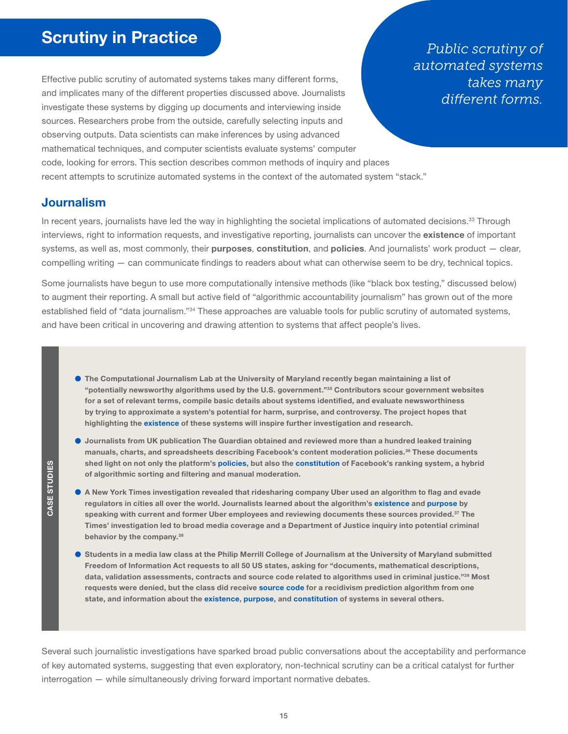## Scrutiny in Practice

*Public scrutiny of automated systems takes many different forms.*

Effective public scrutiny of automated systems takes many different forms, and implicates many of the different properties discussed above. Journalists investigate these systems by digging up documents and interviewing inside sources. Researchers probe from the outside, carefully selecting inputs and observing outputs. Data scientists can make inferences by using advanced mathematical techniques, and computer scientists evaluate systems' computer code, looking for errors. This section describes common methods of inquiry and places recent attempts to scrutinize automated systems in the context of the automated system "stack."

### Journalism

In recent years, journalists have led the way in highlighting the societal implications of automated decisions.[33] Through interviews, right to information requests, and investigative reporting, journalists can uncover the **existence** of important systems, as well as, most commonly, their **purposes**, **constitution**, and **policies**. And journalists' work product — clear, compelling writing — can communicate findings to readers about what can otherwise seem to be dry, technical topics.

Some journalists have begun to use more computationally intensive methods (like "black box testing," discussed below) to augment their reporting. A small but active field of "algorithmic accountability journalism" has grown out of the more established field of "data journalism."[34] These approaches are valuable tools for public scrutiny of automated systems, and have been critical in uncovering and drawing attention to systems that affect people's lives.

**CASE STUDIES**

- **The Computational Journalism Lab at the University of Maryland recently began maintaining a list of "potentially newsworthy algorithms used by the U.S. government."[35] Contributors scour government websites for a set of relevant terms, compile basic details about systems identified, and evaluate newsworthiness by trying to approximate a system's potential for harm, surprise, and controversy. The project hopes that highlighting the existence of these systems will inspire further investigation and research.**
- **Journalists from UK publication The Guardian obtained and reviewed more than a hundred leaked training manuals, charts, and spreadsheets describing Facebook's content moderation policies.[36] These documents shed light on not only the platform's policies, but also the constitution of Facebook's ranking system, a hybrid of algorithmic sorting and filtering and manual moderation.**
- **A New York Times investigation revealed that ridesharing company Uber used an algorithm to flag and evade regulators in cities all over the world. Journalists learned about the algorithm's existence and purpose by speaking with current and former Uber employees and reviewing documents these sources provided.[37] The Times' investigation led to broad media coverage and a Department of Justice inquiry into potential criminal behavior by the company.[38]**
- **Students in a media law class at the Philip Merrill College of Journalism at the University of Maryland submitted Freedom of Information Act requests to all 50 US states, asking for "documents, mathematical descriptions, data, validation assessments, contracts and source code related to algorithms used in criminal justice."[39] Most requests were denied, but the class did receive source code for a recidivism prediction algorithm from one state, and information about the existence, purpose, and constitution of systems in several others.**

Several such journalistic investigations have sparked broad public conversations about the acceptability and performance of key automated systems, suggesting that even exploratory, non-technical scrutiny can be a critical catalyst for further interrogation — while simultaneously driving forward important normative debates.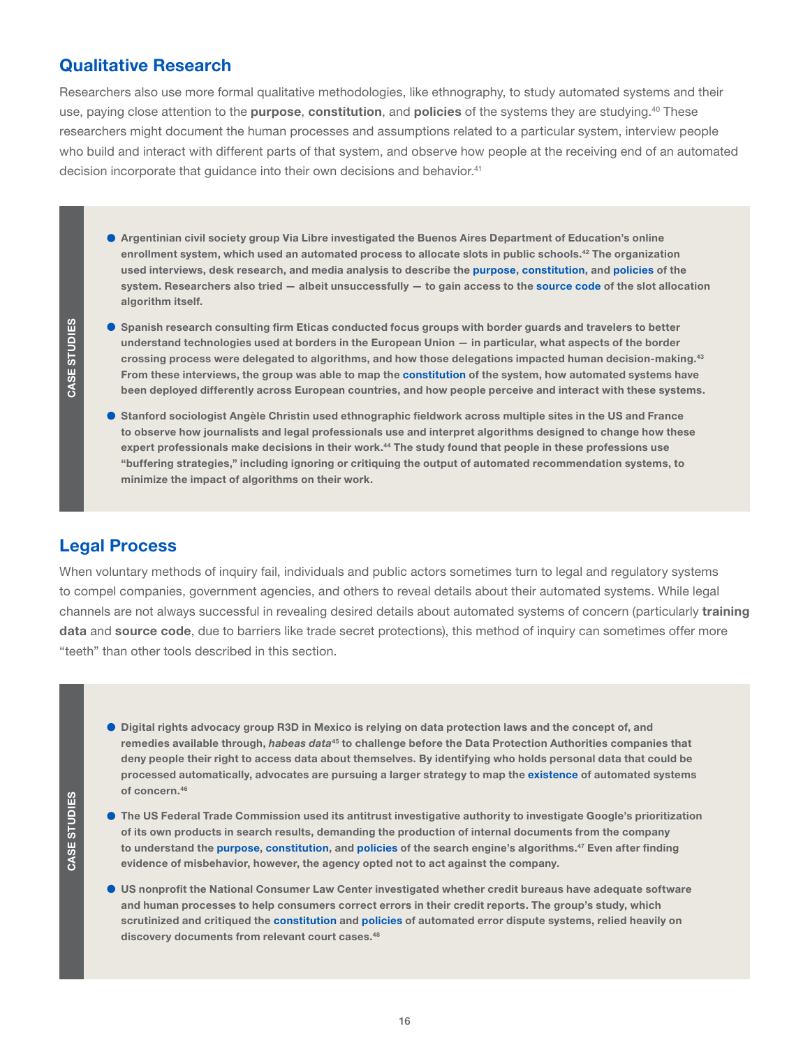## Qualitative Research

Researchers also use more formal qualitative methodologies, like ethnography, to study automated systems and their use, paying close attention to the **purpose**, **constitution**, and **policies** of the systems they are studying.[40] These researchers might document the human processes and assumptions related to a particular system, interview people who build and interact with different parts of that system, and observe how people at the receiving end of an automated decision incorporate that guidance into their own decisions and behavior.[41]

**CASE STUDIES**

- **Argentinian civil society group Via Libre investigated the Buenos Aires Department of Education's online enrollment system, which used an automated process to allocate slots in public schools.[42] The organization used interviews, desk research, and media analysis to describe the purpose, constitution, and policies of the system. Researchers also tried — albeit unsuccessfully — to gain access to the source code of the slot allocation algorithm itself.**
- **Spanish research consulting firm Eticas conducted focus groups with border guards and travelers to better understand technologies used at borders in the European Union — in particular, what aspects of the border crossing process were delegated to algorithms, and how those delegations impacted human decision-making.[43] From these interviews, the group was able to map the constitution of the system, how automated systems have been deployed differently across European countries, and how people perceive and interact with these systems.**
- **Stanford sociologist Angèle Christin used ethnographic fieldwork across multiple sites in the US and France to observe how journalists and legal professionals use and interpret algorithms designed to change how these expert professionals make decisions in their work.[44] The study found that people in these professions use "buffering strategies," including ignoring or critiquing the output of automated recommendation systems, to minimize the impact of algorithms on their work.**

## Legal Process

When voluntary methods of inquiry fail, individuals and public actors sometimes turn to legal and regulatory systems to compel companies, government agencies, and others to reveal details about their automated systems. While legal channels are not always successful in revealing desired details about automated systems of concern (particularly **training data** and **source code**, due to barriers like trade secret protections), this method of inquiry can sometimes offer more "teeth" than other tools described in this section.

**CASE STUDIES**

- **Digital rights advocacy group R3D in Mexico is relying on data protection laws and the concept of, and remedies available through, *habeas data*[45] to challenge before the Data Protection Authorities companies that deny people their right to access data about themselves. By identifying who holds personal data that could be processed automatically, advocates are pursuing a larger strategy to map the existence of automated systems of concern.[46]**
- **The US Federal Trade Commission used its antitrust investigative authority to investigate Google's prioritization of its own products in search results, demanding the production of internal documents from the company to understand the purpose, constitution, and policies of the search engine's algorithms.[47] Even after finding evidence of misbehavior, however, the agency opted not to act against the company.**
- **US nonprofit the National Consumer Law Center investigated whether credit bureaus have adequate software and human processes to help consumers correct errors in their credit reports. The group's study, which scrutinized and critiqued the constitution and policies of automated error dispute systems, relied heavily on discovery documents from relevant court cases.[48]**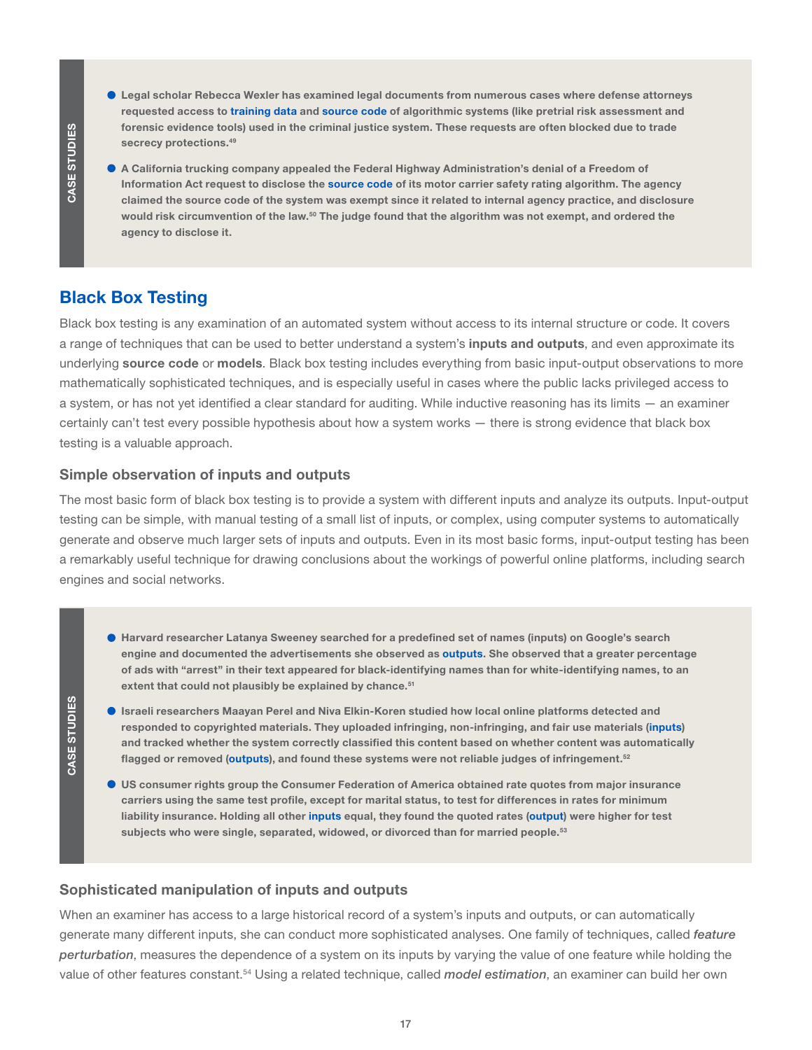**CASE STUDIES**

- **Legal scholar Rebecca Wexler has examined legal documents from numerous cases where defense attorneys requested access to training data and source code of algorithmic systems (like pretrial risk assessment and forensic evidence tools) used in the criminal justice system. These requests are often blocked due to trade secrecy protections.[49]**
- **A California trucking company appealed the Federal Highway Administration's denial of a Freedom of Information Act request to disclose the source code of its motor carrier safety rating algorithm. The agency claimed the source code of the system was exempt since it related to internal agency practice, and disclosure would risk circumvention of the law.[50] The judge found that the algorithm was not exempt, and ordered the agency to disclose it.**

## Black Box Testing

Black box testing is any examination of an automated system without access to its internal structure or code. It covers a range of techniques that can be used to better understand a system's **inputs and outputs**, and even approximate its underlying **source code** or **models**. Black box testing includes everything from basic input-output observations to more mathematically sophisticated techniques, and is especially useful in cases where the public lacks privileged access to a system, or has not yet identified a clear standard for auditing. While inductive reasoning has its limits — an examiner certainly can't test every possible hypothesis about how a system works — there is strong evidence that black box testing is a valuable approach.

### Simple observation of inputs and outputs

The most basic form of black box testing is to provide a system with different inputs and analyze its outputs. Input-output testing can be simple, with manual testing of a small list of inputs, or complex, using computer systems to automatically generate and observe much larger sets of inputs and outputs. Even in its most basic forms, input-output testing has been a remarkably useful technique for drawing conclusions about the workings of powerful online platforms, including search engines and social networks.

**CASE STUDIES**

- **Harvard researcher Latanya Sweeney searched for a predefined set of names (inputs) on Google's search engine and documented the advertisements she observed as outputs. She observed that a greater percentage of ads with "arrest" in their text appeared for black-identifying names than for white-identifying names, to an extent that could not plausibly be explained by chance.[51]**
- **Israeli researchers Maayan Perel and Niva Elkin-Koren studied how local online platforms detected and responded to copyrighted materials. They uploaded infringing, non-infringing, and fair use materials (inputs) and tracked whether the system correctly classified this content based on whether content was automatically flagged or removed (outputs), and found these systems were not reliable judges of infringement.[52]**
- **US consumer rights group the Consumer Federation of America obtained rate quotes from major insurance carriers using the same test profile, except for marital status, to test for differences in rates for minimum liability insurance. Holding all other inputs equal, they found the quoted rates (output) were higher for test subjects who were single, separated, widowed, or divorced than for married people.[53]**

### Sophisticated manipulation of inputs and outputs

When an examiner has access to a large historical record of a system's inputs and outputs, or can automatically generate many different inputs, she can conduct more sophisticated analyses. One family of techniques, called ***feature perturbation***, measures the dependence of a system on its inputs by varying the value of one feature while holding the value of other features constant.[54] Using a related technique, called ***model estimation***, an examiner can build her own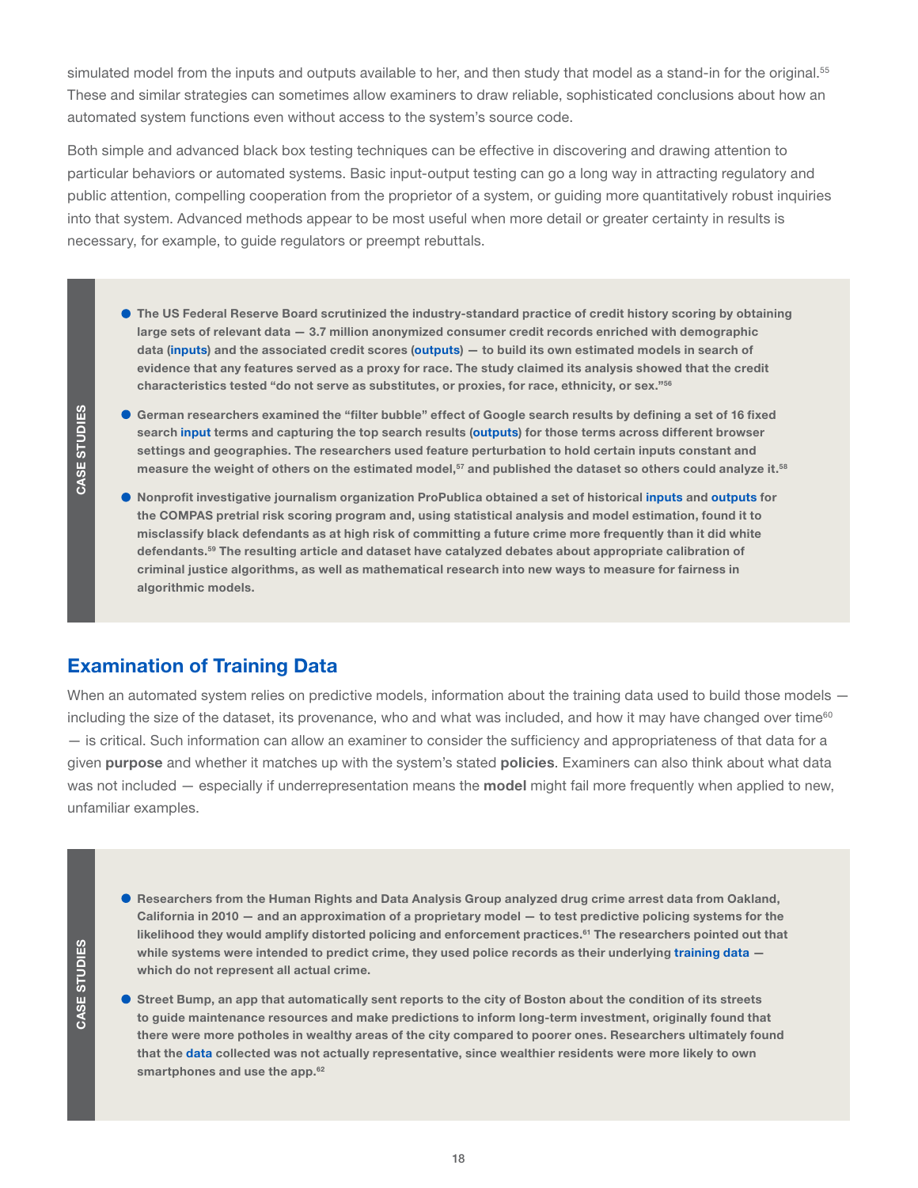simulated model from the inputs and outputs available to her, and then study that model as a stand-in for the original.[55] These and similar strategies can sometimes allow examiners to draw reliable, sophisticated conclusions about how an automated system functions even without access to the system's source code.

Both simple and advanced black box testing techniques can be effective in discovering and drawing attention to particular behaviors or automated systems. Basic input-output testing can go a long way in attracting regulatory and public attention, compelling cooperation from the proprietor of a system, or guiding more quantitatively robust inquiries into that system. Advanced methods appear to be most useful when more detail or greater certainty in results is necessary, for example, to guide regulators or preempt rebuttals.

**CASE STUDIES**

- **The US Federal Reserve Board scrutinized the industry-standard practice of credit history scoring by obtaining large sets of relevant data — 3.7 million anonymized consumer credit records enriched with demographic data (inputs) and the associated credit scores (outputs) — to build its own estimated models in search of evidence that any features served as a proxy for race. The study claimed its analysis showed that the credit characteristics tested "do not serve as substitutes, or proxies, for race, ethnicity, or sex."[56]**
- **German researchers examined the "filter bubble" effect of Google search results by defining a set of 16 fixed search input terms and capturing the top search results (outputs) for those terms across different browser settings and geographies. The researchers used feature perturbation to hold certain inputs constant and measure the weight of others on the estimated model,[57] and published the dataset so others could analyze it.[58]**
- **Nonprofit investigative journalism organization ProPublica obtained a set of historical inputs and outputs for the COMPAS pretrial risk scoring program and, using statistical analysis and model estimation, found it to misclassify black defendants as at high risk of committing a future crime more frequently than it did white defendants.[59] The resulting article and dataset have catalyzed debates about appropriate calibration of criminal justice algorithms, as well as mathematical research into new ways to measure for fairness in algorithmic models.**

## Examination of Training Data

When an automated system relies on predictive models, information about the training data used to build those models — including the size of the dataset, its provenance, who and what was included, and how it may have changed over time[60] — is critical. Such information can allow an examiner to consider the sufficiency and appropriateness of that data for a given **purpose** and whether it matches up with the system's stated **policies**. Examiners can also think about what data was not included — especially if underrepresentation means the **model** might fail more frequently when applied to new, unfamiliar examples.

**CASE STUDIES**

- **Researchers from the Human Rights and Data Analysis Group analyzed drug crime arrest data from Oakland, California in 2010 — and an approximation of a proprietary model — to test predictive policing systems for the likelihood they would amplify distorted policing and enforcement practices.[61] The researchers pointed out that while systems were intended to predict crime, they used police records as their underlying training data — which do not represent all actual crime.**
- **Street Bump, an app that automatically sent reports to the city of Boston about the condition of its streets to guide maintenance resources and make predictions to inform long-term investment, originally found that there were more potholes in wealthy areas of the city compared to poorer ones. Researchers ultimately found that the data collected was not actually representative, since wealthier residents were more likely to own smartphones and use the app.[62]**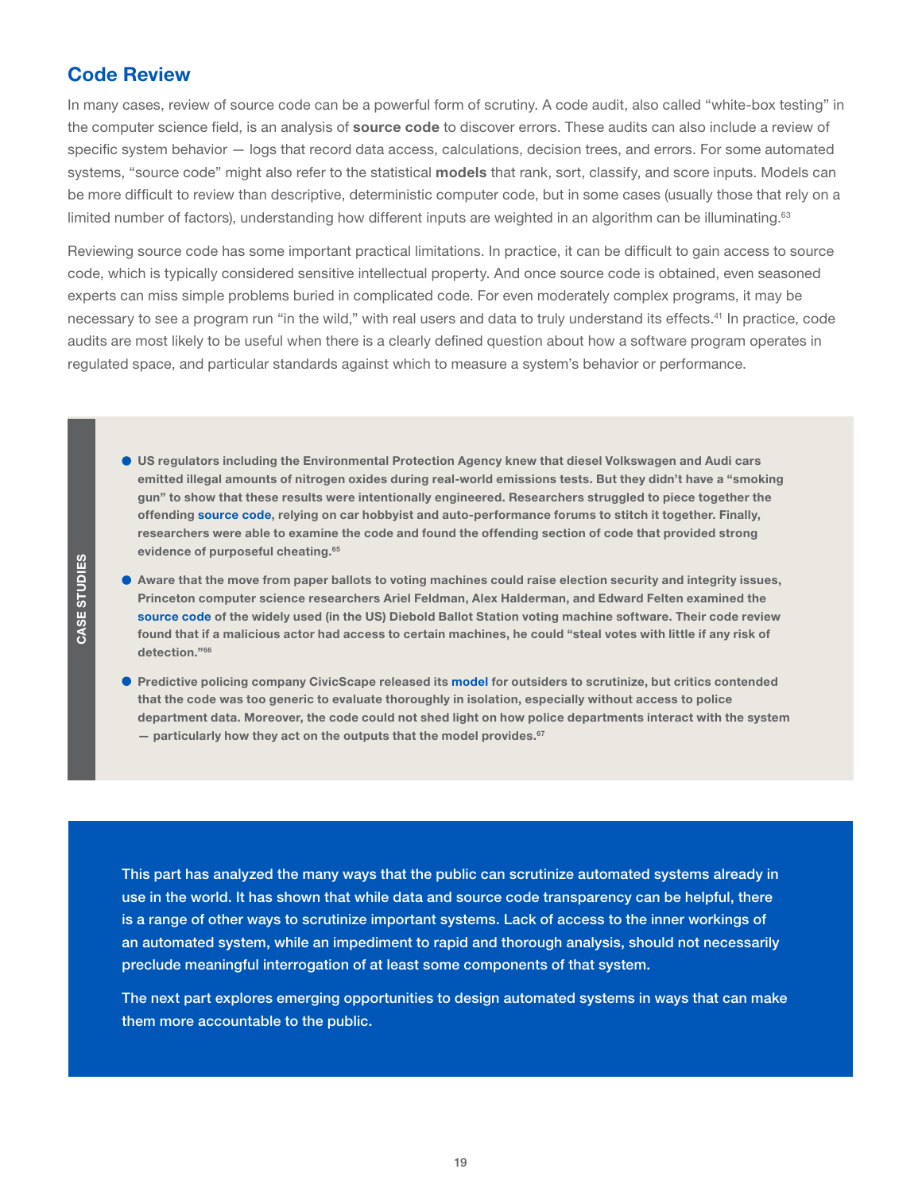## Code Review

In many cases, review of source code can be a powerful form of scrutiny. A code audit, also called "white-box testing" in the computer science field, is an analysis of **source code** to discover errors. These audits can also include a review of specific system behavior — logs that record data access, calculations, decision trees, and errors. For some automated systems, "source code" might also refer to the statistical **models** that rank, sort, classify, and score inputs. Models can be more difficult to review than descriptive, deterministic computer code, but in some cases (usually those that rely on a limited number of factors), understanding how different inputs are weighted in an algorithm can be illuminating.[63]

Reviewing source code has some important practical limitations. In practice, it can be difficult to gain access to source code, which is typically considered sensitive intellectual property. And once source code is obtained, even seasoned experts can miss simple problems buried in complicated code. For even moderately complex programs, it may be necessary to see a program run "in the wild," with real users and data to truly understand its effects.[41] In practice, code audits are most likely to be useful when there is a clearly defined question about how a software program operates in regulated space, and particular standards against which to measure a system's behavior or performance.

**CASE STUDIES**

- **US regulators including the Environmental Protection Agency knew that diesel Volkswagen and Audi cars emitted illegal amounts of nitrogen oxides during real-world emissions tests. But they didn't have a "smoking gun" to show that these results were intentionally engineered. Researchers struggled to piece together the offending source code, relying on car hobbyist and auto-performance forums to stitch it together. Finally, researchers were able to examine the code and found the offending section of code that provided strong evidence of purposeful cheating.[65]**
- **Aware that the move from paper ballots to voting machines could raise election security and integrity issues, Princeton computer science researchers Ariel Feldman, Alex Halderman, and Edward Felten examined the source code of the widely used (in the US) Diebold Ballot Station voting machine software. Their code review found that if a malicious actor had access to certain machines, he could "steal votes with little if any risk of detection."[66]**
- **Predictive policing company CivicScape released its model for outsiders to scrutinize, but critics contended that the code was too generic to evaluate thoroughly in isolation, especially without access to police department data. Moreover, the code could not shed light on how police departments interact with the system — particularly how they act on the outputs that the model provides.[67]**

This part has analyzed the many ways that the public can scrutinize automated systems already in use in the world. It has shown that while data and source code transparency can be helpful, there is a range of other ways to scrutinize important systems. Lack of access to the inner workings of an automated system, while an impediment to rapid and thorough analysis, should not necessarily preclude meaningful interrogation of at least some components of that system.

The next part explores emerging opportunities to design automated systems in ways that can make them more accountable to the public.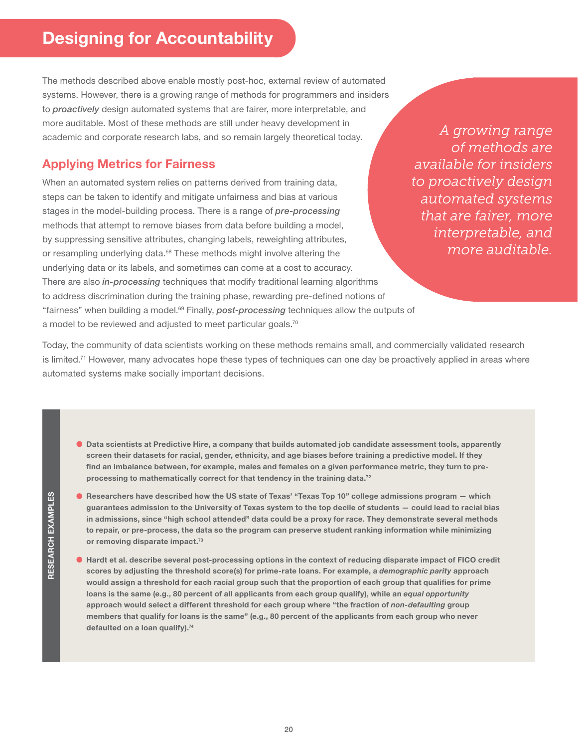# Designing for Accountability

The methods described above enable mostly post-hoc, external review of automated systems. However, there is a growing range of methods for programmers and insiders to *proactively* design automated systems that are fairer, more interpretable, and more auditable. Most of these methods are still under heavy development in academic and corporate research labs, and so remain largely theoretical today.

*A growing range of methods are available for insiders to proactively design automated systems that are fairer, more interpretable, and more auditable.*

## Applying Metrics for Fairness

When an automated system relies on patterns derived from training data, steps can be taken to identify and mitigate unfairness and bias at various stages in the model-building process. There is a range of ***pre-processing*** methods that attempt to remove biases from data before building a model, by suppressing sensitive attributes, changing labels, reweighting attributes, or resampling underlying data.[68] These methods might involve altering the underlying data or its labels, and sometimes can come at a cost to accuracy. There are also ***in-processing*** techniques that modify traditional learning algorithms to address discrimination during the training phase, rewarding pre-defined notions of "fairness" when building a model.[69] Finally, ***post-processing*** techniques allow the outputs of a model to be reviewed and adjusted to meet particular goals.[70]

Today, the community of data scientists working on these methods remains small, and commercially validated research is limited.[71] However, many advocates hope these types of techniques can one day be proactively applied in areas where automated systems make socially important decisions.

**RESEARCH EXAMPLES**

- **Data scientists at Predictive Hire, a company that builds automated job candidate assessment tools, apparently screen their datasets for racial, gender, ethnicity, and age biases before training a predictive model. If they find an imbalance between, for example, males and females on a given performance metric, they turn to pre-processing to mathematically correct for that tendency in the training data.[72]**
- **Researchers have described how the US state of Texas' "Texas Top 10" college admissions program — which guarantees admission to the University of Texas system to the top decile of students — could lead to racial bias in admissions, since "high school attended" data could be a proxy for race. They demonstrate several methods to repair, or pre-process, the data so the program can preserve student ranking information while minimizing or removing disparate impact.[73]**
- **Hardt et al. describe several post-processing options in the context of reducing disparate impact of FICO credit scores by adjusting the threshold score(s) for prime-rate loans. For example, a *demographic parity* approach would assign a threshold for each racial group such that the proportion of each group that qualifies for prime loans is the same (e.g., 80 percent of all applicants from each group qualify), while an *equal opportunity* approach would select a different threshold for each group where "the fraction of *non-defaulting* group members that qualify for loans is the same" (e.g., 80 percent of the applicants from each group who never defaulted on a loan qualify).[74]**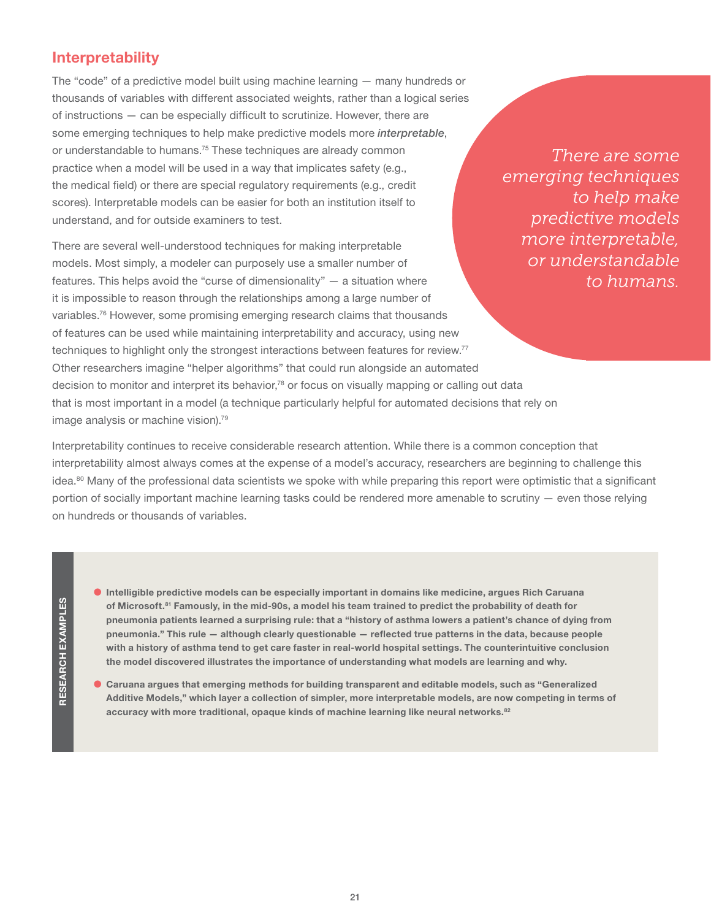## Interpretability

The "code" of a predictive model built using machine learning — many hundreds or thousands of variables with different associated weights, rather than a logical series of instructions — can be especially difficult to scrutinize. However, there are some emerging techniques to help make predictive models more ***interpretable***, or understandable to humans.[75] These techniques are already common practice when a model will be used in a way that implicates safety (e.g., the medical field) or there are special regulatory requirements (e.g., credit scores). Interpretable models can be easier for both an institution itself to understand, and for outside examiners to test.

*There are some emerging techniques to help make predictive models more interpretable, or understandable to humans.*

There are several well-understood techniques for making interpretable models. Most simply, a modeler can purposely use a smaller number of features. This helps avoid the "curse of dimensionality" — a situation where it is impossible to reason through the relationships among a large number of variables.[76] However, some promising emerging research claims that thousands of features can be used while maintaining interpretability and accuracy, using new techniques to highlight only the strongest interactions between features for review.[77] Other researchers imagine "helper algorithms" that could run alongside an automated decision to monitor and interpret its behavior,[78] or focus on visually mapping or calling out data that is most important in a model (a technique particularly helpful for automated decisions that rely on image analysis or machine vision).[79]

Interpretability continues to receive considerable research attention. While there is a common conception that interpretability almost always comes at the expense of a model's accuracy, researchers are beginning to challenge this idea.[80] Many of the professional data scientists we spoke with while preparing this report were optimistic that a significant portion of socially important machine learning tasks could be rendered more amenable to scrutiny — even those relying on hundreds or thousands of variables.

**RESEARCH EXAMPLES**

- **Intelligible predictive models can be especially important in domains like medicine, argues Rich Caruana of Microsoft.[81] Famously, in the mid-90s, a model his team trained to predict the probability of death for pneumonia patients learned a surprising rule: that a "history of asthma lowers a patient's chance of dying from pneumonia." This rule — although clearly questionable — reflected true patterns in the data, because people with a history of asthma tend to get care faster in real-world hospital settings. The counterintuitive conclusion the model discovered illustrates the importance of understanding what models are learning and why.**
- **Caruana argues that emerging methods for building transparent and editable models, such as "Generalized Additive Models," which layer a collection of simpler, more interpretable models, are now competing in terms of accuracy with more traditional, opaque kinds of machine learning like neural networks.[82]**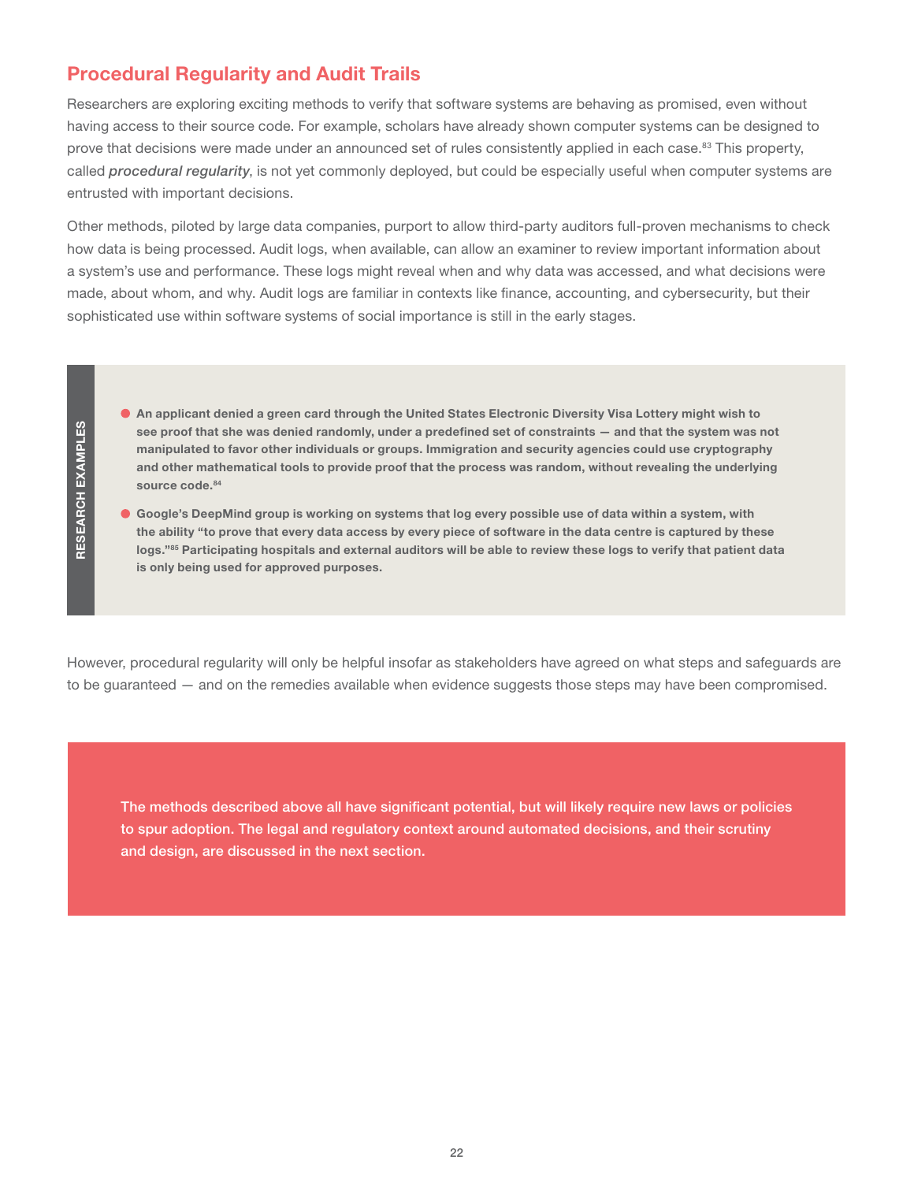## Procedural Regularity and Audit Trails

Researchers are exploring exciting methods to verify that software systems are behaving as promised, even without having access to their source code. For example, scholars have already shown computer systems can be designed to prove that decisions were made under an announced set of rules consistently applied in each case.[83] This property, called ***procedural regularity***, is not yet commonly deployed, but could be especially useful when computer systems are entrusted with important decisions.

Other methods, piloted by large data companies, purport to allow third-party auditors full-proven mechanisms to check how data is being processed. Audit logs, when available, can allow an examiner to review important information about a system's use and performance. These logs might reveal when and why data was accessed, and what decisions were made, about whom, and why. Audit logs are familiar in contexts like finance, accounting, and cybersecurity, but their sophisticated use within software systems of social importance is still in the early stages.

**RESEARCH EXAMPLES**

- **An applicant denied a green card through the United States Electronic Diversity Visa Lottery might wish to see proof that she was denied randomly, under a predefined set of constraints — and that the system was not manipulated to favor other individuals or groups. Immigration and security agencies could use cryptography and other mathematical tools to provide proof that the process was random, without revealing the underlying source code.[84]**
- **Google's DeepMind group is working on systems that log every possible use of data within a system, with the ability "to prove that every data access by every piece of software in the data centre is captured by these logs."[85] Participating hospitals and external auditors will be able to review these logs to verify that patient data is only being used for approved purposes.**

However, procedural regularity will only be helpful insofar as stakeholders have agreed on what steps and safeguards are to be guaranteed — and on the remedies available when evidence suggests those steps may have been compromised.

The methods described above all have significant potential, but will likely require new laws or policies to spur adoption. The legal and regulatory context around automated decisions, and their scrutiny and design, are discussed in the next section.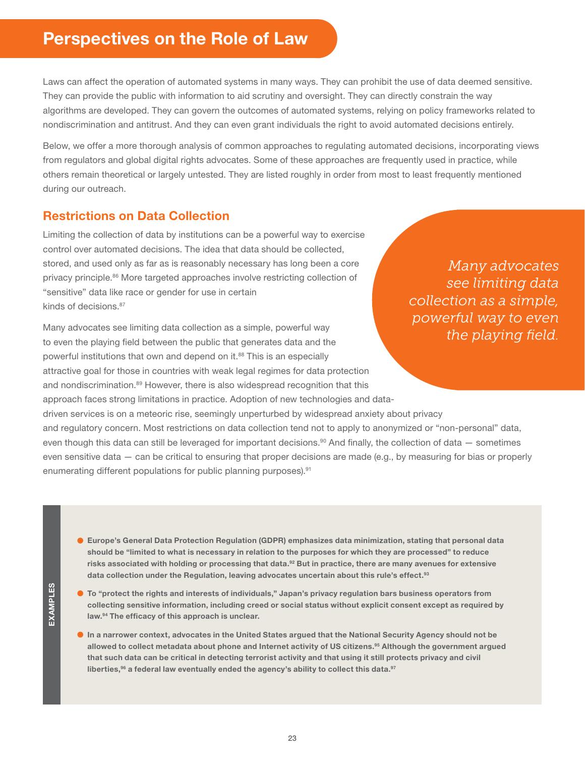# Perspectives on the Role of Law

Laws can affect the operation of automated systems in many ways. They can prohibit the use of data deemed sensitive. They can provide the public with information to aid scrutiny and oversight. They can directly constrain the way algorithms are developed. They can govern the outcomes of automated systems, relying on policy frameworks related to nondiscrimination and antitrust. And they can even grant individuals the right to avoid automated decisions entirely.

Below, we offer a more thorough analysis of common approaches to regulating automated decisions, incorporating views from regulators and global digital rights advocates. Some of these approaches are frequently used in practice, while others remain theoretical or largely untested. They are listed roughly in order from most to least frequently mentioned during our outreach.

## Restrictions on Data Collection

Limiting the collection of data by institutions can be a powerful way to exercise control over automated decisions. The idea that data should be collected, stored, and used only as far as is reasonably necessary has long been a core privacy principle.[86] More targeted approaches involve restricting collection of "sensitive" data like race or gender for use in certain kinds of decisions.[87]

*Many advocates see limiting data collection as a simple, powerful way to even the playing field.*

Many advocates see limiting data collection as a simple, powerful way to even the playing field between the public that generates data and the powerful institutions that own and depend on it.[88] This is an especially attractive goal for those in countries with weak legal regimes for data protection and nondiscrimination.[89] However, there is also widespread recognition that this approach faces strong limitations in practice. Adoption of new technologies and data-driven services is on a meteoric rise, seemingly unperturbed by widespread anxiety about privacy and regulatory concern. Most restrictions on data collection tend not to apply to anonymized or "non-personal" data, even though this data can still be leveraged for important decisions.[90] And finally, the collection of data — sometimes even sensitive data — can be critical to ensuring that proper decisions are made (e.g., by measuring for bias or properly enumerating different populations for public planning purposes).[91]

**EXAMPLES**

- **Europe's General Data Protection Regulation (GDPR) emphasizes data minimization, stating that personal data should be "limited to what is necessary in relation to the purposes for which they are processed" to reduce risks associated with holding or processing that data.[92] But in practice, there are many avenues for extensive data collection under the Regulation, leaving advocates uncertain about this rule's effect.[93]**
- **To "protect the rights and interests of individuals," Japan's privacy regulation bars business operators from collecting sensitive information, including creed or social status without explicit consent except as required by law.[94] The efficacy of this approach is unclear.**
- **In a narrower context, advocates in the United States argued that the National Security Agency should not be allowed to collect metadata about phone and Internet activity of US citizens.[95] Although the government argued that such data can be critical in detecting terrorist activity and that using it still protects privacy and civil liberties,[96] a federal law eventually ended the agency's ability to collect this data.[97]**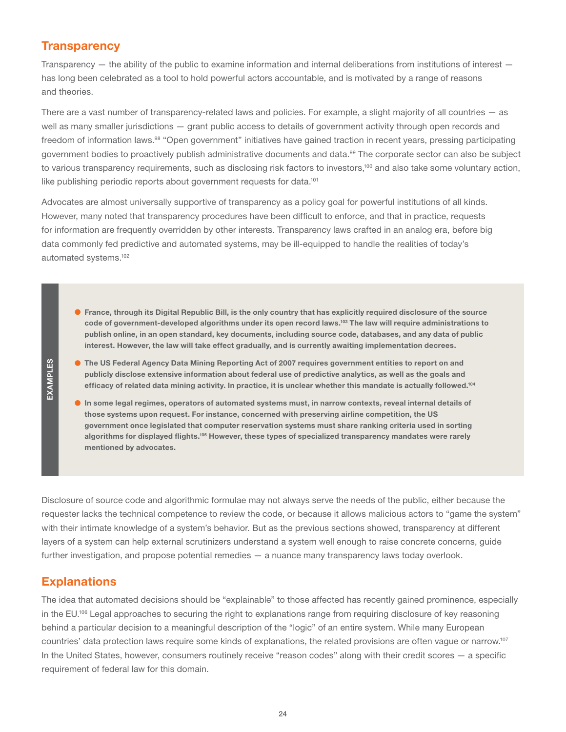## Transparency

Transparency — the ability of the public to examine information and internal deliberations from institutions of interest — has long been celebrated as a tool to hold powerful actors accountable, and is motivated by a range of reasons and theories.

There are a vast number of transparency-related laws and policies. For example, a slight majority of all countries — as well as many smaller jurisdictions — grant public access to details of government activity through open records and freedom of information laws.[98] "Open government" initiatives have gained traction in recent years, pressing participating government bodies to proactively publish administrative documents and data.[99] The corporate sector can also be subject to various transparency requirements, such as disclosing risk factors to investors,[100] and also take some voluntary action, like publishing periodic reports about government requests for data.[101]

Advocates are almost universally supportive of transparency as a policy goal for powerful institutions of all kinds. However, many noted that transparency procedures have been difficult to enforce, and that in practice, requests for information are frequently overridden by other interests. Transparency laws crafted in an analog era, before big data commonly fed predictive and automated systems, may be ill-equipped to handle the realities of today's automated systems.[102]

**EXAMPLES**

- **France, through its Digital Republic Bill, is the only country that has explicitly required disclosure of the source code of government-developed algorithms under its open record laws.[103] The law will require administrations to publish online, in an open standard, key documents, including source code, databases, and any data of public interest. However, the law will take effect gradually, and is currently awaiting implementation decrees.**
- **The US Federal Agency Data Mining Reporting Act of 2007 requires government entities to report on and publicly disclose extensive information about federal use of predictive analytics, as well as the goals and efficacy of related data mining activity. In practice, it is unclear whether this mandate is actually followed.[104]**
- **In some legal regimes, operators of automated systems must, in narrow contexts, reveal internal details of those systems upon request. For instance, concerned with preserving airline competition, the US government once legislated that computer reservation systems must share ranking criteria used in sorting algorithms for displayed flights.[105] However, these types of specialized transparency mandates were rarely mentioned by advocates.**

Disclosure of source code and algorithmic formulae may not always serve the needs of the public, either because the requester lacks the technical competence to review the code, or because it allows malicious actors to "game the system" with their intimate knowledge of a system's behavior. But as the previous sections showed, transparency at different layers of a system can help external scrutinizers understand a system well enough to raise concrete concerns, guide further investigation, and propose potential remedies — a nuance many transparency laws today overlook.

## Explanations

The idea that automated decisions should be "explainable" to those affected has recently gained prominence, especially in the EU.[106] Legal approaches to securing the right to explanations range from requiring disclosure of key reasoning behind a particular decision to a meaningful description of the "logic" of an entire system. While many European countries' data protection laws require some kinds of explanations, the related provisions are often vague or narrow.[107] In the United States, however, consumers routinely receive "reason codes" along with their credit scores — a specific requirement of federal law for this domain.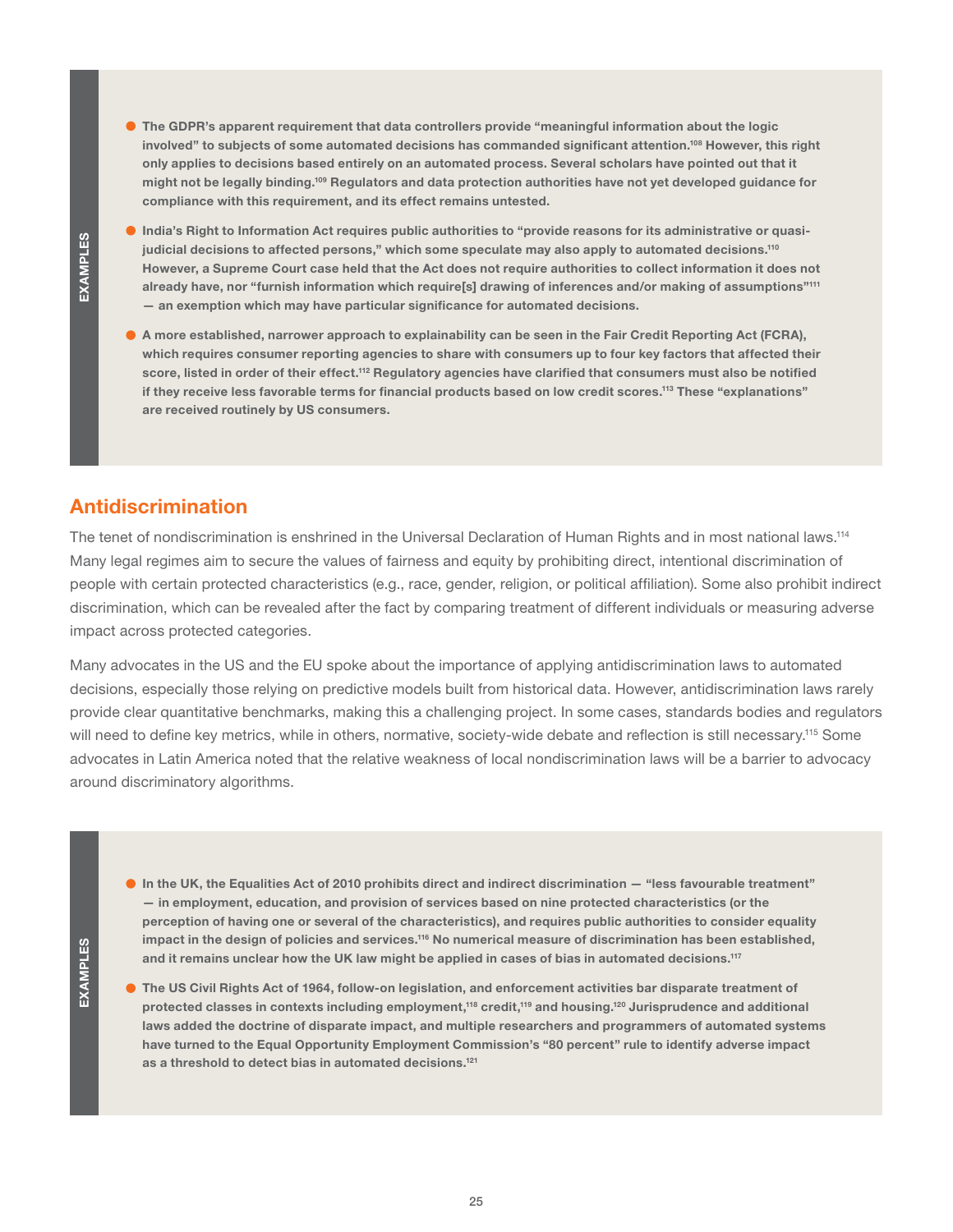**EXAMPLES**

- **The GDPR's apparent requirement that data controllers provide "meaningful information about the logic involved" to subjects of some automated decisions has commanded significant attention.[108] However, this right only applies to decisions based entirely on an automated process. Several scholars have pointed out that it might not be legally binding.[109] Regulators and data protection authorities have not yet developed guidance for compliance with this requirement, and its effect remains untested.**
- **India's Right to Information Act requires public authorities to "provide reasons for its administrative or quasi-judicial decisions to affected persons," which some speculate may also apply to automated decisions.[110] However, a Supreme Court case held that the Act does not require authorities to collect information it does not already have, nor "furnish information which require[s] drawing of inferences and/or making of assumptions"[111] — an exemption which may have particular significance for automated decisions.**
- **A more established, narrower approach to explainability can be seen in the Fair Credit Reporting Act (FCRA), which requires consumer reporting agencies to share with consumers up to four key factors that affected their score, listed in order of their effect.[112] Regulatory agencies have clarified that consumers must also be notified if they receive less favorable terms for financial products based on low credit scores.[113] These "explanations" are received routinely by US consumers.**

## Antidiscrimination

The tenet of nondiscrimination is enshrined in the Universal Declaration of Human Rights and in most national laws.[114] Many legal regimes aim to secure the values of fairness and equity by prohibiting direct, intentional discrimination of people with certain protected characteristics (e.g., race, gender, religion, or political affiliation). Some also prohibit indirect discrimination, which can be revealed after the fact by comparing treatment of different individuals or measuring adverse impact across protected categories.

Many advocates in the US and the EU spoke about the importance of applying antidiscrimination laws to automated decisions, especially those relying on predictive models built from historical data. However, antidiscrimination laws rarely provide clear quantitative benchmarks, making this a challenging project. In some cases, standards bodies and regulators will need to define key metrics, while in others, normative, society-wide debate and reflection is still necessary.[115] Some advocates in Latin America noted that the relative weakness of local nondiscrimination laws will be a barrier to advocacy around discriminatory algorithms.

**EXAMPLES**

- **In the UK, the Equalities Act of 2010 prohibits direct and indirect discrimination — "less favourable treatment" — in employment, education, and provision of services based on nine protected characteristics (or the perception of having one or several of the characteristics), and requires public authorities to consider equality impact in the design of policies and services.[116] No numerical measure of discrimination has been established, and it remains unclear how the UK law might be applied in cases of bias in automated decisions.[117]**
- **The US Civil Rights Act of 1964, follow-on legislation, and enforcement activities bar disparate treatment of protected classes in contexts including employment,[118] credit,[119] and housing.[120] Jurisprudence and additional laws added the doctrine of disparate impact, and multiple researchers and programmers of automated systems have turned to the Equal Opportunity Employment Commission's "80 percent" rule to identify adverse impact as a threshold to detect bias in automated decisions.[121]**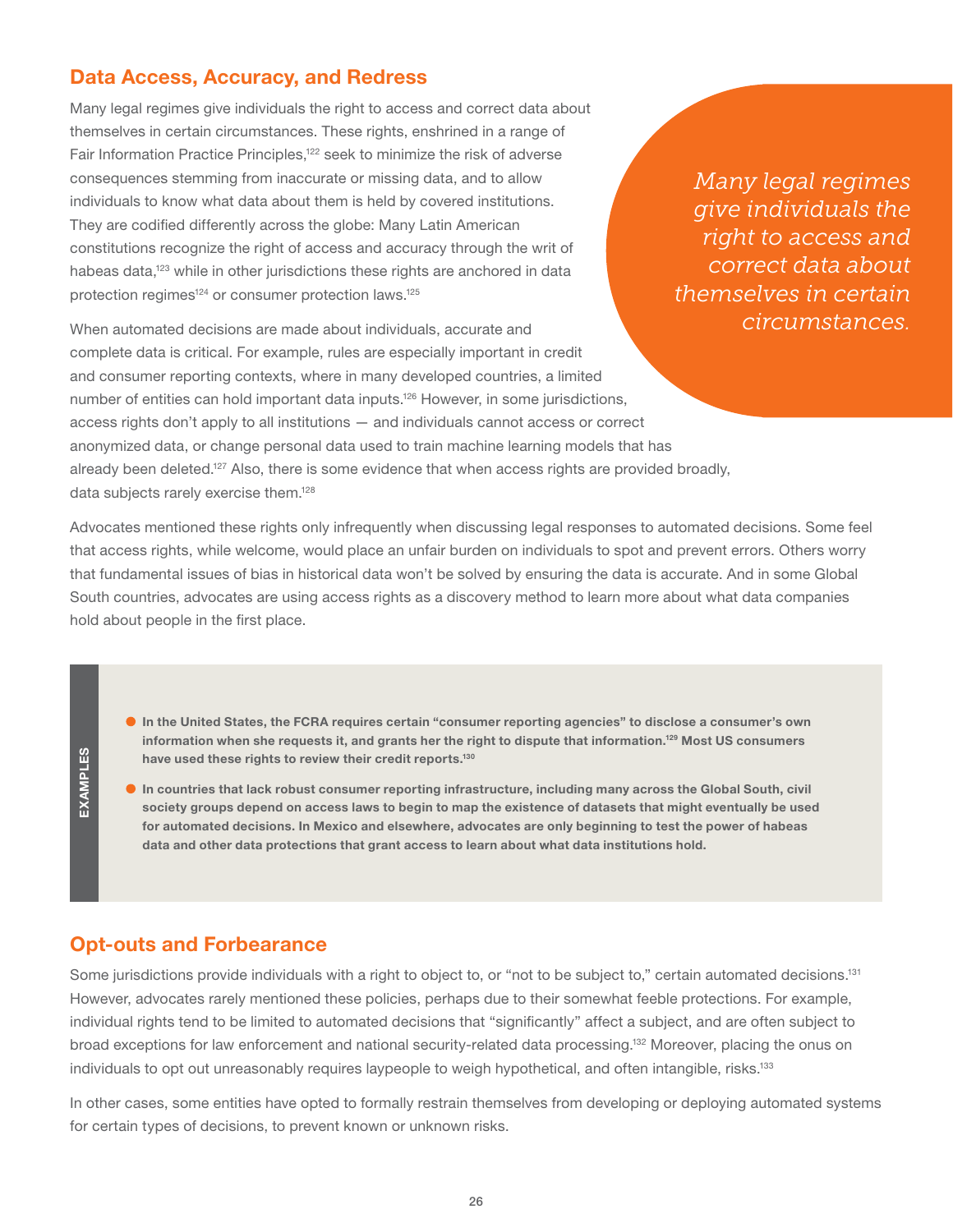## Data Access, Accuracy, and Redress

Many legal regimes give individuals the right to access and correct data about themselves in certain circumstances. These rights, enshrined in a range of Fair Information Practice Principles,[122] seek to minimize the risk of adverse consequences stemming from inaccurate or missing data, and to allow individuals to know what data about them is held by covered institutions. They are codified differently across the globe: Many Latin American constitutions recognize the right of access and accuracy through the writ of habeas data,[123] while in other jurisdictions these rights are anchored in data protection regimes[124] or consumer protection laws.[125]

> *Many legal regimes give individuals the right to access and correct data about themselves in certain circumstances.*

When automated decisions are made about individuals, accurate and complete data is critical. For example, rules are especially important in credit and consumer reporting contexts, where in many developed countries, a limited number of entities can hold important data inputs.[126] However, in some jurisdictions, access rights don't apply to all institutions — and individuals cannot access or correct anonymized data, or change personal data used to train machine learning models that has already been deleted.[127] Also, there is some evidence that when access rights are provided broadly, data subjects rarely exercise them.[128]

Advocates mentioned these rights only infrequently when discussing legal responses to automated decisions. Some feel that access rights, while welcome, would place an unfair burden on individuals to spot and prevent errors. Others worry that fundamental issues of bias in historical data won't be solved by ensuring the data is accurate. And in some Global South countries, advocates are using access rights as a discovery method to learn more about what data companies hold about people in the first place.

**EXAMPLES**

- **In the United States, the FCRA requires certain "consumer reporting agencies" to disclose a consumer's own information when she requests it, and grants her the right to dispute that information.[129] Most US consumers have used these rights to review their credit reports.[130]**
- **In countries that lack robust consumer reporting infrastructure, including many across the Global South, civil society groups depend on access laws to begin to map the existence of datasets that might eventually be used for automated decisions. In Mexico and elsewhere, advocates are only beginning to test the power of habeas data and other data protections that grant access to learn about what data institutions hold.**

## Opt-outs and Forbearance

Some jurisdictions provide individuals with a right to object to, or "not to be subject to," certain automated decisions.[131] However, advocates rarely mentioned these policies, perhaps due to their somewhat feeble protections. For example, individual rights tend to be limited to automated decisions that "significantly" affect a subject, and are often subject to broad exceptions for law enforcement and national security-related data processing.[132] Moreover, placing the onus on individuals to opt out unreasonably requires laypeople to weigh hypothetical, and often intangible, risks.[133]

In other cases, some entities have opted to formally restrain themselves from developing or deploying automated systems for certain types of decisions, to prevent known or unknown risks.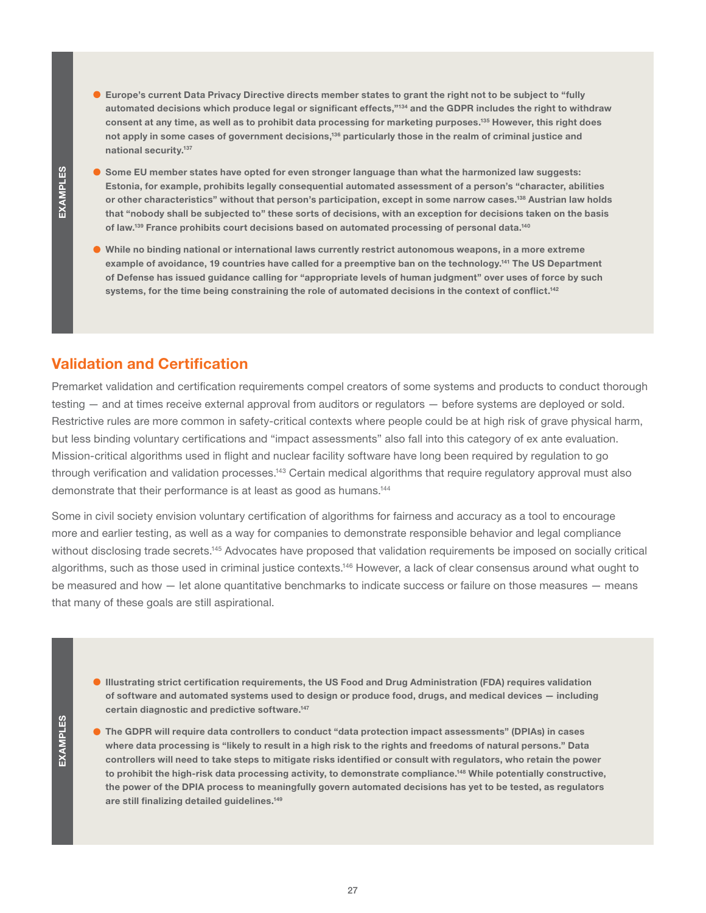**EXAMPLES**

- **Europe's current Data Privacy Directive directs member states to grant the right not to be subject to "fully automated decisions which produce legal or significant effects,"[134] and the GDPR includes the right to withdraw consent at any time, as well as to prohibit data processing for marketing purposes.[135] However, this right does not apply in some cases of government decisions,[136] particularly those in the realm of criminal justice and national security.[137]**
- **Some EU member states have opted for even stronger language than what the harmonized law suggests: Estonia, for example, prohibits legally consequential automated assessment of a person's "character, abilities or other characteristics" without that person's participation, except in some narrow cases.[138] Austrian law holds that "nobody shall be subjected to" these sorts of decisions, with an exception for decisions taken on the basis of law.[139] France prohibits court decisions based on automated processing of personal data.[140]**
- **While no binding national or international laws currently restrict autonomous weapons, in a more extreme example of avoidance, 19 countries have called for a preemptive ban on the technology.[141] The US Department of Defense has issued guidance calling for "appropriate levels of human judgment" over uses of force by such systems, for the time being constraining the role of automated decisions in the context of conflict.[142]**

## Validation and Certification

Premarket validation and certification requirements compel creators of some systems and products to conduct thorough testing — and at times receive external approval from auditors or regulators — before systems are deployed or sold. Restrictive rules are more common in safety-critical contexts where people could be at high risk of grave physical harm, but less binding voluntary certifications and "impact assessments" also fall into this category of ex ante evaluation. Mission-critical algorithms used in flight and nuclear facility software have long been required by regulation to go through verification and validation processes.[143] Certain medical algorithms that require regulatory approval must also demonstrate that their performance is at least as good as humans.[144]

Some in civil society envision voluntary certification of algorithms for fairness and accuracy as a tool to encourage more and earlier testing, as well as a way for companies to demonstrate responsible behavior and legal compliance without disclosing trade secrets.[145] Advocates have proposed that validation requirements be imposed on socially critical algorithms, such as those used in criminal justice contexts.[146] However, a lack of clear consensus around what ought to be measured and how — let alone quantitative benchmarks to indicate success or failure on those measures — means that many of these goals are still aspirational.

**EXAMPLES**

- **Illustrating strict certification requirements, the US Food and Drug Administration (FDA) requires validation of software and automated systems used to design or produce food, drugs, and medical devices — including certain diagnostic and predictive software.[147]**
- **The GDPR will require data controllers to conduct "data protection impact assessments" (DPIAs) in cases where data processing is "likely to result in a high risk to the rights and freedoms of natural persons." Data controllers will need to take steps to mitigate risks identified or consult with regulators, who retain the power to prohibit the high-risk data processing activity, to demonstrate compliance.[148] While potentially constructive, the power of the DPIA process to meaningfully govern automated decisions has yet to be tested, as regulators are still finalizing detailed guidelines.[149]**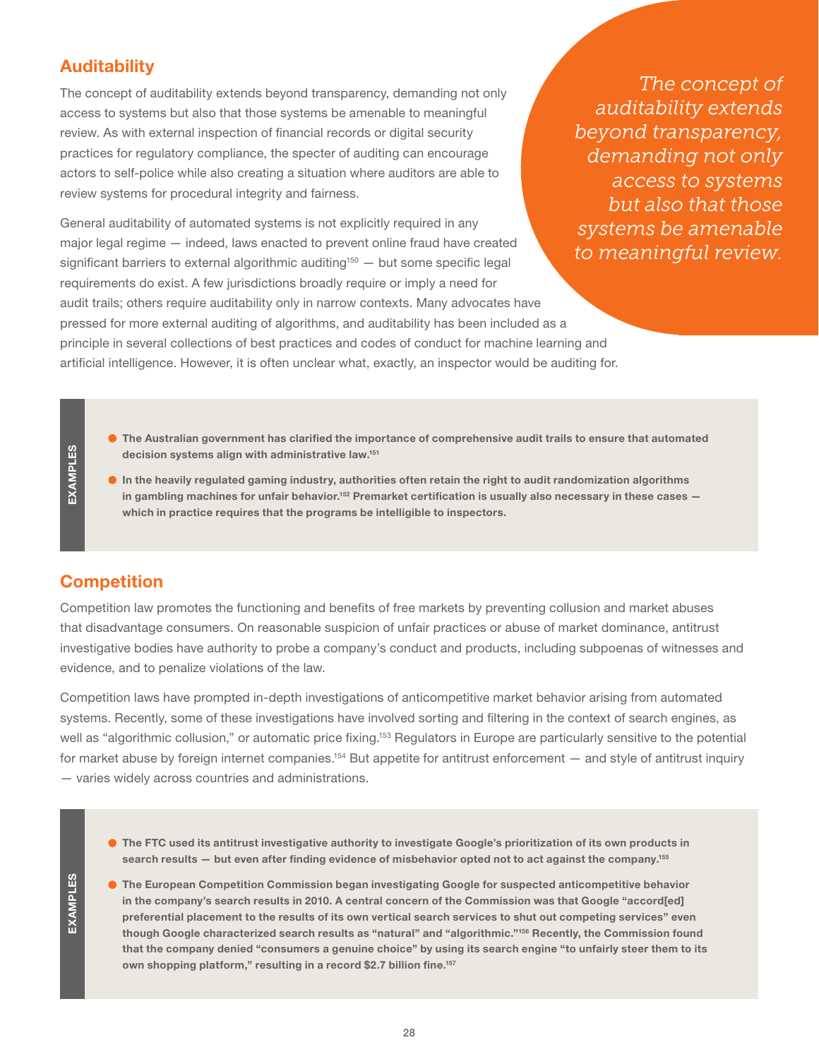## Auditability

The concept of auditability extends beyond transparency, demanding not only access to systems but also that those systems be amenable to meaningful review. As with external inspection of financial records or digital security practices for regulatory compliance, the specter of auditing can encourage actors to self-police while also creating a situation where auditors are able to review systems for procedural integrity and fairness.

> *The concept of auditability extends beyond transparency, demanding not only access to systems but also that those systems be amenable to meaningful review.*

General auditability of automated systems is not explicitly required in any major legal regime — indeed, laws enacted to prevent online fraud have created significant barriers to external algorithmic auditing[150] — but some specific legal requirements do exist. A few jurisdictions broadly require or imply a need for audit trails; others require auditability only in narrow contexts. Many advocates have pressed for more external auditing of algorithms, and auditability has been included as a principle in several collections of best practices and codes of conduct for machine learning and artificial intelligence. However, it is often unclear what, exactly, an inspector would be auditing for.

**EXAMPLES**

- **The Australian government has clarified the importance of comprehensive audit trails to ensure that automated decision systems align with administrative law.[151]**
- **In the heavily regulated gaming industry, authorities often retain the right to audit randomization algorithms in gambling machines for unfair behavior.[152] Premarket certification is usually also necessary in these cases — which in practice requires that the programs be intelligible to inspectors.**

## Competition

Competition law promotes the functioning and benefits of free markets by preventing collusion and market abuses that disadvantage consumers. On reasonable suspicion of unfair practices or abuse of market dominance, antitrust investigative bodies have authority to probe a company's conduct and products, including subpoenas of witnesses and evidence, and to penalize violations of the law.

Competition laws have prompted in-depth investigations of anticompetitive market behavior arising from automated systems. Recently, some of these investigations have involved sorting and filtering in the context of search engines, as well as "algorithmic collusion," or automatic price fixing.[153] Regulators in Europe are particularly sensitive to the potential for market abuse by foreign internet companies.[154] But appetite for antitrust enforcement — and style of antitrust inquiry — varies widely across countries and administrations.

**EXAMPLES**

- **The FTC used its antitrust investigative authority to investigate Google's prioritization of its own products in search results — but even after finding evidence of misbehavior opted not to act against the company.[155]**
- **The European Competition Commission began investigating Google for suspected anticompetitive behavior in the company's search results in 2010. A central concern of the Commission was that Google "accord[ed] preferential placement to the results of its own vertical search services to shut out competing services" even though Google characterized search results as "natural" and "algorithmic."[156] Recently, the Commission found that the company denied "consumers a genuine choice" by using its search engine "to unfairly steer them to its own shopping platform," resulting in a record $2.7 billion fine.[157]**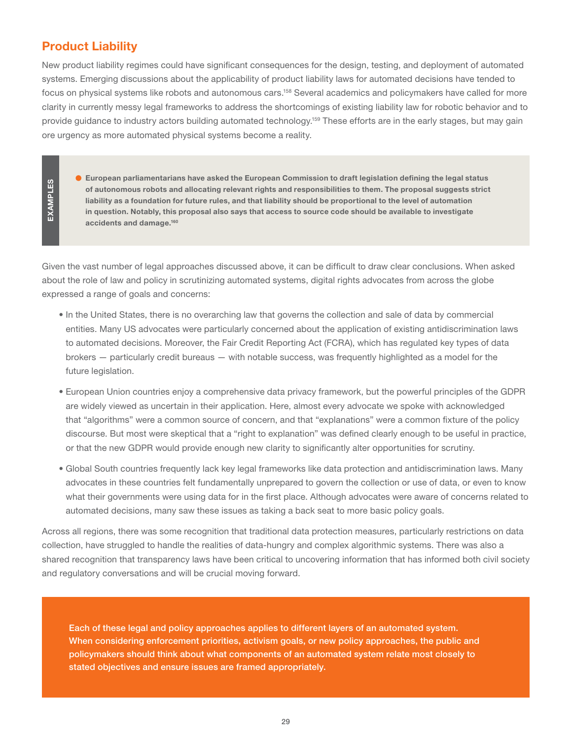## Product Liability

New product liability regimes could have significant consequences for the design, testing, and deployment of automated systems. Emerging discussions about the applicability of product liability laws for automated decisions have tended to focus on physical systems like robots and autonomous cars.[158] Several academics and policymakers have called for more clarity in currently messy legal frameworks to address the shortcomings of existing liability law for robotic behavior and to provide guidance to industry actors building automated technology.[159] These efforts are in the early stages, but may gain ore urgency as more automated physical systems become a reality.

EXAMPLES

- **European parliamentarians have asked the European Commission to draft legislation defining the legal status of autonomous robots and allocating relevant rights and responsibilities to them. The proposal suggests strict liability as a foundation for future rules, and that liability should be proportional to the level of automation in question. Notably, this proposal also says that access to source code should be available to investigate accidents and damage.[160]**

Given the vast number of legal approaches discussed above, it can be difficult to draw clear conclusions. When asked about the role of law and policy in scrutinizing automated systems, digital rights advocates from across the globe expressed a range of goals and concerns:

- In the United States, there is no overarching law that governs the collection and sale of data by commercial entities. Many US advocates were particularly concerned about the application of existing antidiscrimination laws to automated decisions. Moreover, the Fair Credit Reporting Act (FCRA), which has regulated key types of data brokers — particularly credit bureaus — with notable success, was frequently highlighted as a model for the future legislation.
- European Union countries enjoy a comprehensive data privacy framework, but the powerful principles of the GDPR are widely viewed as uncertain in their application. Here, almost every advocate we spoke with acknowledged that "algorithms" were a common source of concern, and that "explanations" were a common fixture of the policy discourse. But most were skeptical that a "right to explanation" was defined clearly enough to be useful in practice, or that the new GDPR would provide enough new clarity to significantly alter opportunities for scrutiny.
- Global South countries frequently lack key legal frameworks like data protection and antidiscrimination laws. Many advocates in these countries felt fundamentally unprepared to govern the collection or use of data, or even to know what their governments were using data for in the first place. Although advocates were aware of concerns related to automated decisions, many saw these issues as taking a back seat to more basic policy goals.

Across all regions, there was some recognition that traditional data protection measures, particularly restrictions on data collection, have struggled to handle the realities of data-hungry and complex algorithmic systems. There was also a shared recognition that transparency laws have been critical to uncovering information that has informed both civil society and regulatory conversations and will be crucial moving forward.

Each of these legal and policy approaches applies to different layers of an automated system. When considering enforcement priorities, activism goals, or new policy approaches, the public and policymakers should think about what components of an automated system relate most closely to stated objectives and ensure issues are framed appropriately.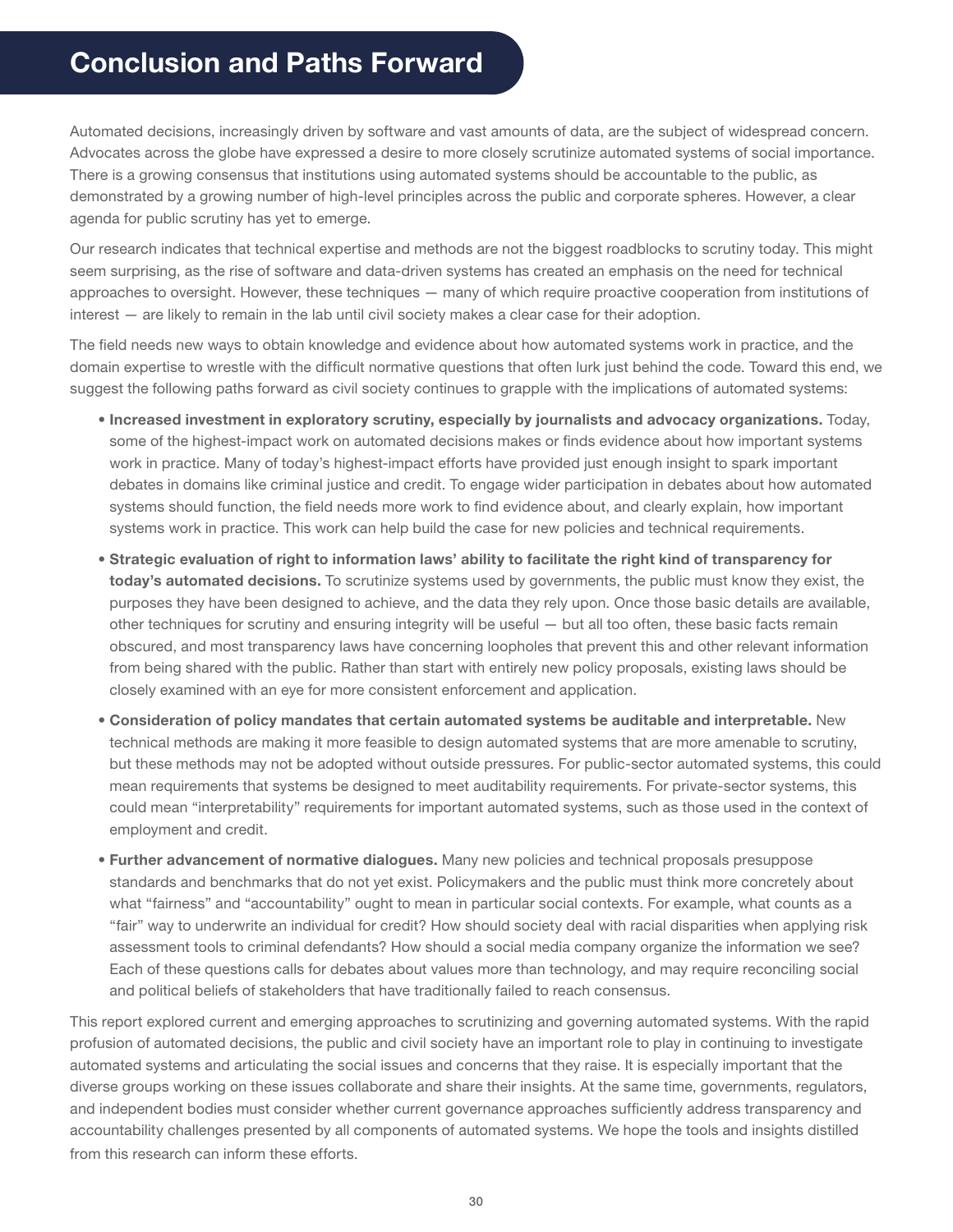# Conclusion and Paths Forward

Automated decisions, increasingly driven by software and vast amounts of data, are the subject of widespread concern. Advocates across the globe have expressed a desire to more closely scrutinize automated systems of social importance. There is a growing consensus that institutions using automated systems should be accountable to the public, as demonstrated by a growing number of high-level principles across the public and corporate spheres. However, a clear agenda for public scrutiny has yet to emerge.

Our research indicates that technical expertise and methods are not the biggest roadblocks to scrutiny today. This might seem surprising, as the rise of software and data-driven systems has created an emphasis on the need for technical approaches to oversight. However, these techniques — many of which require proactive cooperation from institutions of interest — are likely to remain in the lab until civil society makes a clear case for their adoption.

The field needs new ways to obtain knowledge and evidence about how automated systems work in practice, and the domain expertise to wrestle with the difficult normative questions that often lurk just behind the code. Toward this end, we suggest the following paths forward as civil society continues to grapple with the implications of automated systems:

- **Increased investment in exploratory scrutiny, especially by journalists and advocacy organizations.** Today, some of the highest-impact work on automated decisions makes or finds evidence about how important systems work in practice. Many of today's highest-impact efforts have provided just enough insight to spark important debates in domains like criminal justice and credit. To engage wider participation in debates about how automated systems should function, the field needs more work to find evidence about, and clearly explain, how important systems work in practice. This work can help build the case for new policies and technical requirements.
- **Strategic evaluation of right to information laws' ability to facilitate the right kind of transparency for today's automated decisions.** To scrutinize systems used by governments, the public must know they exist, the purposes they have been designed to achieve, and the data they rely upon. Once those basic details are available, other techniques for scrutiny and ensuring integrity will be useful — but all too often, these basic facts remain obscured, and most transparency laws have concerning loopholes that prevent this and other relevant information from being shared with the public. Rather than start with entirely new policy proposals, existing laws should be closely examined with an eye for more consistent enforcement and application.
- **Consideration of policy mandates that certain automated systems be auditable and interpretable.** New technical methods are making it more feasible to design automated systems that are more amenable to scrutiny, but these methods may not be adopted without outside pressures. For public-sector automated systems, this could mean requirements that systems be designed to meet auditability requirements. For private-sector systems, this could mean "interpretability" requirements for important automated systems, such as those used in the context of employment and credit.
- **Further advancement of normative dialogues.** Many new policies and technical proposals presuppose standards and benchmarks that do not yet exist. Policymakers and the public must think more concretely about what "fairness" and "accountability" ought to mean in particular social contexts. For example, what counts as a "fair" way to underwrite an individual for credit? How should society deal with racial disparities when applying risk assessment tools to criminal defendants? How should a social media company organize the information we see? Each of these questions calls for debates about values more than technology, and may require reconciling social and political beliefs of stakeholders that have traditionally failed to reach consensus.

This report explored current and emerging approaches to scrutinizing and governing automated systems. With the rapid profusion of automated decisions, the public and civil society have an important role to play in continuing to investigate automated systems and articulating the social issues and concerns that they raise. It is especially important that the diverse groups working on these issues collaborate and share their insights. At the same time, governments, regulators, and independent bodies must consider whether current governance approaches sufficiently address transparency and accountability challenges presented by all components of automated systems. We hope the tools and insights distilled from this research can inform these efforts.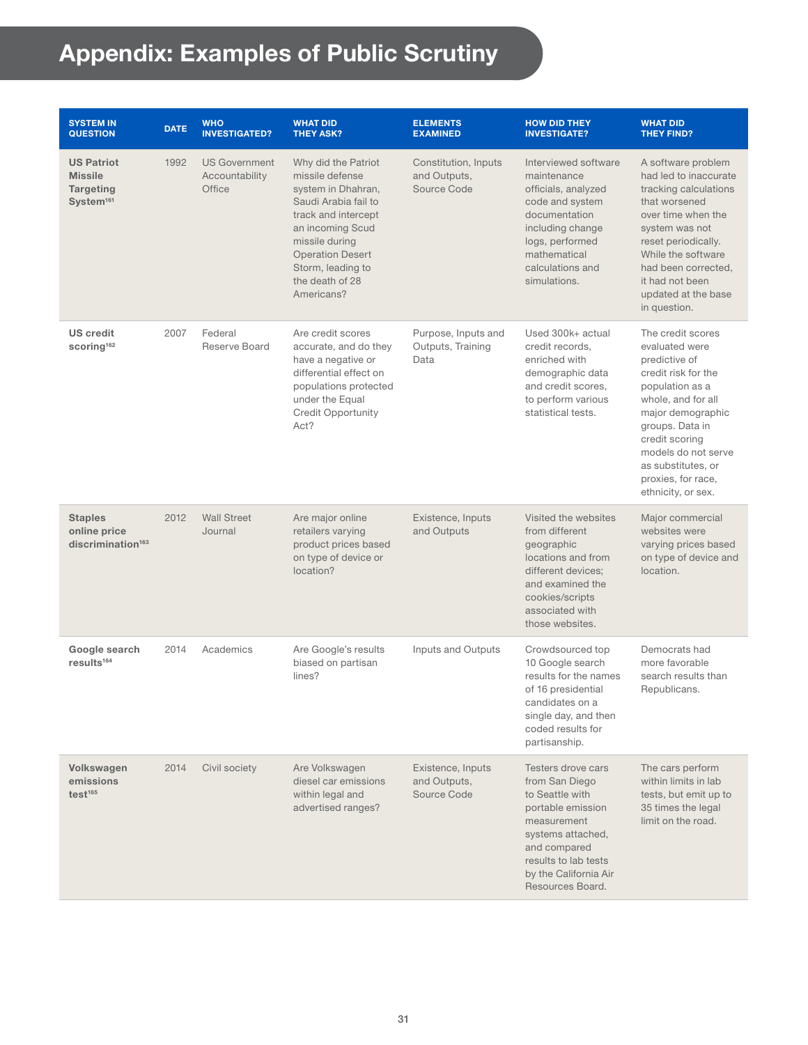# Appendix: Examples of Public Scrutiny

| SYSTEM IN QUESTION | DATE | WHO INVESTIGATED? | WHAT DID THEY ASK? | ELEMENTS EXAMINED | HOW DID THEY INVESTIGATE? | WHAT DID THEY FIND? |
|---|---|---|---|---|---|---|
| **US Patriot Missile Targeting System**[161] | 1992 | US Government Accountability Office | Why did the Patriot missile defense system in Dhahran, Saudi Arabia fail to track and intercept an incoming Scud missile during Operation Desert Storm, leading to the death of 28 Americans? | Constitution, Inputs and Outputs, Source Code | Interviewed software maintenance officials, analyzed code and system documentation including change logs, performed mathematical calculations and simulations. | A software problem had led to inaccurate tracking calculations that worsened over time when the system was not reset periodically. While the software had been corrected, it had not been updated at the base in question. |
| **US credit scoring**[162] | 2007 | Federal Reserve Board | Are credit scores accurate, and do they have a negative or differential effect on populations protected under the Equal Credit Opportunity Act? | Purpose, Inputs and Outputs, Training Data | Used 300k+ actual credit records, enriched with demographic data and credit scores, to perform various statistical tests. | The credit scores evaluated were predictive of credit risk for the population as a whole, and for all major demographic groups. Data in credit scoring models do not serve as substitutes, or proxies, for race, ethnicity, or sex. |
| **Staples online price discrimination**[163] | 2012 | Wall Street Journal | Are major online retailers varying product prices based on type of device or location? | Existence, Inputs and Outputs | Visited the websites from different geographic locations and from different devices; and examined the cookies/scripts associated with those websites. | Major commercial websites were varying prices based on type of device and location. |
| **Google search results**[164] | 2014 | Academics | Are Google's results biased on partisan lines? | Inputs and Outputs | Crowdsourced top 10 Google search results for the names of 16 presidential candidates on a single day, and then coded results for partisanship. | Democrats had more favorable search results than Republicans. |
| **Volkswagen emissions test**[165] | 2014 | Civil society | Are Volkswagen diesel car emissions within legal and advertised ranges? | Existence, Inputs and Outputs, Source Code | Testers drove cars from San Diego to Seattle with portable emission measurement systems attached, and compared results to lab tests by the California Air Resources Board. | The cars perform within limits in lab tests, but emit up to 35 times the legal limit on the road. |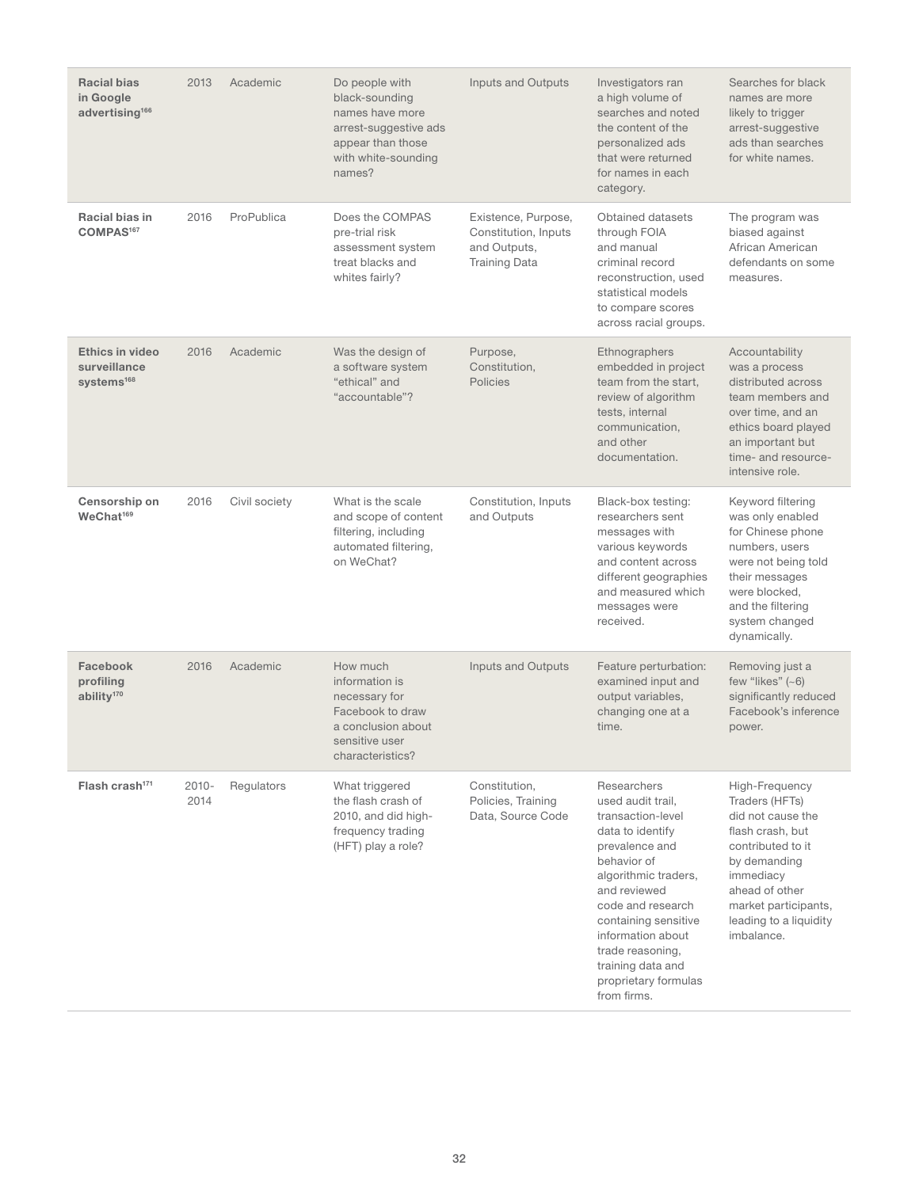| | | | | | | |
|---|---|---|---|---|---|---|
| **Racial bias in Google advertising**[166] | 2013 | Academic | Do people with black-sounding names have more arrest-suggestive ads appear than those with white-sounding names? | Inputs and Outputs | Investigators ran a high volume of searches and noted the content of the personalized ads that were returned for names in each category. | Searches for black names are more likely to trigger arrest-suggestive ads than searches for white names. |
| **Racial bias in COMPAS**[167] | 2016 | ProPublica | Does the COMPAS pre-trial risk assessment system treat blacks and whites fairly? | Existence, Purpose, Constitution, Inputs and Outputs, Training Data | Obtained datasets through FOIA and manual criminal record reconstruction, used statistical models to compare scores across racial groups. | The program was biased against African American defendants on some measures. |
| **Ethics in video surveillance systems**[168] | 2016 | Academic | Was the design of a software system "ethical" and "accountable"? | Purpose, Constitution, Policies | Ethnographers embedded in project team from the start, review of algorithm tests, internal communication, and other documentation. | Accountability was a process distributed across team members and over time, and an ethics board played an important but time- and resource-intensive role. |
| **Censorship on WeChat**[169] | 2016 | Civil society | What is the scale and scope of content filtering, including automated filtering, on WeChat? | Constitution, Inputs and Outputs | Black-box testing: researchers sent messages with various keywords and content across different geographies and measured which messages were received. | Keyword filtering was only enabled for Chinese phone numbers, users were not being told their messages were blocked, and the filtering system changed dynamically. |
| **Facebook profiling ability**[170] | 2016 | Academic | How much information is necessary for Facebook to draw a conclusion about sensitive user characteristics? | Inputs and Outputs | Feature perturbation: examined input and output variables, changing one at a time. | Removing just a few "likes" (~6) significantly reduced Facebook's inference power. |
| **Flash crash**[171] | 2010-2014 | Regulators | What triggered the flash crash of 2010, and did high-frequency trading (HFT) play a role? | Constitution, Policies, Training Data, Source Code | Researchers used audit trail, transaction-level data to identify prevalence and behavior of algorithmic traders, and reviewed code and research containing sensitive information about trade reasoning, training data and proprietary formulas from firms. | High-Frequency Traders (HFTs) did not cause the flash crash, but contributed to it by demanding immediacy ahead of other market participants, leading to a liquidity imbalance. |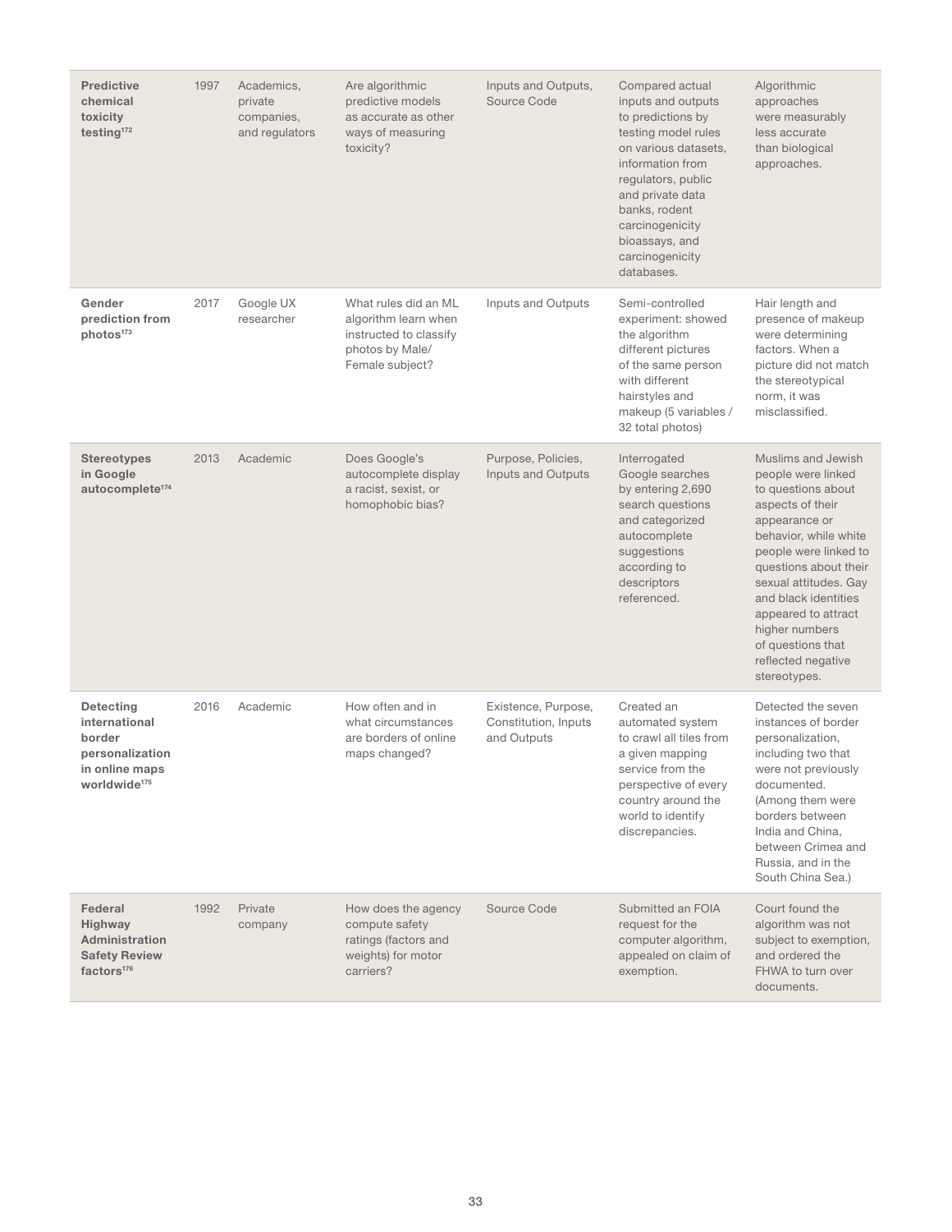| **Predictive chemical toxicity testing**[172] | 1997 | Academics, private companies, and regulators | Are algorithmic predictive models as accurate as other ways of measuring toxicity? | Inputs and Outputs, Source Code | Compared actual inputs and outputs to predictions by testing model rules on various datasets, information from regulators, public and private data banks, rodent carcinogenicity bioassays, and carcinogenicity databases. | Algorithmic approaches were measurably less accurate than biological approaches. |
|---|---|---|---|---|---|---|
| **Gender prediction from photos**[173] | 2017 | Google UX researcher | What rules did an ML algorithm learn when instructed to classify photos by Male/ Female subject? | Inputs and Outputs | Semi-controlled experiment: showed the algorithm different pictures of the same person with different hairstyles and makeup (5 variables / 32 total photos) | Hair length and presence of makeup were determining factors. When a picture did not match the stereotypical norm, it was misclassified. |
| **Stereotypes in Google autocomplete**[174] | 2013 | Academic | Does Google's autocomplete display a racist, sexist, or homophobic bias? | Purpose, Policies, Inputs and Outputs | Interrogated Google searches by entering 2,690 search questions and categorized autocomplete suggestions according to descriptors referenced. | Muslims and Jewish people were linked to questions about aspects of their appearance or behavior, while white people were linked to questions about their sexual attitudes. Gay and black identities appeared to attract higher numbers of questions that reflected negative stereotypes. |
| **Detecting international border personalization in online maps worldwide**[175] | 2016 | Academic | How often and in what circumstances are borders of online maps changed? | Existence, Purpose, Constitution, Inputs and Outputs | Created an automated system to crawl all tiles from a given mapping service from the perspective of every country around the world to identify discrepancies. | Detected the seven instances of border personalization, including two that were not previously documented. (Among them were borders between India and China, between Crimea and Russia, and in the South China Sea.) |
| **Federal Highway Administration Safety Review factors**[176] | 1992 | Private company | How does the agency compute safety ratings (factors and weights) for motor carriers? | Source Code | Submitted an FOIA request for the computer algorithm, appealed on claim of exemption. | Court found the algorithm was not subject to exemption, and ordered the FHWA to turn over documents. |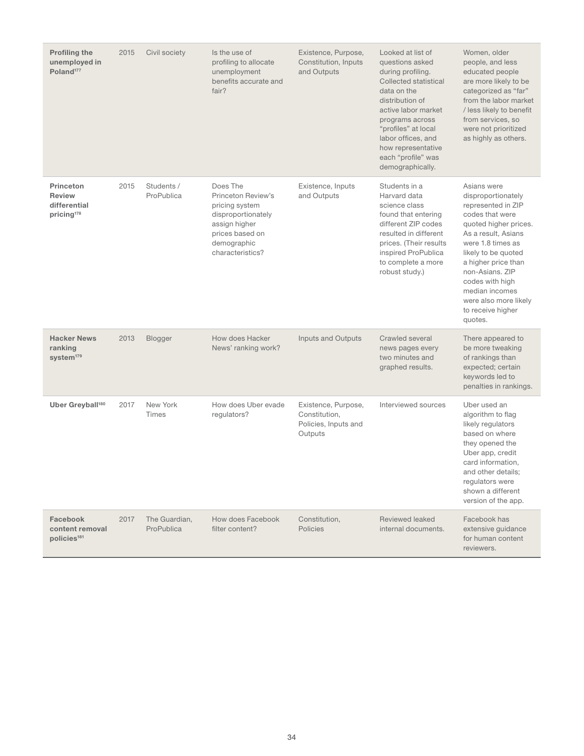| | | | | | | |
|---|---|---|---|---|---|---|
| **Profiling the unemployed in Poland**[177] | 2015 | Civil society | Is the use of profiling to allocate unemployment benefits accurate and fair? | Existence, Purpose, Constitution, Inputs and Outputs | Looked at list of questions asked during profiling. Collected statistical data on the distribution of active labor market programs across "profiles" at local labor offices, and how representative each "profile" was demographically. | Women, older people, and less educated people are more likely to be categorized as "far" from the labor market / less likely to benefit from services, so were not prioritized as highly as others. |
| **Princeton Review differential pricing**[178] | 2015 | Students / ProPublica | Does The Princeton Review's pricing system disproportionately assign higher prices based on demographic characteristics? | Existence, Inputs and Outputs | Students in a Harvard data science class found that entering different ZIP codes resulted in different prices. (Their results inspired ProPublica to complete a more robust study.) | Asians were disproportionately represented in ZIP codes that were quoted higher prices. As a result, Asians were 1.8 times as likely to be quoted a higher price than non-Asians. ZIP codes with high median incomes were also more likely to receive higher quotes. |
| **Hacker News ranking system**[179] | 2013 | Blogger | How does Hacker News' ranking work? | Inputs and Outputs | Crawled several news pages every two minutes and graphed results. | There appeared to be more tweaking of rankings than expected; certain keywords led to penalties in rankings. |
| **Uber Greyball**[180] | 2017 | New York Times | How does Uber evade regulators? | Existence, Purpose, Constitution, Policies, Inputs and Outputs | Interviewed sources | Uber used an algorithm to flag likely regulators based on where they opened the Uber app, credit card information, and other details; regulators were shown a different version of the app. |
| **Facebook content removal policies**[181] | 2017 | The Guardian, ProPublica | How does Facebook filter content? | Constitution, Policies | Reviewed leaked internal documents. | Facebook has extensive guidance for human content reviewers. |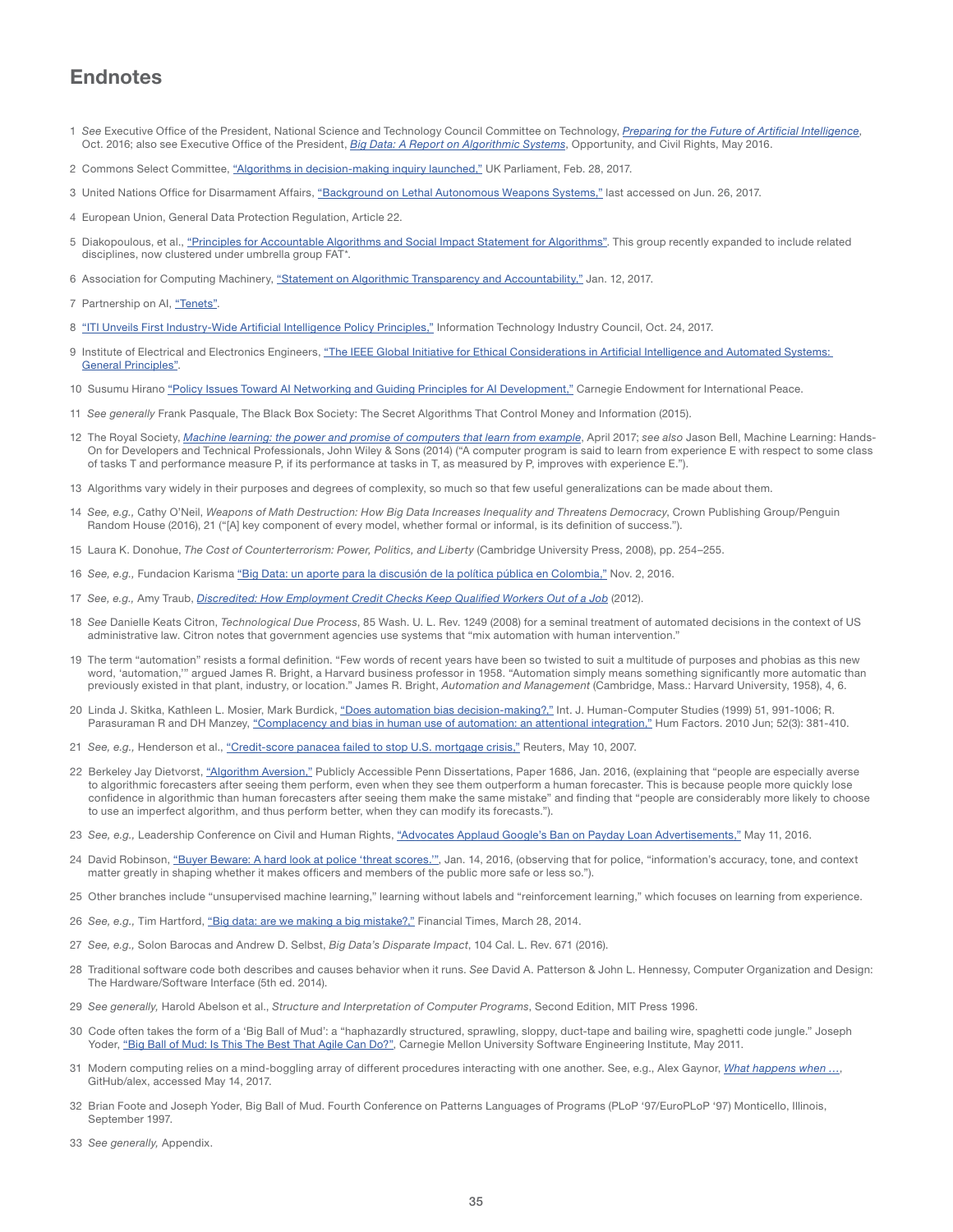# Endnotes

1 *See* Executive Office of the President, National Science and Technology Council Committee on Technology, *Preparing for the Future of Artificial Intelligence*, Oct. 2016; also see Executive Office of the President, *Big Data: A Report on Algorithmic Systems*, Opportunity, and Civil Rights, May 2016.

2 Commons Select Committee, "Algorithms in decision-making inquiry launched," UK Parliament, Feb. 28, 2017.

3 United Nations Office for Disarmament Affairs, "Background on Lethal Autonomous Weapons Systems," last accessed on Jun. 26, 2017.

4 European Union, General Data Protection Regulation, Article 22.

5 Diakopoulous, et al., "Principles for Accountable Algorithms and Social Impact Statement for Algorithms". This group recently expanded to include related disciplines, now clustered under umbrella group FAT*.

6 Association for Computing Machinery, "Statement on Algorithmic Transparency and Accountability," Jan. 12, 2017.

7 Partnership on AI, "Tenets".

8 "ITI Unveils First Industry-Wide Artificial Intelligence Policy Principles," Information Technology Industry Council, Oct. 24, 2017.

9 Institute of Electrical and Electronics Engineers, "The IEEE Global Initiative for Ethical Considerations in Artificial Intelligence and Automated Systems: General Principles".

10 Susumu Hirano "Policy Issues Toward AI Networking and Guiding Principles for AI Development," Carnegie Endowment for International Peace.

11 *See generally* Frank Pasquale, The Black Box Society: The Secret Algorithms That Control Money and Information (2015).

12 The Royal Society, *Machine learning: the power and promise of computers that learn from example*, April 2017; *see also* Jason Bell, Machine Learning: Hands-On for Developers and Technical Professionals, John Wiley & Sons (2014) ("A computer program is said to learn from experience E with respect to some class of tasks T and performance measure P, if its performance at tasks in T, as measured by P, improves with experience E.").

13 Algorithms vary widely in their purposes and degrees of complexity, so much so that few useful generalizations can be made about them.

14 *See, e.g.,* Cathy O'Neil, *Weapons of Math Destruction: How Big Data Increases Inequality and Threatens Democracy*, Crown Publishing Group/Penguin Random House (2016), 21 ("[A] key component of every model, whether formal or informal, is its definition of success.").

15 Laura K. Donohue, *The Cost of Counterterrorism: Power, Politics, and Liberty* (Cambridge University Press, 2008), pp. 254–255.

16 *See, e.g.,* Fundacion Karisma "Big Data: un aporte para la discusión de la política pública en Colombia," Nov. 2, 2016.

17 *See, e.g.,* Amy Traub, *Discredited: How Employment Credit Checks Keep Qualified Workers Out of a Job* (2012).

18 *See* Danielle Keats Citron, *Technological Due Process*, 85 Wash. U. L. Rev. 1249 (2008) for a seminal treatment of automated decisions in the context of US administrative law. Citron notes that government agencies use systems that "mix automation with human intervention."

19 The term "automation" resists a formal definition. "Few words of recent years have been so twisted to suit a multitude of purposes and phobias as this new word, 'automation,'" argued James R. Bright, a Harvard business professor in 1958. "Automation simply means something significantly more automatic than previously existed in that plant, industry, or location." James R. Bright, *Automation and Management* (Cambridge, Mass.: Harvard University, 1958), 4, 6.

20 Linda J. Skitka, Kathleen L. Mosier, Mark Burdick, "Does automation bias decision-making?," Int. J. Human-Computer Studies (1999) 51, 991-1006; R. Parasuraman R and DH Manzey, "Complacency and bias in human use of automation: an attentional integration," Hum Factors. 2010 Jun; 52(3): 381-410.

21 *See, e.g.,* Henderson et al., "Credit-score panacea failed to stop U.S. mortgage crisis," Reuters, May 10, 2007.

22 Berkeley Jay Dietvorst, "Algorithm Aversion," Publicly Accessible Penn Dissertations, Paper 1686, Jan. 2016, (explaining that "people are especially averse to algorithmic forecasters after seeing them perform, even when they see them outperform a human forecaster. This is because people more quickly lose confidence in algorithmic than human forecasters after seeing them make the same mistake" and finding that "people are considerably more likely to choose to use an imperfect algorithm, and thus perform better, when they can modify its forecasts.").

23 *See, e.g.,* Leadership Conference on Civil and Human Rights, "Advocates Applaud Google's Ban on Payday Loan Advertisements," May 11, 2016.

24 David Robinson, "Buyer Beware: A hard look at police 'threat scores.'", Jan. 14, 2016, (observing that for police, "information's accuracy, tone, and context matter greatly in shaping whether it makes officers and members of the public more safe or less so.").

25 Other branches include "unsupervised machine learning," learning without labels and "reinforcement learning," which focuses on learning from experience.

26 *See, e.g.,* Tim Hartford, "Big data: are we making a big mistake?," Financial Times, March 28, 2014.

27 *See, e.g.,* Solon Barocas and Andrew D. Selbst, *Big Data's Disparate Impact*, 104 Cal. L. Rev. 671 (2016).

28 Traditional software code both describes and causes behavior when it runs. *See* David A. Patterson & John L. Hennessy, Computer Organization and Design: The Hardware/Software Interface (5th ed. 2014).

29 *See generally,* Harold Abelson et al., *Structure and Interpretation of Computer Programs*, Second Edition, MIT Press 1996.

30 Code often takes the form of a 'Big Ball of Mud': a "haphazardly structured, sprawling, sloppy, duct-tape and bailing wire, spaghetti code jungle." Joseph Yoder, "Big Ball of Mud: Is This The Best That Agile Can Do?", Carnegie Mellon University Software Engineering Institute, May 2011.

31 Modern computing relies on a mind-boggling array of different procedures interacting with one another. See, e.g., Alex Gaynor, *What happens when …*, GitHub/alex, accessed May 14, 2017.

32 Brian Foote and Joseph Yoder, Big Ball of Mud. Fourth Conference on Patterns Languages of Programs (PLoP '97/EuroPLoP '97) Monticello, Illinois, September 1997.

33 *See generally,* Appendix.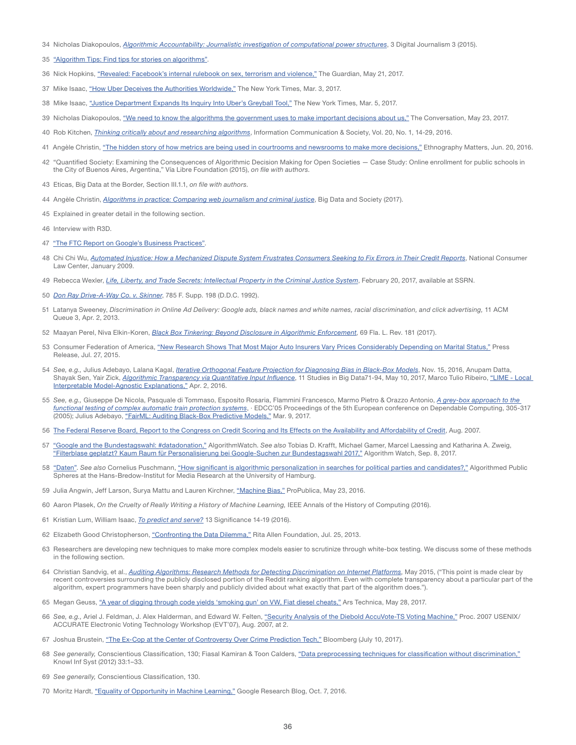34 Nicholas Diakopoulos, *Algorithmic Accountability: Journalistic investigation of computational power structures*, 3 Digital Journalism 3 (2015).

35 "Algorithm Tips: Find tips for stories on algorithms".

36 Nick Hopkins, "Revealed: Facebook's internal rulebook on sex, terrorism and violence," The Guardian, May 21, 2017.

37 Mike Isaac, "How Uber Deceives the Authorities Worldwide," The New York Times, Mar. 3, 2017.

38 Mike Isaac, "Justice Department Expands Its Inquiry Into Uber's Greyball Tool," The New York Times, Mar. 5, 2017.

39 Nicholas Diakopoulos, "We need to know the algorithms the government uses to make important decisions about us," The Conversation, May 23, 2017.

40 Rob Kitchen, *Thinking critically about and researching algorithms*, Information Communication & Society, Vol. 20, No. 1, 14-29, 2016.

41 Angèle Christin, "The hidden story of how metrics are being used in courtrooms and newsrooms to make more decisions," Ethnography Matters, Jun. 20, 2016.

42 "Quantified Society: Examining the Consequences of Algorithmic Decision Making for Open Societies — Case Study: Online enrollment for public schools in the City of Buenos Aires, Argentina," Vía Libre Foundation (2015), *on file with authors*.

43 Eticas, Big Data at the Border, Section III.1.1, *on file with authors*.

44 Angèle Christin, *Algorithms in practice: Comparing web journalism and criminal justice*, Big Data and Society (2017).

45 Explained in greater detail in the following section.

46 Interview with R3D.

47 "The FTC Report on Google's Business Practices".

48 Chi Chi Wu, *Automated Injustice: How a Mechanized Dispute System Frustrates Consumers Seeking to Fix Errors in Their Credit Reports*, National Consumer Law Center, January 2009.

49 Rebecca Wexler, *Life, Liberty, and Trade Secrets: Intellectual Property in the Criminal Justice System*, February 20, 2017, available at SSRN.

50 *Don Ray Drive-A-Way Co. v. Skinner*, 785 F. Supp. 198 (D.D.C. 1992).

51 Latanya Sweeney, *Discrimination in Online Ad Delivery: Google ads, black names and white names, racial discrimination, and click advertising,* 11 ACM Queue 3, Apr. 2, 2013.

52 Maayan Perel, Niva Elkin-Koren, *Black Box Tinkering: Beyond Disclosure in Algorithmic Enforcement*, 69 Fla. L. Rev. 181 (2017).

53 Consumer Federation of America, "New Research Shows That Most Major Auto Insurers Vary Prices Considerably Depending on Marital Status," Press Release, Jul. 27, 2015.

54 *See, e.g.,* Julius Adebayo, Lalana Kagal, *Iterative Orthogonal Feature Projection for Diagnosing Bias in Black-Box Models*, Nov. 15, 2016, Anupam Datta, Shayak Sen, Yair Zick, *Algorithmic Transparency via Quantitative Input Influence*, 11 Studies in Big Data71-94, May 10, 2017, Marco Tulio Ribeiro, "LIME - Local Interpretable Model-Agnostic Explanations," Apr. 2, 2016.

55 *See, e.g.,* Giuseppe De Nicola, Pasquale di Tommaso, Esposito Rosaria, Flammini Francesco, Marmo Pietro & Orazzo Antonio, *A grey-box approach to the functional testing of complex automatic train protection systems*, · EDCC'05 Proceedings of the 5th European conference on Dependable Computing, 305-317 (2005); Julius Adebayo, "FairML: Auditing Black-Box Predictive Models," Mar. 9, 2017.

56 The Federal Reserve Board, Report to the Congress on Credit Scoring and Its Effects on the Availability and Affordability of Credit, Aug. 2007.

57 "Google and the Bundestagswahl: #datadonation," AlgorithmWatch. *See also* Tobias D. Krafft, Michael Gamer, Marcel Laessing and Katharina A. Zweig, "Filterblase geplatzt? Kaum Raum für Personalisierung bei Google-Suchen zur Bundestagswahl 2017," Algorithm Watch, Sep. 8, 2017.

58 "Daten". *See also* Cornelius Puschmann, "How significant is algorithmic personalization in searches for political parties and candidates?," Algorithmed Public Spheres at the Hans-Bredow-Institut for Media Research at the University of Hamburg.

59 Julia Angwin, Jeff Larson, Surya Mattu and Lauren Kirchner, "Machine Bias," ProPublica, May 23, 2016.

60 Aaron Plasek, *On the Cruelty of Really Writing a History of Machine Learning,* IEEE Annals of the History of Computing (2016).

61 Kristian Lum, William Isaac, *To predict and serve?* 13 Significance 14-19 (2016).

62 Elizabeth Good Christopherson, "Confronting the Data Dilemma," Rita Allen Foundation, Jul. 25, 2013.

63 Researchers are developing new techniques to make more complex models easier to scrutinize through white-box testing. We discuss some of these methods in the following section.

64 Christian Sandvig, et al., *Auditing Algorithms: Research Methods for Detecting Discrimination on Internet Platforms*, May 2015, ("This point is made clear by recent controversies surrounding the publicly disclosed portion of the Reddit ranking algorithm. Even with complete transparency about a particular part of the algorithm, expert programmers have been sharply and publicly divided about what exactly that part of the algorithm does.").

65 Megan Geuss, "A year of digging through code yields 'smoking gun' on VW, Fiat diesel cheats," Ars Technica, May 28, 2017.

66 *See, e.g.,* Ariel J. Feldman, J. Alex Halderman, and Edward W. Felten, "Security Analysis of the Diebold AccuVote-TS Voting Machine," Proc. 2007 USENIX/ACCURATE Electronic Voting Technology Workshop (EVT'07), Aug. 2007, at 2.

67 Joshua Brustein, "The Ex-Cop at the Center of Controversy Over Crime Prediction Tech," Bloomberg (July 10, 2017).

68 *See generally,* Conscientious Classification, 130; Fiasal Kamiran & Toon Calders, "Data preprocessing techniques for classification without discrimination," Knowl Inf Syst (2012) 33:1–33.

69 *See generally,* Conscientious Classification, 130.

70 Moritz Hardt, "Equality of Opportunity in Machine Learning," Google Research Blog, Oct. 7, 2016.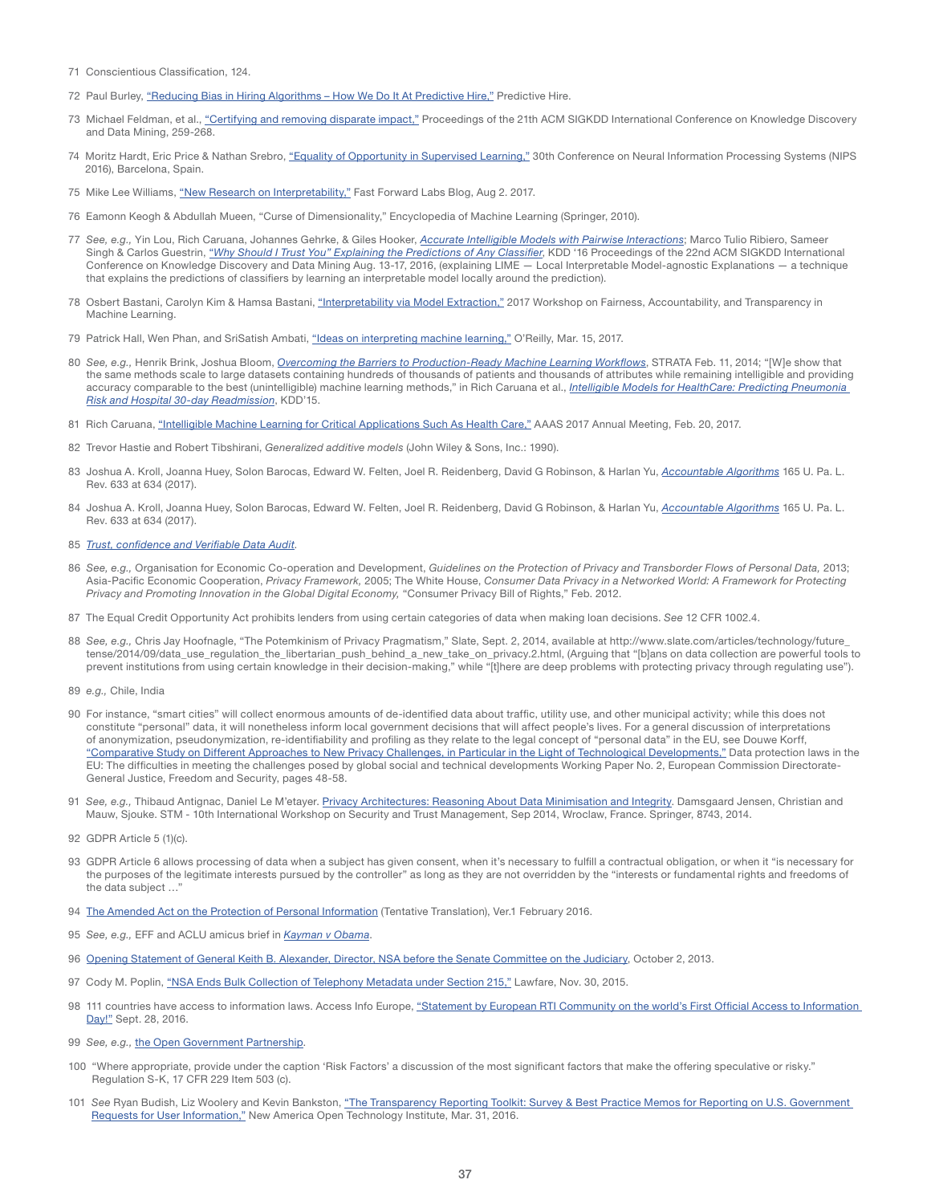71 Conscientious Classification, 124.

72 Paul Burley, "Reducing Bias in Hiring Algorithms – How We Do It At Predictive Hire," Predictive Hire.

73 Michael Feldman, et al., "Certifying and removing disparate impact," Proceedings of the 21th ACM SIGKDD International Conference on Knowledge Discovery and Data Mining, 259-268.

74 Moritz Hardt, Eric Price & Nathan Srebro, "Equality of Opportunity in Supervised Learning," 30th Conference on Neural Information Processing Systems (NIPS 2016), Barcelona, Spain.

75 Mike Lee Williams, "New Research on Interpretability," Fast Forward Labs Blog, Aug 2. 2017.

76 Eamonn Keogh & Abdullah Mueen, "Curse of Dimensionality," Encyclopedia of Machine Learning (Springer, 2010).

77 *See, e.g.,* Yin Lou, Rich Caruana, Johannes Gehrke, & Giles Hooker, *Accurate Intelligible Models with Pairwise Interactions*; Marco Tulio Ribiero, Sameer Singh & Carlos Guestrin, *"Why Should I Trust You" Explaining the Predictions of Any Classifier*, KDD '16 Proceedings of the 22nd ACM SIGKDD International Conference on Knowledge Discovery and Data Mining Aug. 13-17, 2016, (explaining LIME — Local Interpretable Model-agnostic Explanations — a technique that explains the predictions of classifiers by learning an interpretable model locally around the prediction).

78 Osbert Bastani, Carolyn Kim & Hamsa Bastani, "Interpretability via Model Extraction," 2017 Workshop on Fairness, Accountability, and Transparency in Machine Learning.

79 Patrick Hall, Wen Phan, and SriSatish Ambati, "Ideas on interpreting machine learning," O'Reilly, Mar. 15, 2017.

80 *See, e.g.,* Henrik Brink, Joshua Bloom, *Overcoming the Barriers to Production-Ready Machine Learning Workflows*, STRATA Feb. 11, 2014; "[W]e show that the same methods scale to large datasets containing hundreds of thousands of patients and thousands of attributes while remaining intelligible and providing accuracy comparable to the best (unintelligible) machine learning methods," in Rich Caruana et al., *Intelligible Models for HealthCare: Predicting Pneumonia Risk and Hospital 30-day Readmission*, KDD'15.

81 Rich Caruana, "Intelligible Machine Learning for Critical Applications Such As Health Care," AAAS 2017 Annual Meeting, Feb. 20, 2017.

82 Trevor Hastie and Robert Tibshirani, *Generalized additive models* (John Wiley & Sons, Inc.: 1990).

83 Joshua A. Kroll, Joanna Huey, Solon Barocas, Edward W. Felten, Joel R. Reidenberg, David G Robinson, & Harlan Yu, *Accountable Algorithms* 165 U. Pa. L. Rev. 633 at 634 (2017).

84 Joshua A. Kroll, Joanna Huey, Solon Barocas, Edward W. Felten, Joel R. Reidenberg, David G Robinson, & Harlan Yu, *Accountable Algorithms* 165 U. Pa. L. Rev. 633 at 634 (2017).

85 *Trust, confidence and Verifiable Data Audit*.

86 *See, e.g.,* Organisation for Economic Co-operation and Development, *Guidelines on the Protection of Privacy and Transborder Flows of Personal Data,* 2013; Asia-Pacific Economic Cooperation, *Privacy Framework,* 2005; The White House, *Consumer Data Privacy in a Networked World: A Framework for Protecting Privacy and Promoting Innovation in the Global Digital Economy,* "Consumer Privacy Bill of Rights," Feb. 2012.

87 The Equal Credit Opportunity Act prohibits lenders from using certain categories of data when making loan decisions. *See* 12 CFR 1002.4.

88 *See, e.g.,* Chris Jay Hoofnagle, "The Potemkinism of Privacy Pragmatism," Slate, Sept. 2, 2014, available at http://www.slate.com/articles/technology/future_tense/2014/09/data_use_regulation_the_libertarian_push_behind_a_new_take_on_privacy.2.html, (Arguing that "[b]ans on data collection are powerful tools to prevent institutions from using certain knowledge in their decision-making," while "[t]here are deep problems with protecting privacy through regulating use").

89 *e.g.,* Chile, India

90 For instance, "smart cities" will collect enormous amounts of de-identified data about traffic, utility use, and other municipal activity; while this does not constitute "personal" data, it will nonetheless inform local government decisions that will affect people's lives. For a general discussion of interpretations of anonymization, pseudonymization, re-identifiability and profiling as they relate to the legal concept of "personal data" in the EU, see Douwe Korff, "Comparative Study on Different Approaches to New Privacy Challenges, in Particular in the Light of Technological Developments," Data protection laws in the EU: The difficulties in meeting the challenges posed by global social and technical developments Working Paper No. 2, European Commission Directorate-General Justice, Freedom and Security, pages 48-58.

91 *See, e.g.,* Thibaud Antignac, Daniel Le M'etayer. Privacy Architectures: Reasoning About Data Minimisation and Integrity. Damsgaard Jensen, Christian and Mauw, Sjouke. STM - 10th International Workshop on Security and Trust Management, Sep 2014, Wroclaw, France. Springer, 8743, 2014.

92 GDPR Article 5 (1)(c).

93 GDPR Article 6 allows processing of data when a subject has given consent, when it's necessary to fulfill a contractual obligation, or when it "is necessary for the purposes of the legitimate interests pursued by the controller" as long as they are not overridden by the "interests or fundamental rights and freedoms of the data subject …"

94 The Amended Act on the Protection of Personal Information (Tentative Translation), Ver.1 February 2016.

95 *See, e.g.,* EFF and ACLU amicus brief in *Kayman v Obama*.

96 Opening Statement of General Keith B. Alexander, Director, NSA before the Senate Committee on the Judiciary, October 2, 2013.

97 Cody M. Poplin, "NSA Ends Bulk Collection of Telephony Metadata under Section 215," Lawfare, Nov. 30, 2015.

98 111 countries have access to information laws. Access Info Europe, "Statement by European RTI Community on the world's First Official Access to Information Day!" Sept. 28, 2016.

99 *See, e.g.,* the Open Government Partnership.

100 "Where appropriate, provide under the caption 'Risk Factors' a discussion of the most significant factors that make the offering speculative or risky." Regulation S-K, 17 CFR 229 Item 503 (c).

101 *See* Ryan Budish, Liz Woolery and Kevin Bankston, "The Transparency Reporting Toolkit: Survey & Best Practice Memos for Reporting on U.S. Government Requests for User Information," New America Open Technology Institute, Mar. 31, 2016.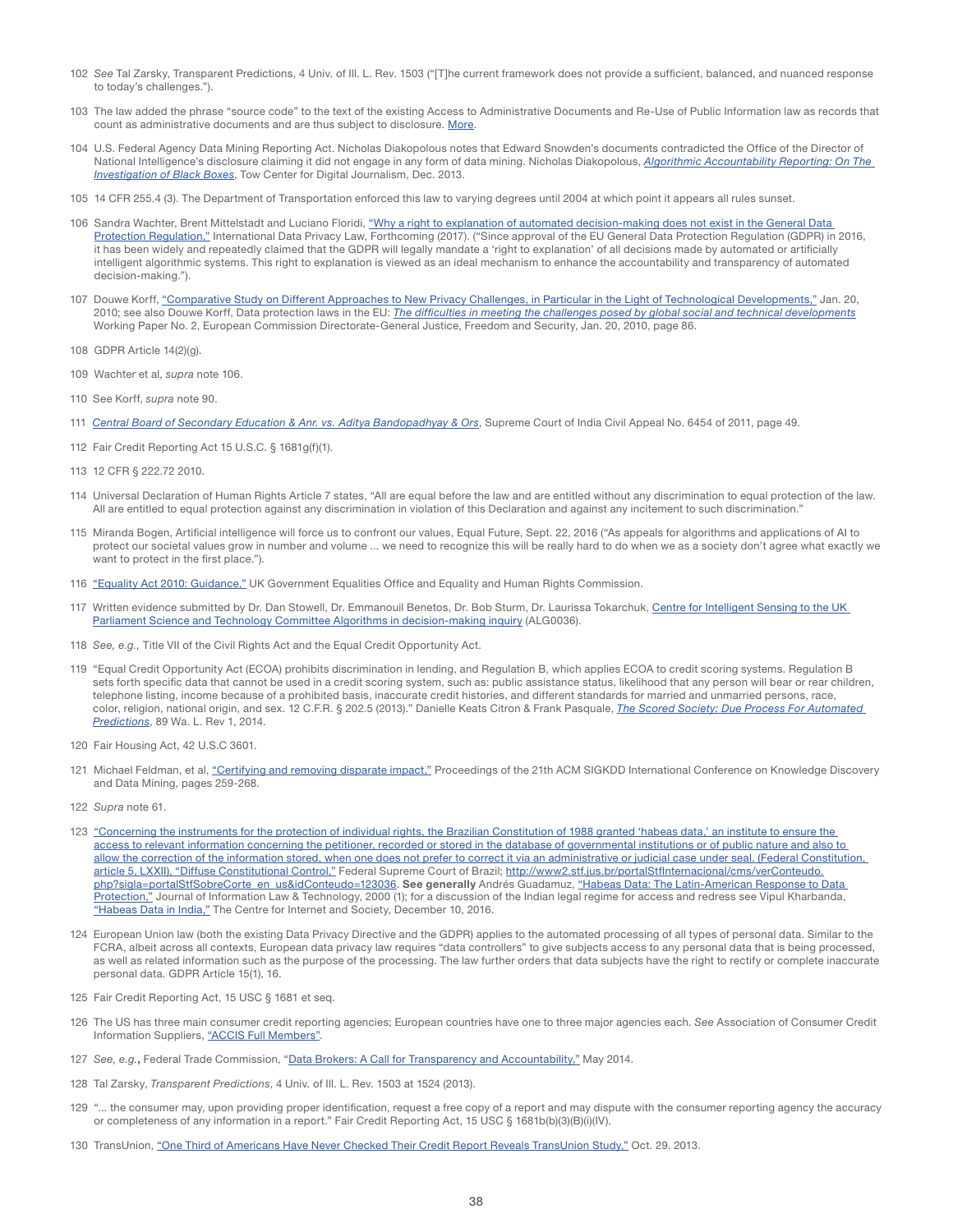102 *See* Tal Zarsky, Transparent Predictions, 4 Univ. of Ill. L. Rev. 1503 ("[T]he current framework does not provide a sufficient, balanced, and nuanced response to today's challenges.").

103 The law added the phrase "source code" to the text of the existing Access to Administrative Documents and Re-Use of Public Information law as records that count as administrative documents and are thus subject to disclosure. More.

104 U.S. Federal Agency Data Mining Reporting Act. Nicholas Diakopolous notes that Edward Snowden's documents contradicted the Office of the Director of National Intelligence's disclosure claiming it did not engage in any form of data mining. Nicholas Diakopolous, *Algorithmic Accountability Reporting: On The Investigation of Black Boxes*, Tow Center for Digital Journalism, Dec. 2013.

105 14 CFR 255.4 (3). The Department of Transportation enforced this law to varying degrees until 2004 at which point it appears all rules sunset.

106 Sandra Wachter, Brent Mittelstadt and Luciano Floridi, "Why a right to explanation of automated decision-making does not exist in the General Data Protection Regulation," International Data Privacy Law, Forthcoming (2017). ("Since approval of the EU General Data Protection Regulation (GDPR) in 2016, it has been widely and repeatedly claimed that the GDPR will legally mandate a 'right to explanation' of all decisions made by automated or artificially intelligent algorithmic systems. This right to explanation is viewed as an ideal mechanism to enhance the accountability and transparency of automated decision-making.").

107 Douwe Korff, "Comparative Study on Different Approaches to New Privacy Challenges, in Particular in the Light of Technological Developments," Jan. 20, 2010; see also Douwe Korff, Data protection laws in the EU: *The difficulties in meeting the challenges posed by global social and technical developments* Working Paper No. 2, European Commission Directorate-General Justice, Freedom and Security, Jan. 20, 2010, page 86.

108 GDPR Article 14(2)(g).

109 Wachter et al, *supra* note 106.

110 See Korff, *supra* note 90.

111 *Central Board of Secondary Education & Anr. vs. Aditya Bandopadhyay & Ors*, Supreme Court of India Civil Appeal No. 6454 of 2011, page 49.

112 Fair Credit Reporting Act 15 U.S.C. § 1681g(f)(1).

113 12 CFR § 222.72 2010.

114 Universal Declaration of Human Rights Article 7 states, "All are equal before the law and are entitled without any discrimination to equal protection of the law. All are entitled to equal protection against any discrimination in violation of this Declaration and against any incitement to such discrimination."

115 Miranda Bogen, Artificial intelligence will force us to confront our values, Equal Future, Sept. 22, 2016 ("As appeals for algorithms and applications of AI to protect our societal values grow in number and volume ... we need to recognize this will be really hard to do when we as a society don't agree what exactly we want to protect in the first place.").

116 "Equality Act 2010: Guidance," UK Government Equalities Office and Equality and Human Rights Commission.

117 Written evidence submitted by Dr. Dan Stowell, Dr. Emmanouil Benetos, Dr. Bob Sturm, Dr. Laurissa Tokarchuk, Centre for Intelligent Sensing to the UK Parliament Science and Technology Committee Algorithms in decision-making inquiry (ALG0036).

118 *See, e.g.,* Title VII of the Civil Rights Act and the Equal Credit Opportunity Act.

119 "Equal Credit Opportunity Act (ECOA) prohibits discrimination in lending, and Regulation B, which applies ECOA to credit scoring systems. Regulation B sets forth specific data that cannot be used in a credit scoring system, such as: public assistance status, likelihood that any person will bear or rear children, telephone listing, income because of a prohibited basis, inaccurate credit histories, and different standards for married and unmarried persons, race, color, religion, national origin, and sex. 12 C.F.R. § 202.5 (2013)." Danielle Keats Citron & Frank Pasquale, *The Scored Society: Due Process For Automated Predictions*, 89 Wa. L. Rev 1, 2014.

120 Fair Housing Act, 42 U.S.C 3601.

121 Michael Feldman, et al, "Certifying and removing disparate impact," Proceedings of the 21th ACM SIGKDD International Conference on Knowledge Discovery and Data Mining, pages 259-268.

122 *Supra* note 61.

123 "Concerning the instruments for the protection of individual rights, the Brazilian Constitution of 1988 granted 'habeas data,' an institute to ensure the access to relevant information concerning the petitioner, recorded or stored in the database of governmental institutions or of public nature and also to allow the correction of the information stored, when one does not prefer to correct it via an administrative or judicial case under seal. (Federal Constitution, article 5, LXXII). "Diffuse Constitutional Control," Federal Supreme Court of Brazil; http://www2.stf.jus.br/portalStfInternacional/cms/verConteudo.php?sigla=portalStfSobreCorte_en_us&idConteudo=123036. **See generally** Andrés Guadamuz, "Habeas Data: The Latin-American Response to Data Protection," Journal of Information Law & Technology, 2000 (1); for a discussion of the Indian legal regime for access and redress see Vipul Kharbanda, "Habeas Data in India," The Centre for Internet and Society, December 10, 2016.

124 European Union law (both the existing Data Privacy Directive and the GDPR) applies to the automated processing of all types of personal data. Similar to the FCRA, albeit across all contexts, European data privacy law requires "data controllers" to give subjects access to any personal data that is being processed, as well as related information such as the purpose of the processing. The law further orders that data subjects have the right to rectify or complete inaccurate personal data. GDPR Article 15(1), 16.

125 Fair Credit Reporting Act, 15 USC § 1681 et seq.

126 The US has three main consumer credit reporting agencies; European countries have one to three major agencies each. *See* Association of Consumer Credit Information Suppliers, "ACCIS Full Members".

127 *See, e.g.*, Federal Trade Commission, "Data Brokers: A Call for Transparency and Accountability," May 2014.

128 Tal Zarsky, *Transparent Predictions*, 4 Univ. of Ill. L. Rev. 1503 at 1524 (2013).

129 "... the consumer may, upon providing proper identification, request a free copy of a report and may dispute with the consumer reporting agency the accuracy or completeness of any information in a report." Fair Credit Reporting Act, 15 USC § 1681b(b)(3)(B)(i)(IV).

130 TransUnion, "One Third of Americans Have Never Checked Their Credit Report Reveals TransUnion Study," Oct. 29. 2013.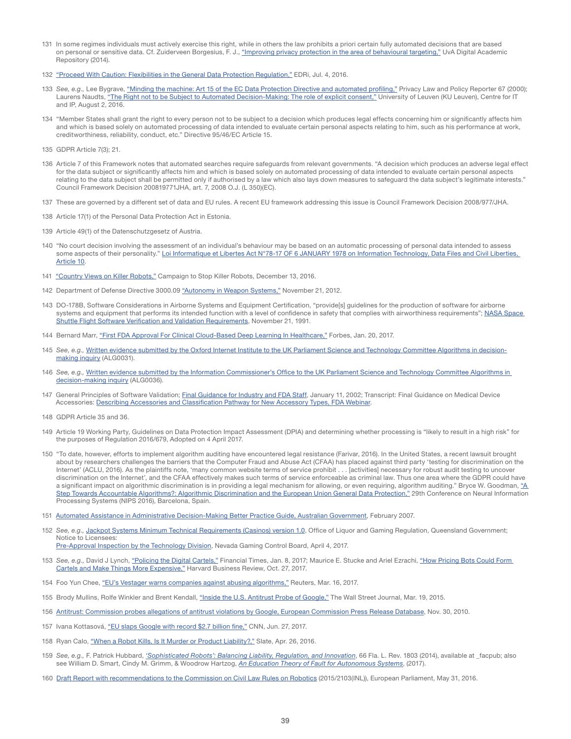131 In some regimes individuals must actively exercise this right, while in others the law prohibits a priori certain fully automated decisions that are based on personal or sensitive data. Cf. Zuiderveen Borgesius, F. J., "Improving privacy protection in the area of behavioural targeting," UvA Digital Academic Repository (2014).

132 "Proceed With Caution: Flexibilities in the General Data Protection Regulation," EDRi, Jul. 4, 2016.

133 *See, e.g.,* Lee Bygrave, "Minding the machine: Art 15 of the EC Data Protection Directive and automated profiling," Privacy Law and Policy Reporter 67 (2000); Laurens Naudts, "The Right not to be Subject to Automated Decision-Making: The role of explicit consent," University of Leuven (KU Leuven), Centre for IT and IP, August 2, 2016.

134 "Member States shall grant the right to every person not to be subject to a decision which produces legal effects concerning him or significantly affects him and which is based solely on automated processing of data intended to evaluate certain personal aspects relating to him, such as his performance at work, creditworthiness, reliability, conduct, etc." Directive 95/46/EC Article 15.

135 GDPR Article 7(3); 21.

136 Article 7 of this Framework notes that automated searches require safeguards from relevant governments. "A decision which produces an adverse legal effect for the data subject or significantly affects him and which is based solely on automated processing of data intended to evaluate certain personal aspects relating to the data subject shall be permitted only if authorised by a law which also lays down measures to safeguard the data subject's legitimate interests." Council Framework Decision 200819771JHA, art. 7, 2008 O.J. (L 350)(EC).

137 These are governed by a different set of data and EU rules. A recent EU framework addressing this issue is Council Framework Decision 2008/977/JHA.

138 Article 17(1) of the Personal Data Protection Act in Estonia.

139 Article 49(1) of the Datenschutzgesetz of Austria.

140 "No court decision involving the assessment of an individual's behaviour may be based on an automatic processing of personal data intended to assess some aspects of their personality." Loi Informatique et Libertes Act N°78-17 OF 6 JANUARY 1978 on Information Technology, Data Files and Civil Liberties, Article 10.

141 "Country Views on Killer Robots," Campaign to Stop Killer Robots, December 13, 2016.

142 Department of Defense Directive 3000.09 "Autonomy in Weapon Systems," November 21, 2012.

143 DO-178B, Software Considerations in Airborne Systems and Equipment Certification, "provide[s] guidelines for the production of software for airborne systems and equipment that performs its intended function with a level of confidence in safety that complies with airworthiness requirements"; NASA Space Shuttle Flight Software Verification and Validation Requirements, November 21, 1991.

144 Bernard Marr, "First FDA Approval For Clinical Cloud-Based Deep Learning In Healthcare," Forbes, Jan. 20, 2017.

145 *See, e.g.,* Written evidence submitted by the Oxford Internet Institute to the UK Parliament Science and Technology Committee Algorithms in decision-making inquiry (ALG0031).

146 *See, e.g.,* Written evidence submitted by the Information Commissioner's Office to the UK Parliament Science and Technology Committee Algorithms in decision-making inquiry (ALG0036).

147 General Principles of Software Validation; Final Guidance for Industry and FDA Staff, January 11, 2002; Transcript: Final Guidance on Medical Device Accessories: Describing Accessories and Classification Pathway for New Accessory Types, FDA Webinar.

148 GDPR Article 35 and 36.

149 Article 19 Working Party, Guidelines on Data Protection Impact Assessment (DPIA) and determining whether processing is "likely to result in a high risk" for the purposes of Regulation 2016/679, Adopted on 4 April 2017.

150 "To date, however, efforts to implement algorithm auditing have encountered legal resistance (Farivar, 2016). In the United States, a recent lawsuit brought about by researchers challenges the barriers that the Computer Fraud and Abuse Act (CFAA) has placed against third party 'testing for discrimination on the Internet' (ACLU, 2016). As the plaintiffs note, 'many common website terms of service prohibit . . . [activities] necessary for robust audit testing to uncover discrimination on the Internet', and the CFAA effectively makes such terms of service enforceable as criminal law. Thus one area where the GDPR could have a significant impact on algorithmic discrimination is in providing a legal mechanism for allowing, or even requiring, algorithm auditing." Bryce W. Goodman, "A Step Towards Accountable Algorithms?: Algorithmic Discrimination and the European Union General Data Protection," 29th Conference on Neural Information Processing Systems (NIPS 2016), Barcelona, Spain.

151 Automated Assistance in Administrative Decision-Making Better Practice Guide, Australian Government, February 2007.

152 *See, e.g.,* Jackpot Systems Minimum Technical Requirements (Casinos) version 1.0, Office of Liquor and Gaming Regulation, Queensland Government; Notice to Licensees:
Pre-Approval Inspection by the Technology Division, Nevada Gaming Control Board, April 4, 2017.

153 *See, e.g.,* David J Lynch, "Policing the Digital Cartels," Financial Times, Jan. 8, 2017; Maurice E. Stucke and Ariel Ezrachi, "How Pricing Bots Could Form Cartels and Make Things More Expensive," Harvard Business Review, Oct. 27, 2017.

154 Foo Yun Chee, "EU's Vestager warns companies against abusing algorithms," Reuters, Mar. 16, 2017.

155 Brody Mullins, Rolfe Winkler and Brent Kendall, "Inside the U.S. Antitrust Probe of Google," The Wall Street Journal, Mar. 19, 2015.

156 Antitrust: Commission probes allegations of antitrust violations by Google, European Commission Press Release Database, Nov. 30, 2010.

157 Ivana Kottasová, "EU slaps Google with record $2.7 billion fine," CNN, Jun. 27, 2017.

158 Ryan Calo, "When a Robot Kills, Is It Murder or Product Liability?," Slate, Apr. 26, 2016.

159 *See, e.g.,* F. Patrick Hubbard, *'Sophisticated Robots': Balancing Liability, Regulation, and Innovation*, 66 Fla. L. Rev. 1803 (2014), available at _facpub; also see William D. Smart, Cindy M. Grimm, & Woodrow Hartzog, *An Education Theory of Fault for Autonomous Systems*, (2017).

160 Draft Report with recommendations to the Commission on Civil Law Rules on Robotics (2015/2103(INL)), European Parliament, May 31, 2016.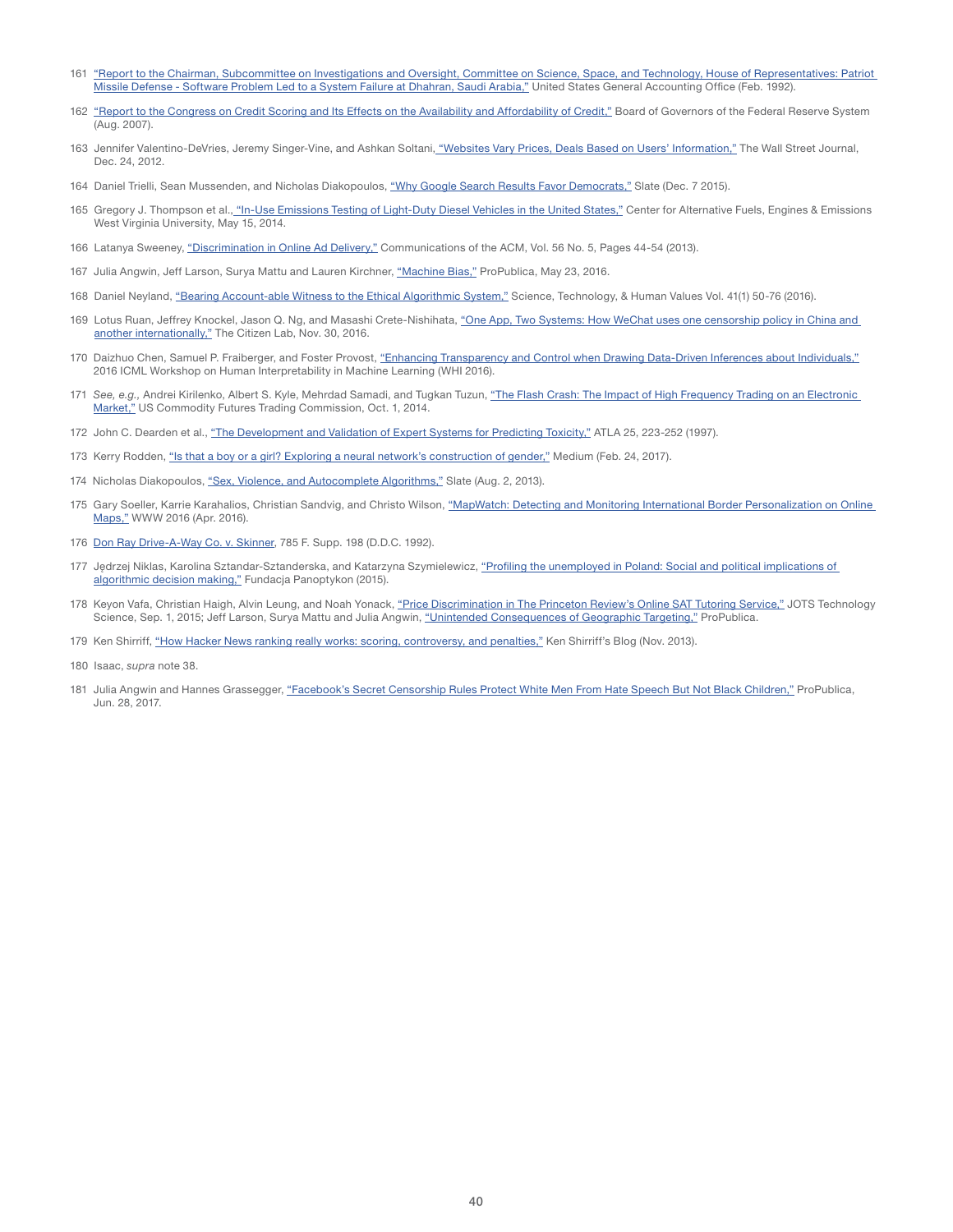161 “Report to the Chairman, Subcommittee on Investigations and Oversight, Committee on Science, Space, and Technology, House of Representatives: Patriot Missile Defense - Software Problem Led to a System Failure at Dhahran, Saudi Arabia,” United States General Accounting Office (Feb. 1992).

162 “Report to the Congress on Credit Scoring and Its Effects on the Availability and Affordability of Credit,” Board of Governors of the Federal Reserve System (Aug. 2007).

163 Jennifer Valentino-DeVries, Jeremy Singer-Vine, and Ashkan Soltani, “Websites Vary Prices, Deals Based on Users’ Information,” The Wall Street Journal, Dec. 24, 2012.

164 Daniel Trielli, Sean Mussenden, and Nicholas Diakopoulos, “Why Google Search Results Favor Democrats,” Slate (Dec. 7 2015).

165 Gregory J. Thompson et al., “In-Use Emissions Testing of Light-Duty Diesel Vehicles in the United States,” Center for Alternative Fuels, Engines & Emissions West Virginia University, May 15, 2014.

166 Latanya Sweeney, “Discrimination in Online Ad Delivery,” Communications of the ACM, Vol. 56 No. 5, Pages 44-54 (2013).

167 Julia Angwin, Jeff Larson, Surya Mattu and Lauren Kirchner, “Machine Bias,” ProPublica, May 23, 2016.

168 Daniel Neyland, “Bearing Account-able Witness to the Ethical Algorithmic System,” Science, Technology, & Human Values Vol. 41(1) 50-76 (2016).

169 Lotus Ruan, Jeffrey Knockel, Jason Q. Ng, and Masashi Crete-Nishihata, “One App, Two Systems: How WeChat uses one censorship policy in China and another internationally,” The Citizen Lab, Nov. 30, 2016.

170 Daizhuo Chen, Samuel P. Fraiberger, and Foster Provost, “Enhancing Transparency and Control when Drawing Data-Driven Inferences about Individuals,” 2016 ICML Workshop on Human Interpretability in Machine Learning (WHI 2016).

171 *See, e.g.,* Andrei Kirilenko, Albert S. Kyle, Mehrdad Samadi, and Tugkan Tuzun, “The Flash Crash: The Impact of High Frequency Trading on an Electronic Market,” US Commodity Futures Trading Commission, Oct. 1, 2014.

172 John C. Dearden et al., “The Development and Validation of Expert Systems for Predicting Toxicity,” ATLA 25, 223-252 (1997).

173 Kerry Rodden, “Is that a boy or a girl? Exploring a neural network’s construction of gender,” Medium (Feb. 24, 2017).

174 Nicholas Diakopoulos, “Sex, Violence, and Autocomplete Algorithms,” Slate (Aug. 2, 2013).

175 Gary Soeller, Karrie Karahalios, Christian Sandvig, and Christo Wilson, “MapWatch: Detecting and Monitoring International Border Personalization on Online Maps,” WWW 2016 (Apr. 2016).

176 Don Ray Drive-A-Way Co. v. Skinner, 785 F. Supp. 198 (D.D.C. 1992).

177 Jędrzej Niklas, Karolina Sztandar-Sztanderska, and Katarzyna Szymielewicz, “Profiling the unemployed in Poland: Social and political implications of algorithmic decision making,” Fundacja Panoptykon (2015).

178 Keyon Vafa, Christian Haigh, Alvin Leung, and Noah Yonack, “Price Discrimination in The Princeton Review’s Online SAT Tutoring Service,” JOTS Technology Science, Sep. 1, 2015; Jeff Larson, Surya Mattu and Julia Angwin, “Unintended Consequences of Geographic Targeting,” ProPublica.

179 Ken Shirriff, “How Hacker News ranking really works: scoring, controversy, and penalties,” Ken Shirriff’s Blog (Nov. 2013).

180 Isaac, *supra* note 38.

181 Julia Angwin and Hannes Grassegger, “Facebook’s Secret Censorship Rules Protect White Men From Hate Speech But Not Black Children,” ProPublica, Jun. 28, 2017.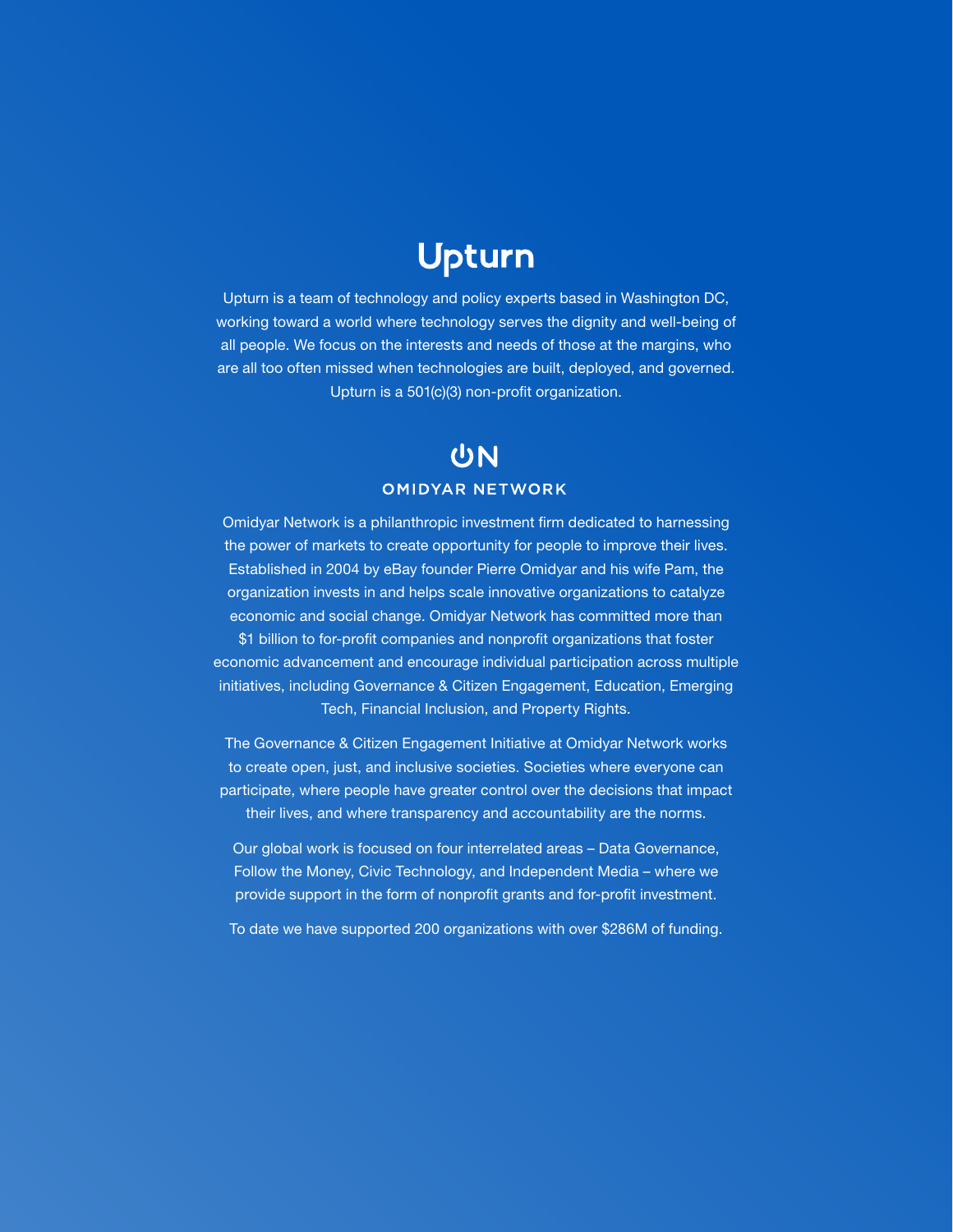# Upturn

Upturn is a team of technology and policy experts based in Washington DC, working toward a world where technology serves the dignity and well-being of all people. We focus on the interests and needs of those at the margins, who are all too often missed when technologies are built, deployed, and governed. Upturn is a 501(c)(3) non-profit organization.

# ON

## OMIDYAR NETWORK

Omidyar Network is a philanthropic investment firm dedicated to harnessing the power of markets to create opportunity for people to improve their lives. Established in 2004 by eBay founder Pierre Omidyar and his wife Pam, the organization invests in and helps scale innovative organizations to catalyze economic and social change. Omidyar Network has committed more than $1 billion to for-profit companies and nonprofit organizations that foster economic advancement and encourage individual participation across multiple initiatives, including Governance & Citizen Engagement, Education, Emerging Tech, Financial Inclusion, and Property Rights.

The Governance & Citizen Engagement Initiative at Omidyar Network works to create open, just, and inclusive societies. Societies where everyone can participate, where people have greater control over the decisions that impact their lives, and where transparency and accountability are the norms.

Our global work is focused on four interrelated areas – Data Governance, Follow the Money, Civic Technology, and Independent Media – where we provide support in the form of nonprofit grants and for-profit investment.

To date we have supported 200 organizations with over $286M of funding.